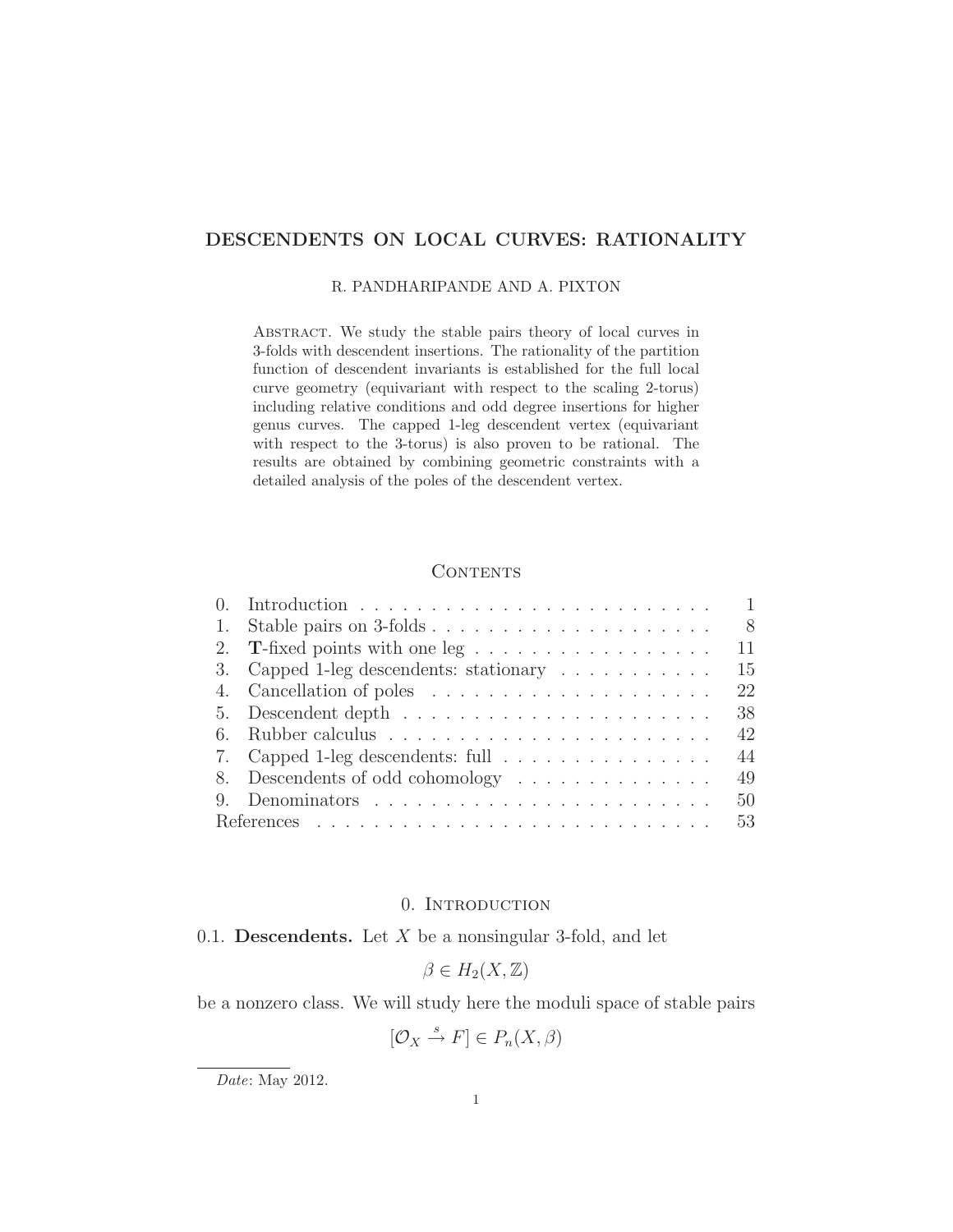# DESCENDENTS ON LOCAL CURVES: RATIONALITY

R. PANDHARIPANDE AND A. PIXTON

ABSTRACT. We study the stable pairs theory of local curves in 3-folds with descendent insertions. The rationality of the partition function of descendent invariants is established for the full local curve geometry (equivariant with respect to the scaling 2-torus) including relative conditions and odd degree insertions for higher genus curves. The capped 1-leg descendent vertex (equivariant with respect to the 3-torus) is also proven to be rational. The results are obtained by combining geometric constraints with a detailed analysis of the poles of the descendent vertex.

## CONTENTS

| | | |
|---|---|---|
| 0. | Introduction | 1 |
| 1. | Stable pairs on 3-folds | 8 |
| 2. | **T**-fixed points with one leg | 11 |
| 3. | Capped 1-leg descendents: stationary | 15 |
| 4. | Cancellation of poles | 22 |
| 5. | Descendent depth | 38 |
| 6. | Rubber calculus | 42 |
| 7. | Capped 1-leg descendents: full | 44 |
| 8. | Descendents of odd cohomology | 49 |
| 9. | Denominators | 50 |
| | References | 53 |

## 0. INTRODUCTION

0.1. **Descendents.** Let $X$ be a nonsingular 3-fold, and let

$$\beta \in H_2(X, \mathbb{Z})$$

be a nonzero class. We will study here the moduli space of stable pairs

$$[\mathcal{O}_X \stackrel{s}{\to} F] \in P_n(X, \beta)$$

*Date*: May 2012.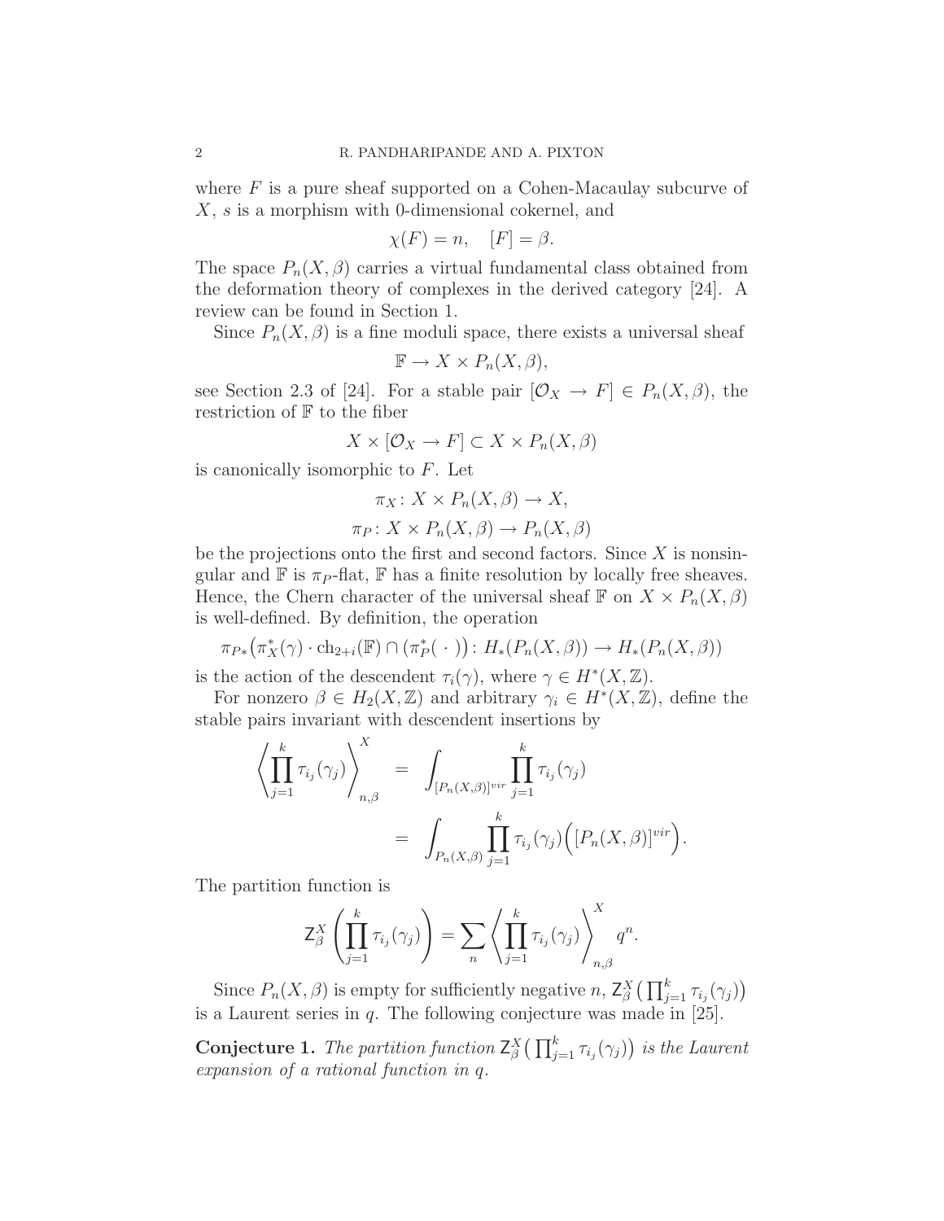where $F$ is a pure sheaf supported on a Cohen-Macaulay subcurve of $X$, $s$ is a morphism with 0-dimensional cokernel, and

$$\chi(F) = n, \quad [F] = \beta.$$

The space $P_n(X, \beta)$ carries a virtual fundamental class obtained from the deformation theory of complexes in the derived category [24]. A review can be found in Section 1.

Since $P_n(X, \beta)$ is a fine moduli space, there exists a universal sheaf

$$\mathbb{F} \to X \times P_n(X, \beta),$$

see Section 2.3 of [24]. For a stable pair $[\mathcal{O}_X \to F] \in P_n(X, \beta)$, the restriction of $\mathbb{F}$ to the fiber

$$X \times [\mathcal{O}_X \to F] \subset X \times P_n(X, \beta)$$

is canonically isomorphic to $F$. Let

$$\pi_X \colon X \times P_n(X, \beta) \to X,$$
$$\pi_P \colon X \times P_n(X, \beta) \to P_n(X, \beta)$$

be the projections onto the first and second factors. Since $X$ is nonsingular and $\mathbb{F}$ is $\pi_P$-flat, $\mathbb{F}$ has a finite resolution by locally free sheaves. Hence, the Chern character of the universal sheaf $\mathbb{F}$ on $X \times P_n(X, \beta)$ is well-defined. By definition, the operation

$$\pi_{P*}\big(\pi_X^*(\gamma) \cdot \mathrm{ch}_{2+i}(\mathbb{F}) \cap (\pi_P^*(\ \cdot\ )\big) \colon H_*(P_n(X, \beta)) \to H_*(P_n(X, \beta))$$

is the action of the descendent $\tau_i(\gamma)$, where $\gamma \in H^*(X, \mathbb{Z})$.

For nonzero $\beta \in H_2(X, \mathbb{Z})$ and arbitrary $\gamma_i \in H^*(X, \mathbb{Z})$, define the stable pairs invariant with descendent insertions by

$$\begin{aligned}
\left\langle \prod_{j=1}^{k} \tau_{i_j}(\gamma_j) \right\rangle_{n,\beta}^{X} &= \int_{[P_n(X,\beta)]^{vir}} \prod_{j=1}^{k} \tau_{i_j}(\gamma_j) \\
&= \int_{P_n(X,\beta)} \prod_{j=1}^{k} \tau_{i_j}(\gamma_j) \Big( [P_n(X, \beta)]^{vir} \Big).
\end{aligned}$$

The partition function is

$$\mathsf{Z}_\beta^X \left( \prod_{j=1}^{k} \tau_{i_j}(\gamma_j) \right) = \sum_n \left\langle \prod_{j=1}^{k} \tau_{i_j}(\gamma_j) \right\rangle_{n,\beta}^{X} q^n.$$

Since $P_n(X, \beta)$ is empty for sufficiently negative $n$, $\mathsf{Z}_\beta^X\big(\prod_{j=1}^k \tau_{i_j}(\gamma_j)\big)$ is a Laurent series in $q$. The following conjecture was made in [25].

**Conjecture 1.** *The partition function* $\mathsf{Z}_\beta^X\big(\prod_{j=1}^k \tau_{i_j}(\gamma_j)\big)$ *is the Laurent expansion of a rational function in* $q$.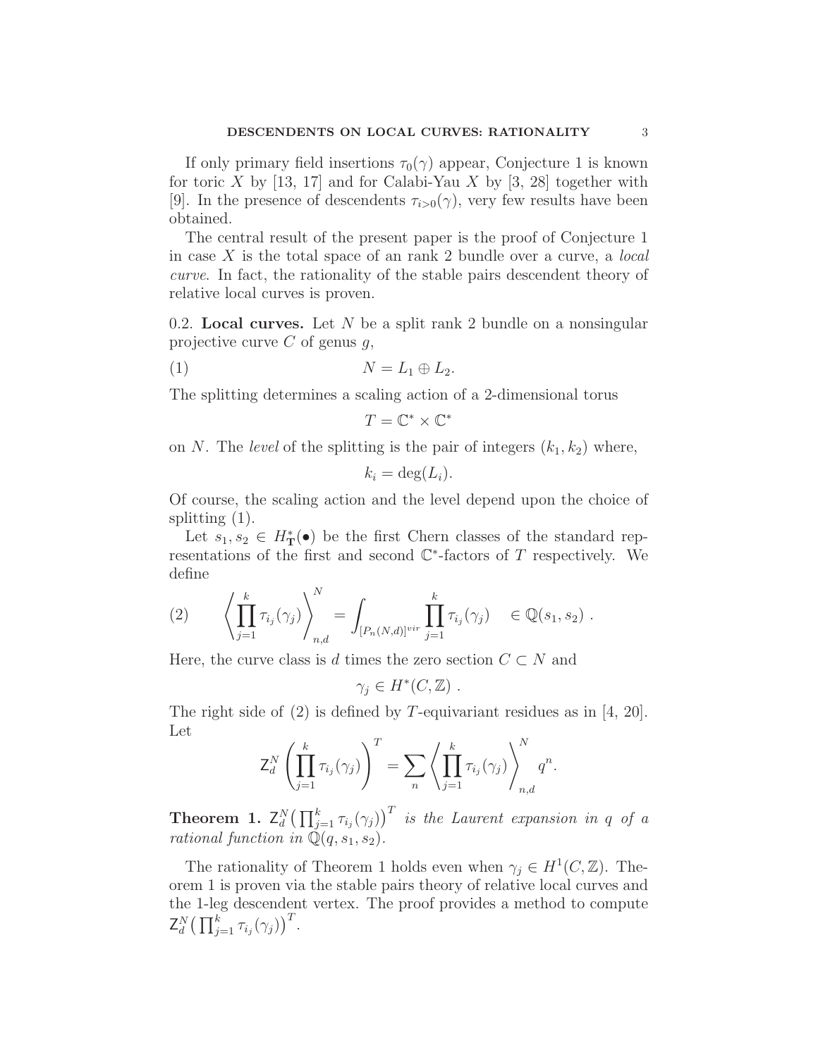If only primary field insertions $\tau_0(\gamma)$ appear, Conjecture 1 is known for toric $X$ by [13, 17] and for Calabi-Yau $X$ by [3, 28] together with [9]. In the presence of descendents $\tau_{i>0}(\gamma)$, very few results have been obtained.

The central result of the present paper is the proof of Conjecture 1 in case $X$ is the total space of an rank 2 bundle over a curve, a *local curve*. In fact, the rationality of the stable pairs descendent theory of relative local curves is proven.

0.2. **Local curves.** Let $N$ be a split rank 2 bundle on a nonsingular projective curve $C$ of genus $g$,

$$N = L_1 \oplus L_2. \tag{1}$$

The splitting determines a scaling action of a 2-dimensional torus

$$T = \mathbb{C}^* \times \mathbb{C}^*$$

on $N$. The *level* of the splitting is the pair of integers $(k_1, k_2)$ where,

$$k_i = \deg(L_i).$$

Of course, the scaling action and the level depend upon the choice of splitting (1).

Let $s_1, s_2 \in H^*_{\mathbf{T}}(\bullet)$ be the first Chern classes of the standard representations of the first and second $\mathbb{C}^*$-factors of $T$ respectively. We define

$$\left\langle \prod_{j=1}^{k} \tau_{i_j}(\gamma_j) \right\rangle^N_{n,d} = \int_{[P_n(N,d)]^{vir}} \prod_{j=1}^{k} \tau_{i_j}(\gamma_j) \quad \in \mathbb{Q}(s_1, s_2)\ . \tag{2}$$

Here, the curve class is $d$ times the zero section $C \subset N$ and

$$\gamma_j \in H^*(C, \mathbb{Z})\ .$$

The right side of (2) is defined by $T$-equivariant residues as in [4, 20]. Let

$$\mathsf{Z}^N_d \left( \prod_{j=1}^{k} \tau_{i_j}(\gamma_j) \right)^T = \sum_n \left\langle \prod_{j=1}^{k} \tau_{i_j}(\gamma_j) \right\rangle^N_{n,d} q^n.$$

**Theorem 1.** *$\mathsf{Z}^N_d \big( \prod_{j=1}^{k} \tau_{i_j}(\gamma_j) \big)^T$ is the Laurent expansion in $q$ of a rational function in $\mathbb{Q}(q, s_1, s_2)$.*

The rationality of Theorem 1 holds even when $\gamma_j \in H^1(C, \mathbb{Z})$. Theorem 1 is proven via the stable pairs theory of relative local curves and the 1-leg descendent vertex. The proof provides a method to compute $\mathsf{Z}^N_d \big( \prod_{j=1}^{k} \tau_{i_j}(\gamma_j) \big)^T$.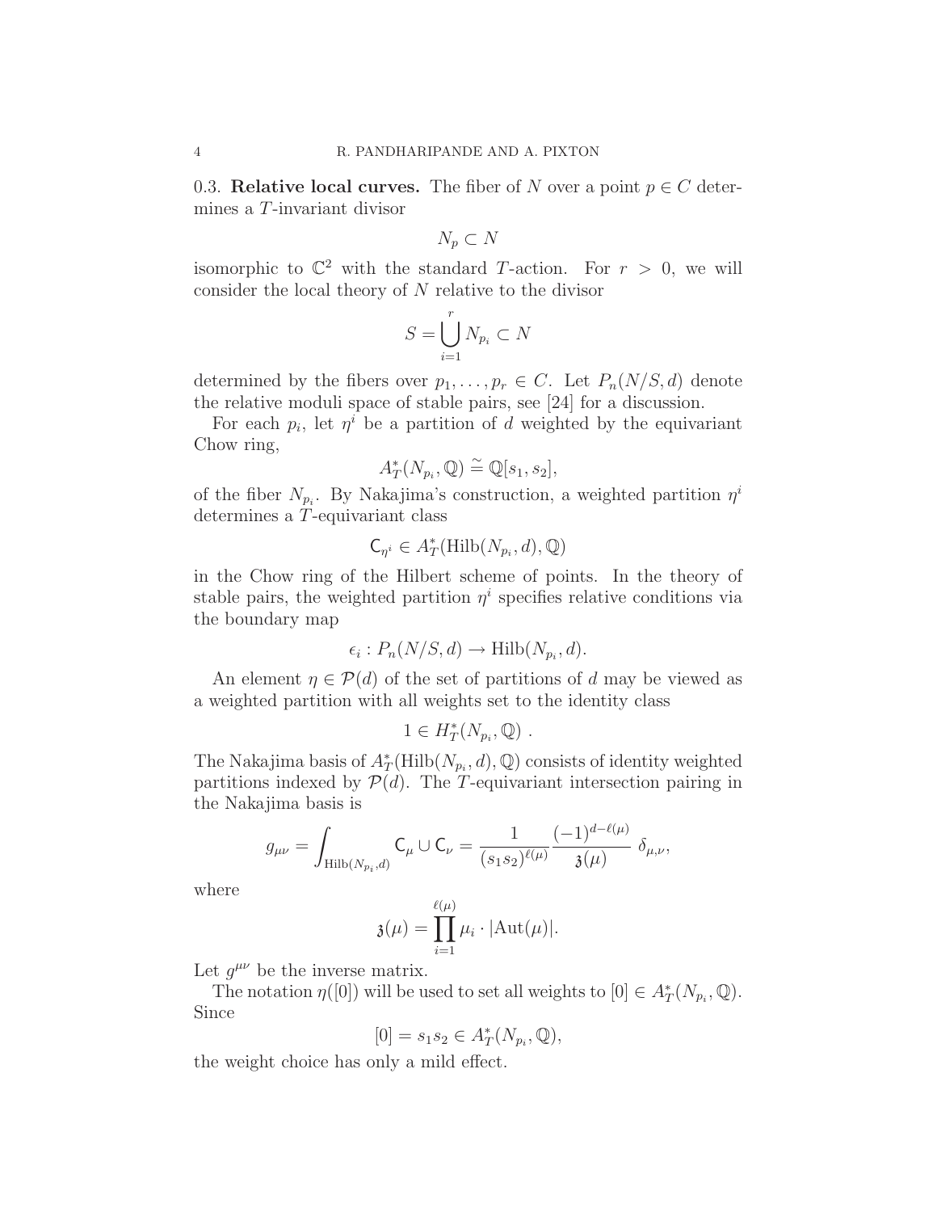0.3. **Relative local curves.** The fiber of $N$ over a point $p \in C$ determines a $T$-invariant divisor

$$N_p \subset N$$

isomorphic to $\mathbb{C}^2$ with the standard $T$-action. For $r > 0$, we will consider the local theory of $N$ relative to the divisor

$$S = \bigcup_{i=1}^{r} N_{p_i} \subset N$$

determined by the fibers over $p_1, \ldots, p_r \in C$. Let $P_n(N/S, d)$ denote the relative moduli space of stable pairs, see [24] for a discussion.

For each $p_i$, let $\eta^i$ be a partition of $d$ weighted by the equivariant Chow ring,

$$A_T^*(N_{p_i}, \mathbb{Q}) \stackrel{\sim}{=} \mathbb{Q}[s_1, s_2],$$

of the fiber $N_{p_i}$. By Nakajima's construction, a weighted partition $\eta^i$ determines a $T$-equivariant class

$$\mathsf{C}_{\eta^i} \in A_T^*(\mathrm{Hilb}(N_{p_i}, d), \mathbb{Q})$$

in the Chow ring of the Hilbert scheme of points. In the theory of stable pairs, the weighted partition $\eta^i$ specifies relative conditions via the boundary map

$$\epsilon_i : P_n(N/S, d) \to \mathrm{Hilb}(N_{p_i}, d).$$

An element $\eta \in \mathcal{P}(d)$ of the set of partitions of $d$ may be viewed as a weighted partition with all weights set to the identity class

$$1 \in H_T^*(N_{p_i}, \mathbb{Q}) \ .$$

The Nakajima basis of $A_T^*(\mathrm{Hilb}(N_{p_i}, d), \mathbb{Q})$ consists of identity weighted partitions indexed by $\mathcal{P}(d)$. The $T$-equivariant intersection pairing in the Nakajima basis is

$$g_{\mu\nu} = \int_{\mathrm{Hilb}(N_{p_i}, d)} \mathsf{C}_\mu \cup \mathsf{C}_\nu = \frac{1}{(s_1 s_2)^{\ell(\mu)}} \frac{(-1)^{d-\ell(\mu)}}{\mathfrak{z}(\mu)} \ \delta_{\mu,\nu},$$

where

$$\mathfrak{z}(\mu) = \prod_{i=1}^{\ell(\mu)} \mu_i \cdot |\mathrm{Aut}(\mu)|.$$

Let $g^{\mu\nu}$ be the inverse matrix.

The notation $\eta([0])$ will be used to set all weights to $[0] \in A_T^*(N_{p_i}, \mathbb{Q})$. Since

$$[0] = s_1 s_2 \in A_T^*(N_{p_i}, \mathbb{Q}),$$

the weight choice has only a mild effect.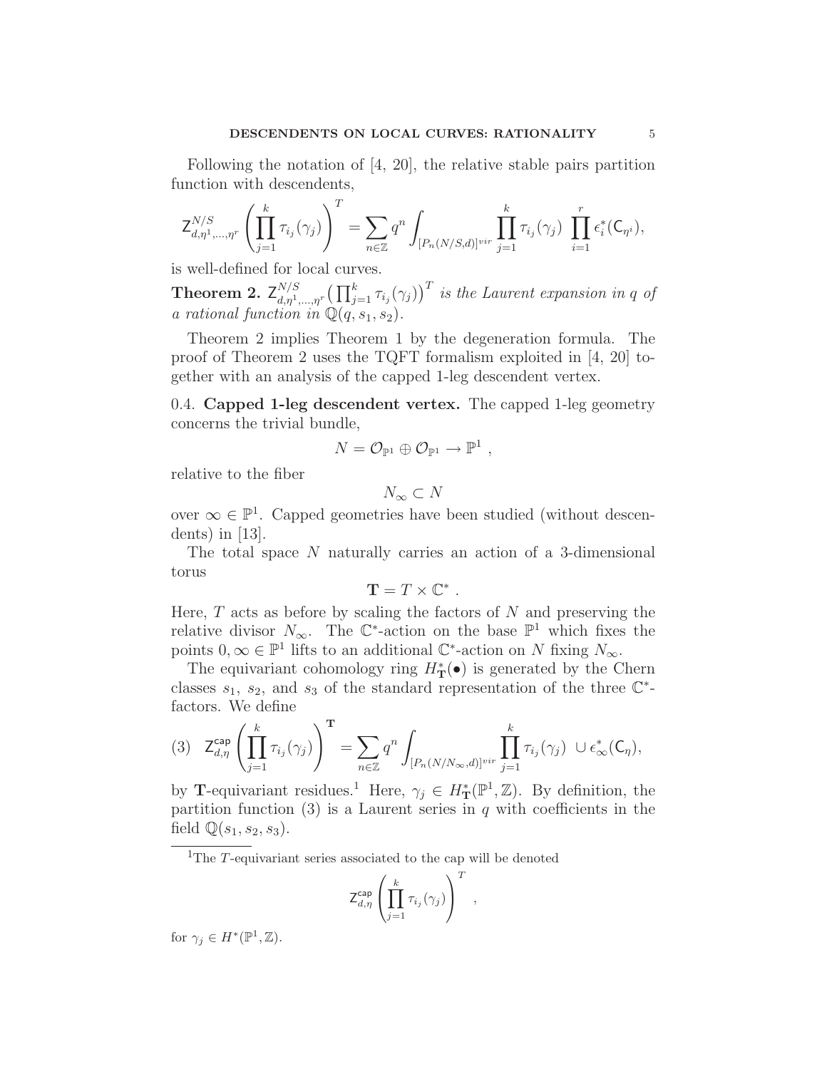Following the notation of [4, 20], the relative stable pairs partition function with descendents,

$$\mathsf{Z}^{N/S}_{d,\eta^1,\ldots,\eta^r}\left(\prod_{j=1}^{k}\tau_{i_j}(\gamma_j)\right)^T = \sum_{n\in\mathbb{Z}} q^n \int_{[P_n(N/S,d)]^{vir}} \prod_{j=1}^{k}\tau_{i_j}(\gamma_j)\ \prod_{i=1}^{r}\epsilon_i^*(\mathsf{C}_{\eta^i}),$$

is well-defined for local curves.

**Theorem 2.** $\mathsf{Z}^{N/S}_{d,\eta^1,\ldots,\eta^r}\big(\prod_{j=1}^{k}\tau_{i_j}(\gamma_j)\big)^T$ *is the Laurent expansion in $q$ of a rational function in $\mathbb{Q}(q,s_1,s_2)$.*

Theorem 2 implies Theorem 1 by the degeneration formula. The proof of Theorem 2 uses the TQFT formalism exploited in [4, 20] together with an analysis of the capped 1-leg descendent vertex.

0.4. **Capped 1-leg descendent vertex.** The capped 1-leg geometry concerns the trivial bundle,

$$N = \mathcal{O}_{\mathbb{P}^1} \oplus \mathcal{O}_{\mathbb{P}^1} \to \mathbb{P}^1\ ,$$

relative to the fiber

$$N_\infty \subset N$$

over $\infty \in \mathbb{P}^1$. Capped geometries have been studied (without descendents) in [13].

The total space $N$ naturally carries an action of a 3-dimensional torus

$$\mathbf{T} = T \times \mathbb{C}^*\ .$$

Here, $T$ acts as before by scaling the factors of $N$ and preserving the relative divisor $N_\infty$. The $\mathbb{C}^*$-action on the base $\mathbb{P}^1$ which fixes the points $0,\infty \in \mathbb{P}^1$ lifts to an additional $\mathbb{C}^*$-action on $N$ fixing $N_\infty$.

The equivariant cohomology ring $H^*_{\mathbf{T}}(\bullet)$ is generated by the Chern classes $s_1$, $s_2$, and $s_3$ of the standard representation of the three $\mathbb{C}^*$-factors. We define

$$\mathsf{Z}^{\mathsf{cap}}_{d,\eta}\left(\prod_{j=1}^{k}\tau_{i_j}(\gamma_j)\right)^{\mathbf{T}} = \sum_{n\in\mathbb{Z}} q^n \int_{[P_n(N/N_\infty,d)]^{vir}} \prod_{j=1}^{k}\tau_{i_j}(\gamma_j)\ \cup \epsilon_\infty^*(\mathsf{C}_\eta), \tag{3}$$

by $\mathbf{T}$-equivariant residues.[1] Here, $\gamma_j \in H^*_{\mathbf{T}}(\mathbb{P}^1,\mathbb{Z})$. By definition, the partition function (3) is a Laurent series in $q$ with coefficients in the field $\mathbb{Q}(s_1,s_2,s_3)$.

---

[1] The $T$-equivariant series associated to the cap will be denoted

$$\mathsf{Z}^{\mathsf{cap}}_{d,\eta}\left(\prod_{j=1}^{k}\tau_{i_j}(\gamma_j)\right)^{T}\ ,$$

for $\gamma_j \in H^*(\mathbb{P}^1,\mathbb{Z})$.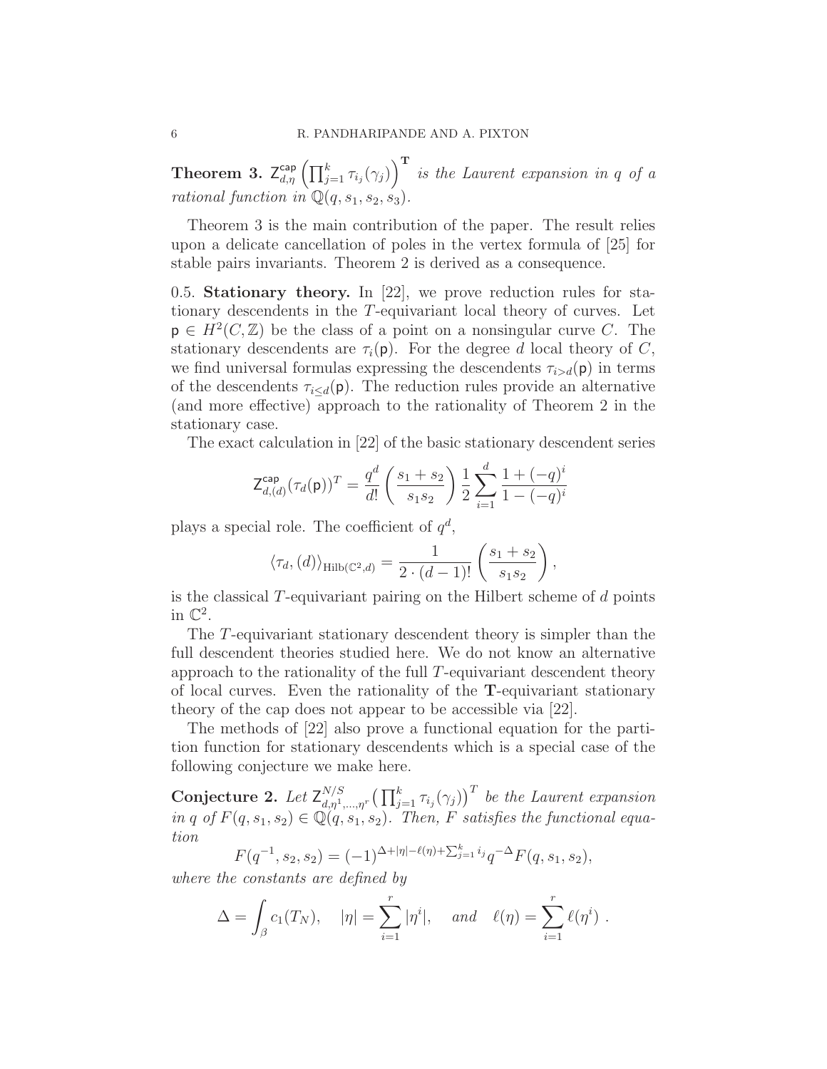**Theorem 3.** $\mathsf{Z}^{\mathsf{cap}}_{d,\eta}\left(\prod_{j=1}^{k}\tau_{i_j}(\gamma_j)\right)^{\mathbf{T}}$ *is the Laurent expansion in $q$ of a rational function in $\mathbb{Q}(q,s_1,s_2,s_3)$.*

Theorem 3 is the main contribution of the paper. The result relies upon a delicate cancellation of poles in the vertex formula of [25] for stable pairs invariants. Theorem 2 is derived as a consequence.

0.5. **Stationary theory.** In [22], we prove reduction rules for stationary descendents in the $T$-equivariant local theory of curves. Let $\mathsf{p} \in H^2(C,\mathbb{Z})$ be the class of a point on a nonsingular curve $C$. The stationary descendents are $\tau_i(\mathsf{p})$. For the degree $d$ local theory of $C$, we find universal formulas expressing the descendents $\tau_{i>d}(\mathsf{p})$ in terms of the descendents $\tau_{i\leq d}(\mathsf{p})$. The reduction rules provide an alternative (and more effective) approach to the rationality of Theorem 2 in the stationary case.

The exact calculation in [22] of the basic stationary descendent series

$$\mathsf{Z}^{\mathsf{cap}}_{d,(d)}(\tau_d(\mathsf{p}))^T = \frac{q^d}{d!}\left(\frac{s_1+s_2}{s_1s_2}\right)\frac{1}{2}\sum_{i=1}^{d}\frac{1+(-q)^i}{1-(-q)^i}$$

plays a special role. The coefficient of $q^d$,

$$\langle \tau_d,(d)\rangle_{\mathrm{Hilb}(\mathbb{C}^2,d)} = \frac{1}{2\cdot(d-1)!}\left(\frac{s_1+s_2}{s_1s_2}\right),$$

is the classical $T$-equivariant pairing on the Hilbert scheme of $d$ points in $\mathbb{C}^2$.

The $T$-equivariant stationary descendent theory is simpler than the full descendent theories studied here. We do not know an alternative approach to the rationality of the full $T$-equivariant descendent theory of local curves. Even the rationality of the $\mathbf{T}$-equivariant stationary theory of the cap does not appear to be accessible via [22].

The methods of [22] also prove a functional equation for the partition function for stationary descendents which is a special case of the following conjecture we make here.

**Conjecture 2.** *Let $\mathsf{Z}^{N/S}_{d,\eta^1,\ldots,\eta^r}\big(\prod_{j=1}^{k}\tau_{i_j}(\gamma_j)\big)^T$ be the Laurent expansion in $q$ of $F(q,s_1,s_2)\in\mathbb{Q}(q,s_1,s_2)$. Then, $F$ satisfies the functional equation*

$$F(q^{-1},s_2,s_2) = (-1)^{\Delta+|\eta|-\ell(\eta)+\sum_{j=1}^{k}i_j}q^{-\Delta}F(q,s_1,s_2),$$

*where the constants are defined by*

$$\Delta = \int_\beta c_1(T_N), \quad |\eta| = \sum_{i=1}^{r}|\eta^i|, \quad \textit{and} \quad \ell(\eta) = \sum_{i=1}^{r}\ell(\eta^i)\ .$$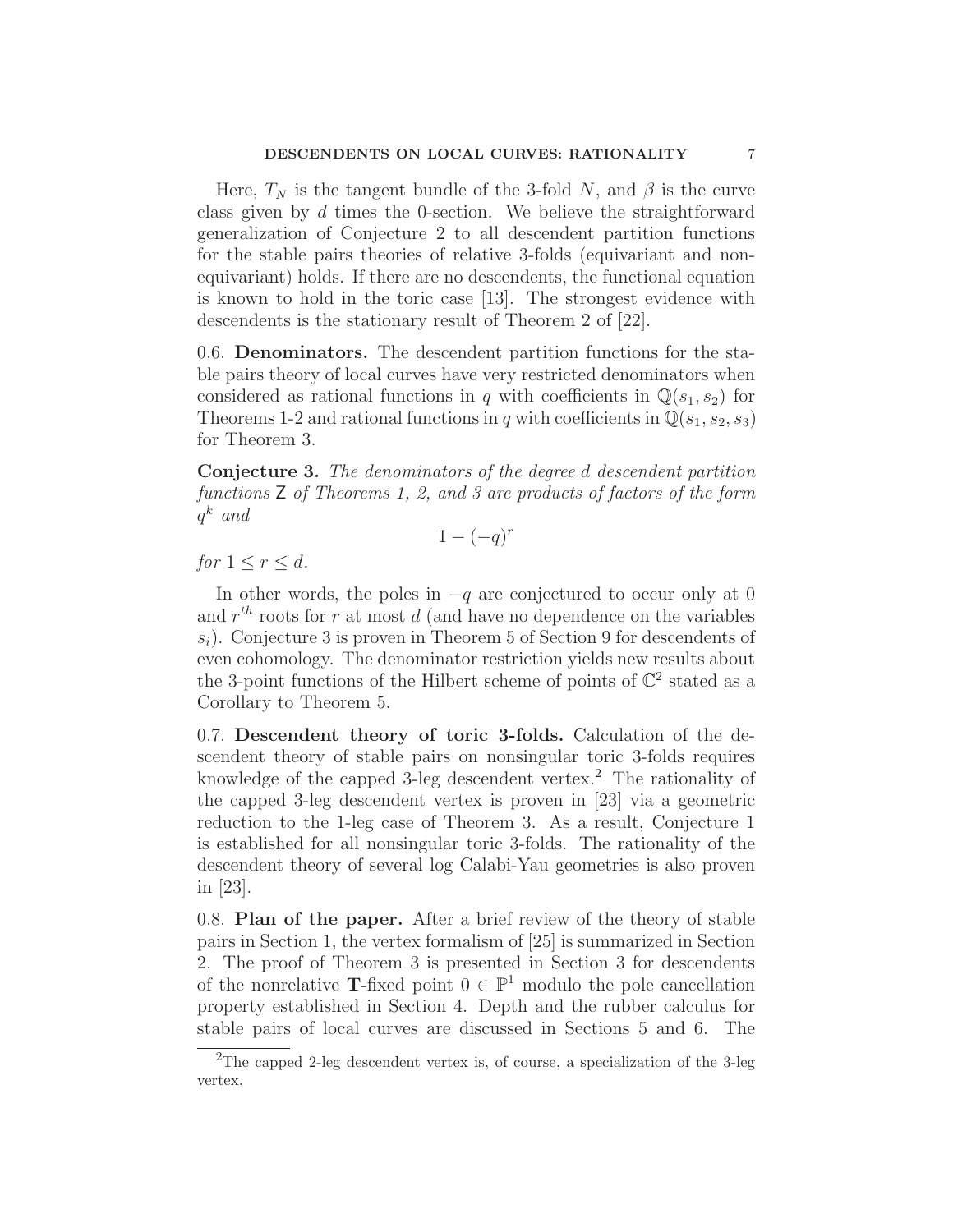Here, $T_N$ is the tangent bundle of the 3-fold $N$, and $\beta$ is the curve class given by $d$ times the 0-section. We believe the straightforward generalization of Conjecture 2 to all descendent partition functions for the stable pairs theories of relative 3-folds (equivariant and non-equivariant) holds. If there are no descendents, the functional equation is known to hold in the toric case [13]. The strongest evidence with descendents is the stationary result of Theorem 2 of [22].

0.6. **Denominators.** The descendent partition functions for the stable pairs theory of local curves have very restricted denominators when considered as rational functions in $q$ with coefficients in $\mathbb{Q}(s_1, s_2)$ for Theorems 1-2 and rational functions in $q$ with coefficients in $\mathbb{Q}(s_1, s_2, s_3)$ for Theorem 3.

**Conjecture 3.** *The denominators of the degree $d$ descendent partition functions $\mathsf{Z}$ of Theorems 1, 2, and 3 are products of factors of the form $q^k$ and*

$$1 - (-q)^r$$

*for $1 \leq r \leq d$.*

In other words, the poles in $-q$ are conjectured to occur only at 0 and $r^{th}$ roots for $r$ at most $d$ (and have no dependence on the variables $s_i$). Conjecture 3 is proven in Theorem 5 of Section 9 for descendents of even cohomology. The denominator restriction yields new results about the 3-point functions of the Hilbert scheme of points of $\mathbb{C}^2$ stated as a Corollary to Theorem 5.

0.7. **Descendent theory of toric 3-folds.** Calculation of the descendent theory of stable pairs on nonsingular toric 3-folds requires knowledge of the capped 3-leg descendent vertex.[2] The rationality of the capped 3-leg descendent vertex is proven in [23] via a geometric reduction to the 1-leg case of Theorem 3. As a result, Conjecture 1 is established for all nonsingular toric 3-folds. The rationality of the descendent theory of several log Calabi-Yau geometries is also proven in [23].

0.8. **Plan of the paper.** After a brief review of the theory of stable pairs in Section 1, the vertex formalism of [25] is summarized in Section 2. The proof of Theorem 3 is presented in Section 3 for descendents of the nonrelative $\mathbf{T}$-fixed point $0 \in \mathbb{P}^1$ modulo the pole cancellation property established in Section 4. Depth and the rubber calculus for stable pairs of local curves are discussed in Sections 5 and 6. The

[2] The capped 2-leg descendent vertex is, of course, a specialization of the 3-leg vertex.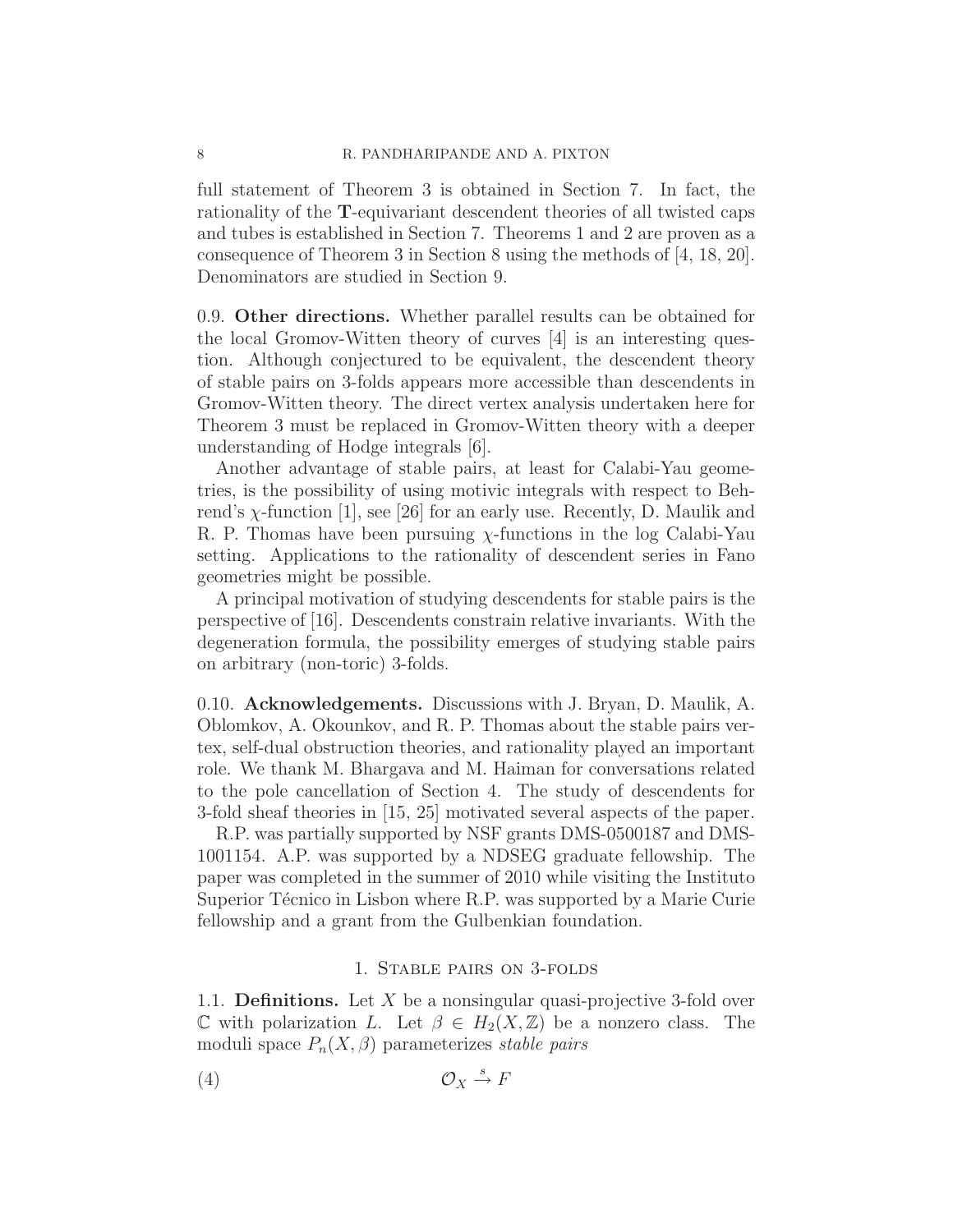full statement of Theorem 3 is obtained in Section 7. In fact, the rationality of the $\mathbf{T}$-equivariant descendent theories of all twisted caps and tubes is established in Section 7. Theorems 1 and 2 are proven as a consequence of Theorem 3 in Section 8 using the methods of [4, 18, 20]. Denominators are studied in Section 9.

0.9. **Other directions.** Whether parallel results can be obtained for the local Gromov-Witten theory of curves [4] is an interesting question. Although conjectured to be equivalent, the descendent theory of stable pairs on 3-folds appears more accessible than descendents in Gromov-Witten theory. The direct vertex analysis undertaken here for Theorem 3 must be replaced in Gromov-Witten theory with a deeper understanding of Hodge integrals [6].

Another advantage of stable pairs, at least for Calabi-Yau geometries, is the possibility of using motivic integrals with respect to Behrend's $\chi$-function [1], see [26] for an early use. Recently, D. Maulik and R. P. Thomas have been pursuing $\chi$-functions in the log Calabi-Yau setting. Applications to the rationality of descendent series in Fano geometries might be possible.

A principal motivation of studying descendents for stable pairs is the perspective of [16]. Descendents constrain relative invariants. With the degeneration formula, the possibility emerges of studying stable pairs on arbitrary (non-toric) 3-folds.

0.10. **Acknowledgements.** Discussions with J. Bryan, D. Maulik, A. Oblomkov, A. Okounkov, and R. P. Thomas about the stable pairs vertex, self-dual obstruction theories, and rationality played an important role. We thank M. Bhargava and M. Haiman for conversations related to the pole cancellation of Section 4. The study of descendents for 3-fold sheaf theories in [15, 25] motivated several aspects of the paper.

R.P. was partially supported by NSF grants DMS-0500187 and DMS-1001154. A.P. was supported by a NDSEG graduate fellowship. The paper was completed in the summer of 2010 while visiting the Instituto Superior Técnico in Lisbon where R.P. was supported by a Marie Curie fellowship and a grant from the Gulbenkian foundation.

## 1. Stable pairs on 3-folds

1.1. **Definitions.** Let $X$ be a nonsingular quasi-projective 3-fold over $\mathbb{C}$ with polarization $L$. Let $\beta \in H_2(X, \mathbb{Z})$ be a nonzero class. The moduli space $P_n(X, \beta)$ parameterizes *stable pairs*

$$\mathcal{O}_X \xrightarrow{s} F \tag{4}$$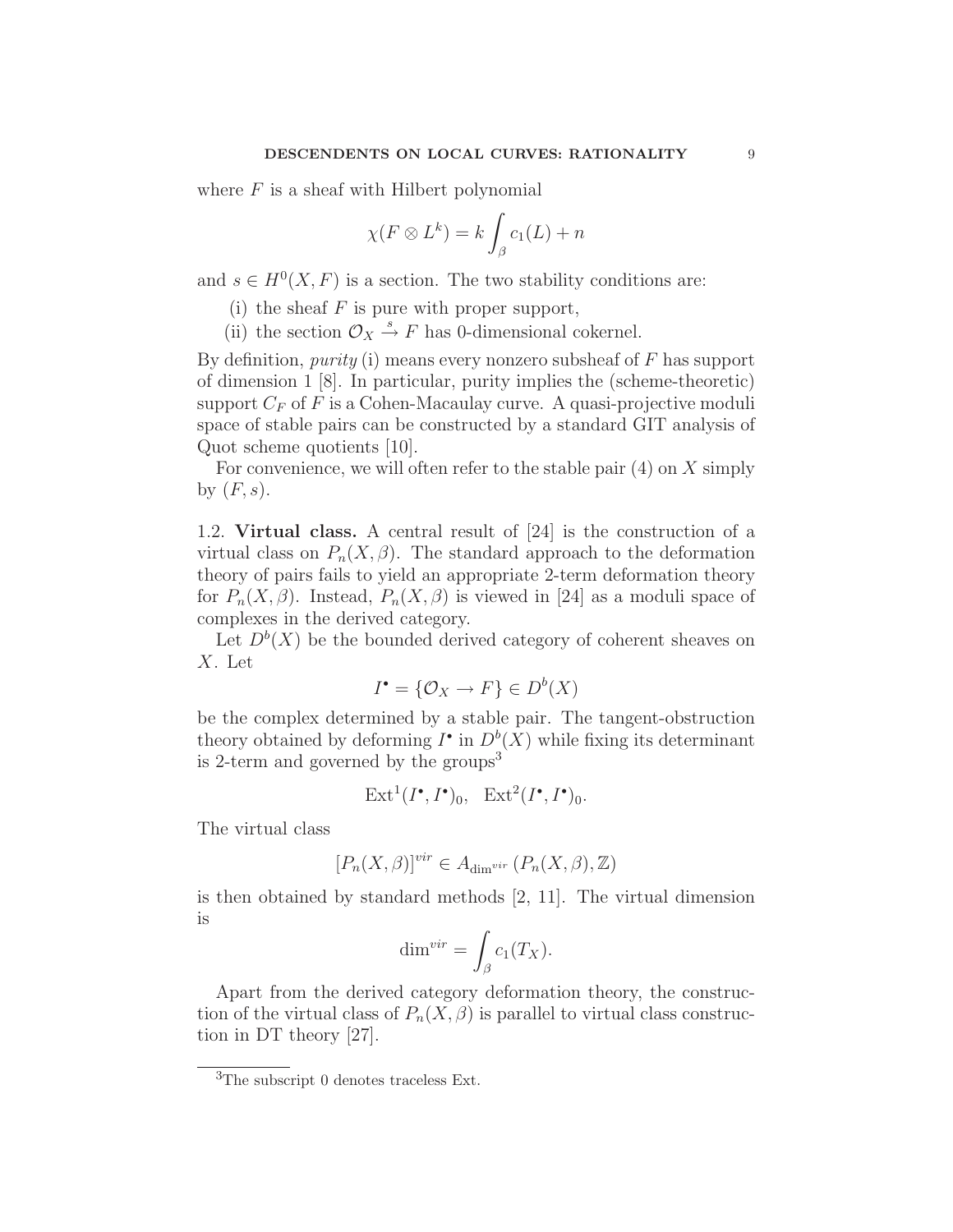where $F$ is a sheaf with Hilbert polynomial

$$\chi(F \otimes L^k) = k \int_\beta c_1(L) + n$$

and $s \in H^0(X, F)$ is a section. The two stability conditions are:

(i) the sheaf $F$ is pure with proper support,

(ii) the section $\mathcal{O}_X \xrightarrow{s} F$ has 0-dimensional cokernel.

By definition, *purity* (i) means every nonzero subsheaf of $F$ has support of dimension 1 [8]. In particular, purity implies the (scheme-theoretic) support $C_F$ of $F$ is a Cohen-Macaulay curve. A quasi-projective moduli space of stable pairs can be constructed by a standard GIT analysis of Quot scheme quotients [10].

For convenience, we will often refer to the stable pair (4) on $X$ simply by $(F, s)$.

## 1.2. **Virtual class.**

A central result of [24] is the construction of a virtual class on $P_n(X, \beta)$. The standard approach to the deformation theory of pairs fails to yield an appropriate 2-term deformation theory for $P_n(X, \beta)$. Instead, $P_n(X, \beta)$ is viewed in [24] as a moduli space of complexes in the derived category.

Let $D^b(X)$ be the bounded derived category of coherent sheaves on $X$. Let

$$I^\bullet = \{\mathcal{O}_X \to F\} \in D^b(X)$$

be the complex determined by a stable pair. The tangent-obstruction theory obtained by deforming $I^\bullet$ in $D^b(X)$ while fixing its determinant is 2-term and governed by the groups[3]

$$\mathrm{Ext}^1(I^\bullet, I^\bullet)_0, \quad \mathrm{Ext}^2(I^\bullet, I^\bullet)_0.$$

The virtual class

$$[P_n(X, \beta)]^{vir} \in A_{\dim^{vir}}(P_n(X, \beta), \mathbb{Z})$$

is then obtained by standard methods [2, 11]. The virtual dimension is

$$\dim^{vir} = \int_\beta c_1(T_X).$$

Apart from the derived category deformation theory, the construction of the virtual class of $P_n(X, \beta)$ is parallel to virtual class construction in DT theory [27].

[3] The subscript 0 denotes traceless Ext.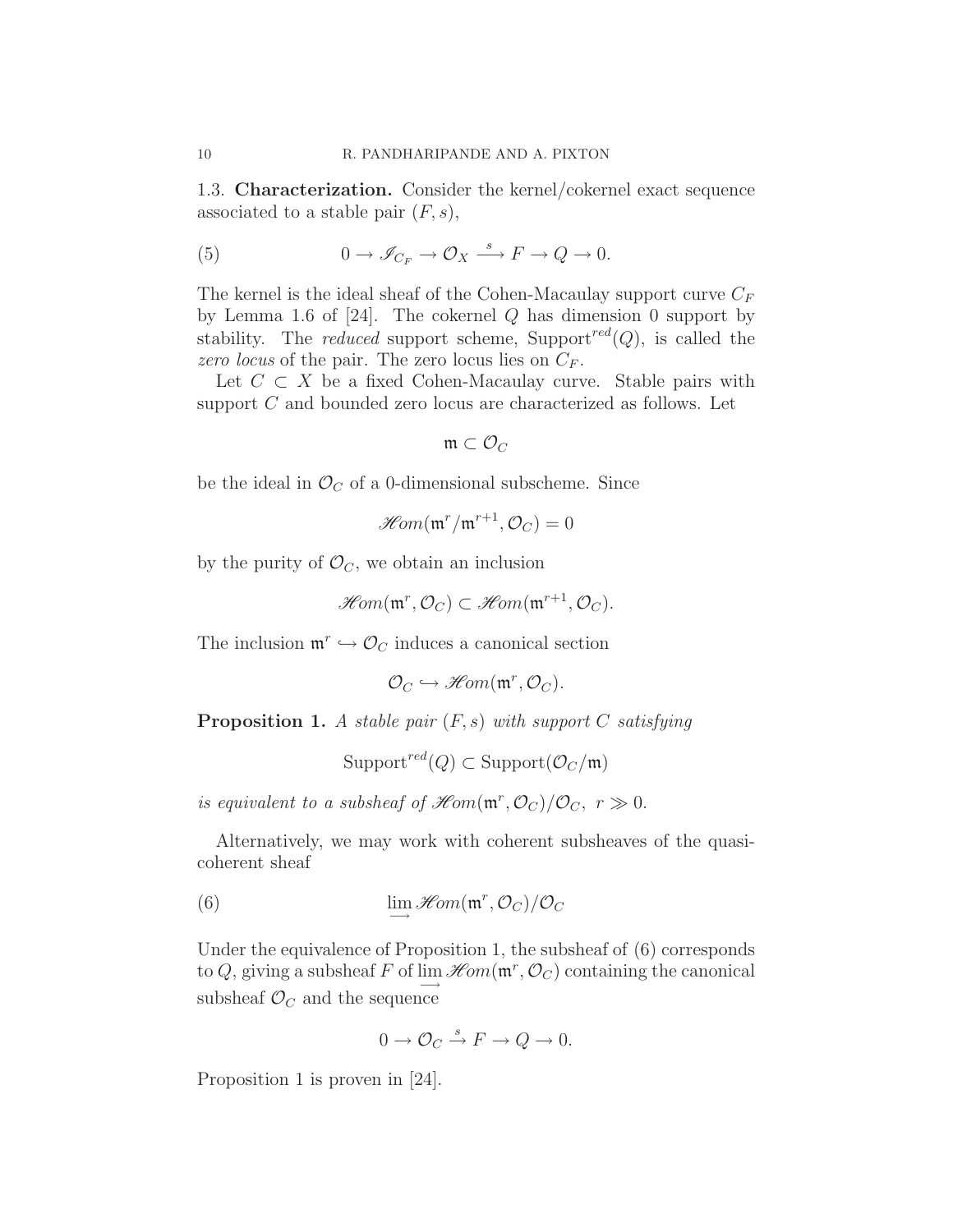### 1.3. Characterization.

**Characterization.** Consider the kernel/cokernel exact sequence associated to a stable pair $(F, s)$,

$$0 \to \mathscr{I}_{C_F} \to \mathcal{O}_X \xrightarrow{s} F \to Q \to 0. \tag{5}$$

The kernel is the ideal sheaf of the Cohen-Macaulay support curve $C_F$ by Lemma 1.6 of [24]. The cokernel $Q$ has dimension 0 support by stability. The *reduced* support scheme, $\text{Support}^{red}(Q)$, is called the *zero locus* of the pair. The zero locus lies on $C_F$.

Let $C \subset X$ be a fixed Cohen-Macaulay curve. Stable pairs with support $C$ and bounded zero locus are characterized as follows. Let

$$\mathfrak{m} \subset \mathcal{O}_C$$

be the ideal in $\mathcal{O}_C$ of a 0-dimensional subscheme. Since

$$\mathscr{H}om(\mathfrak{m}^r/\mathfrak{m}^{r+1}, \mathcal{O}_C) = 0$$

by the purity of $\mathcal{O}_C$, we obtain an inclusion

$$\mathscr{H}om(\mathfrak{m}^r, \mathcal{O}_C) \subset \mathscr{H}om(\mathfrak{m}^{r+1}, \mathcal{O}_C).$$

The inclusion $\mathfrak{m}^r \hookrightarrow \mathcal{O}_C$ induces a canonical section

$$\mathcal{O}_C \hookrightarrow \mathscr{H}om(\mathfrak{m}^r, \mathcal{O}_C).$$

**Proposition 1.** *A stable pair $(F, s)$ with support $C$ satisfying*

$$\text{Support}^{red}(Q) \subset \text{Support}(\mathcal{O}_C/\mathfrak{m})$$

*is equivalent to a subsheaf of $\mathscr{H}om(\mathfrak{m}^r, \mathcal{O}_C)/\mathcal{O}_C$, $r \gg 0$.*

Alternatively, we may work with coherent subsheaves of the quasi-coherent sheaf

$$\varinjlim \mathscr{H}om(\mathfrak{m}^r, \mathcal{O}_C)/\mathcal{O}_C \tag{6}$$

Under the equivalence of Proposition 1, the subsheaf of (6) corresponds to $Q$, giving a subsheaf $F$ of $\varinjlim \mathscr{H}om(\mathfrak{m}^r, \mathcal{O}_C)$ containing the canonical subsheaf $\mathcal{O}_C$ and the sequence

$$0 \to \mathcal{O}_C \xrightarrow{s} F \to Q \to 0.$$

Proposition 1 is proven in [24].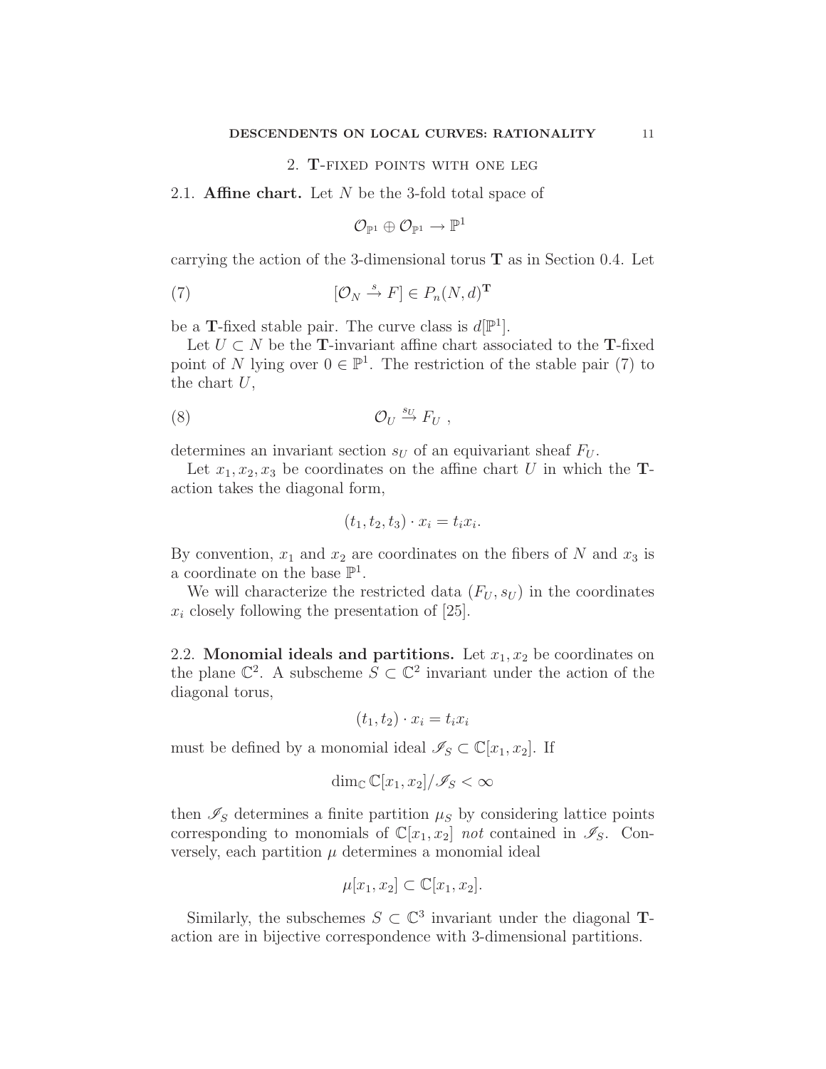## 2. T-fixed points with one leg

**2.1. Affine chart.** Let $N$ be the 3-fold total space of

$$\mathcal{O}_{\mathbb{P}^1} \oplus \mathcal{O}_{\mathbb{P}^1} \rightarrow \mathbb{P}^1$$

carrying the action of the 3-dimensional torus $\mathbf{T}$ as in Section 0.4. Let

$$[\mathcal{O}_N \stackrel{s}{\rightarrow} F] \in P_n(N, d)^{\mathbf{T}} \tag{7}$$

be a $\mathbf{T}$-fixed stable pair. The curve class is $d[\mathbb{P}^1]$.

Let $U \subset N$ be the $\mathbf{T}$-invariant affine chart associated to the $\mathbf{T}$-fixed point of $N$ lying over $0 \in \mathbb{P}^1$. The restriction of the stable pair (7) to the chart $U$,

$$\mathcal{O}_U \stackrel{s_U}{\rightarrow} F_U \ , \tag{8}$$

determines an invariant section $s_U$ of an equivariant sheaf $F_U$.

Let $x_1, x_2, x_3$ be coordinates on the affine chart $U$ in which the $\mathbf{T}$-action takes the diagonal form,

$$(t_1, t_2, t_3) \cdot x_i = t_i x_i.$$

By convention, $x_1$ and $x_2$ are coordinates on the fibers of $N$ and $x_3$ is a coordinate on the base $\mathbb{P}^1$.

We will characterize the restricted data $(F_U, s_U)$ in the coordinates $x_i$ closely following the presentation of [25].

**2.2. Monomial ideals and partitions.** Let $x_1, x_2$ be coordinates on the plane $\mathbb{C}^2$. A subscheme $S \subset \mathbb{C}^2$ invariant under the action of the diagonal torus,

$$(t_1, t_2) \cdot x_i = t_i x_i$$

must be defined by a monomial ideal $\mathscr{I}_S \subset \mathbb{C}[x_1, x_2]$. If

$$\dim_{\mathbb{C}} \mathbb{C}[x_1, x_2]/\mathscr{I}_S < \infty$$

then $\mathscr{I}_S$ determines a finite partition $\mu_S$ by considering lattice points corresponding to monomials of $\mathbb{C}[x_1, x_2]$ *not* contained in $\mathscr{I}_S$. Conversely, each partition $\mu$ determines a monomial ideal

$$\mu[x_1, x_2] \subset \mathbb{C}[x_1, x_2].$$

Similarly, the subschemes $S \subset \mathbb{C}^3$ invariant under the diagonal $\mathbf{T}$-action are in bijective correspondence with 3-dimensional partitions.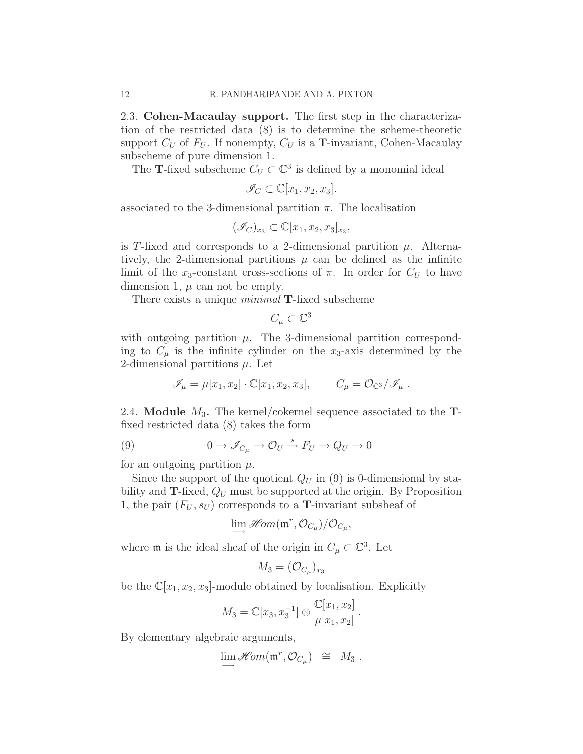**2.3. Cohen-Macaulay support.** The first step in the characterization of the restricted data (8) is to determine the scheme-theoretic support $C_U$ of $F_U$. If nonempty, $C_U$ is a $\mathbf{T}$-invariant, Cohen-Macaulay subscheme of pure dimension 1.

The $\mathbf{T}$-fixed subscheme $C_U \subset \mathbb{C}^3$ is defined by a monomial ideal

$$\mathscr{I}_C \subset \mathbb{C}[x_1, x_2, x_3].$$

associated to the 3-dimensional partition $\pi$. The localisation

$$(\mathscr{I}_C)_{x_3} \subset \mathbb{C}[x_1, x_2, x_3]_{x_3},$$

is $T$-fixed and corresponds to a 2-dimensional partition $\mu$. Alternatively, the 2-dimensional partitions $\mu$ can be defined as the infinite limit of the $x_3$-constant cross-sections of $\pi$. In order for $C_U$ to have dimension 1, $\mu$ can not be empty.

There exists a unique *minimal* $\mathbf{T}$-fixed subscheme

$$C_\mu \subset \mathbb{C}^3$$

with outgoing partition $\mu$. The 3-dimensional partition corresponding to $C_\mu$ is the infinite cylinder on the $x_3$-axis determined by the 2-dimensional partitions $\mu$. Let

$$\mathscr{I}_\mu = \mu[x_1, x_2] \cdot \mathbb{C}[x_1, x_2, x_3], \qquad C_\mu = \mathcal{O}_{\mathbb{C}^3}/\mathscr{I}_\mu \ .$$

**2.4. Module $M_3$.** The kernel/cokernel sequence associated to the $\mathbf{T}$-fixed restricted data (8) takes the form

$$0 \to \mathscr{I}_{C_\mu} \to \mathcal{O}_U \xrightarrow{s} F_U \to Q_U \to 0 \tag{9}$$

for an outgoing partition $\mu$.

Since the support of the quotient $Q_U$ in (9) is 0-dimensional by stability and $\mathbf{T}$-fixed, $Q_U$ must be supported at the origin. By Proposition 1, the pair $(F_U, s_U)$ corresponds to a $\mathbf{T}$-invariant subsheaf of

$$\varinjlim \mathscr{H}om(\mathfrak{m}^r, \mathcal{O}_{C_\mu})/\mathcal{O}_{C_\mu},$$

where $\mathfrak{m}$ is the ideal sheaf of the origin in $C_\mu \subset \mathbb{C}^3$. Let

$$M_3 = (\mathcal{O}_{C_\mu})_{x_3}$$

be the $\mathbb{C}[x_1, x_2, x_3]$-module obtained by localisation. Explicitly

$$M_3 = \mathbb{C}[x_3, x_3^{-1}] \otimes \frac{\mathbb{C}[x_1, x_2]}{\mu[x_1, x_2]} \, .$$

By elementary algebraic arguments,

$$\varinjlim \mathscr{H}om(\mathfrak{m}^r, \mathcal{O}_{C_\mu}) \ \cong \ M_3 \ .$$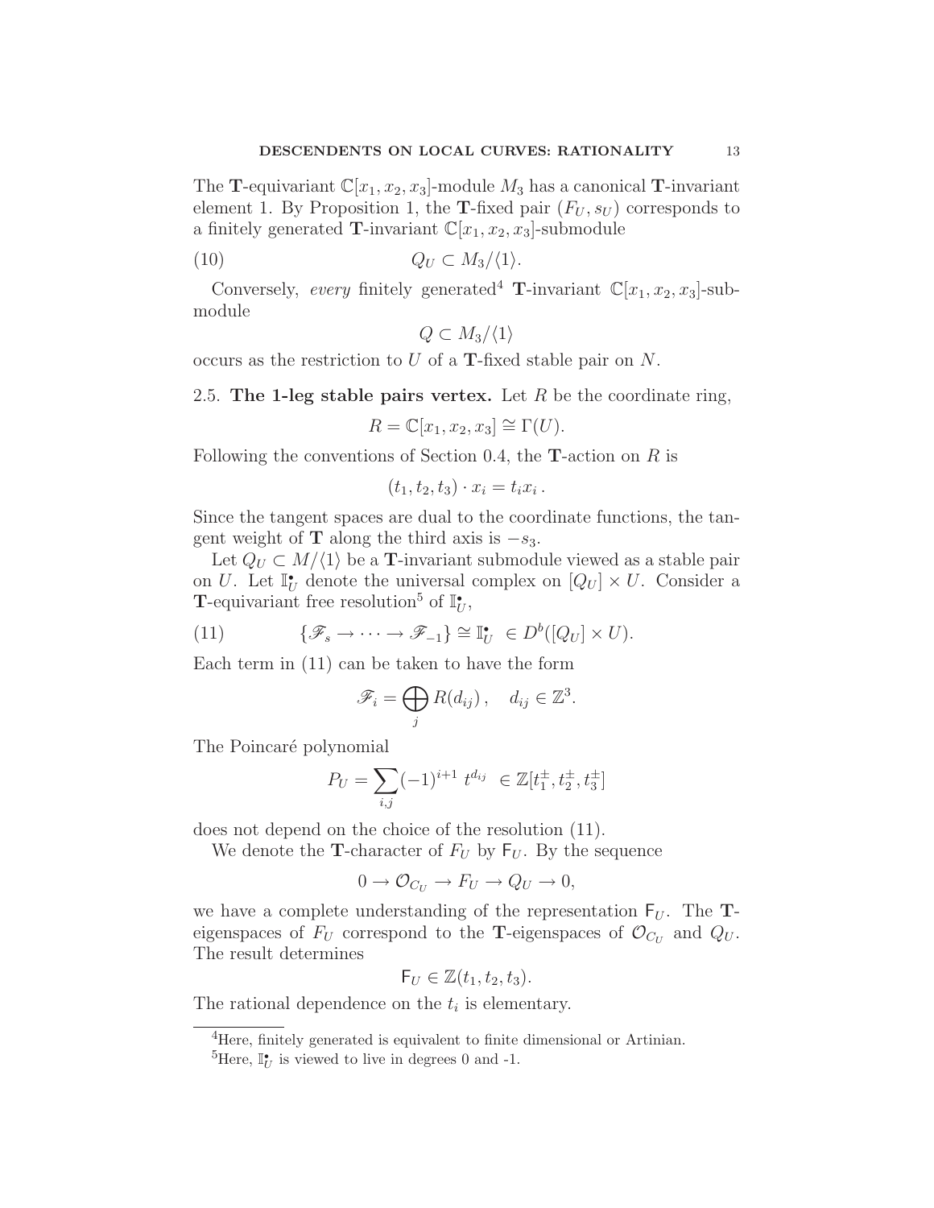The $\mathbf{T}$-equivariant $\mathbb{C}[x_1, x_2, x_3]$-module $M_3$ has a canonical $\mathbf{T}$-invariant element 1. By Proposition 1, the $\mathbf{T}$-fixed pair $(F_U, s_U)$ corresponds to a finitely generated $\mathbf{T}$-invariant $\mathbb{C}[x_1, x_2, x_3]$-submodule

$$Q_U \subset M_3/\langle 1 \rangle. \tag{10}$$

Conversely, *every* finitely generated[4] $\mathbf{T}$-invariant $\mathbb{C}[x_1, x_2, x_3]$-submodule

$$Q \subset M_3/\langle 1 \rangle$$

occurs as the restriction to $U$ of a $\mathbf{T}$-fixed stable pair on $N$.

## 2.5. The 1-leg stable pairs vertex.

Let $R$ be the coordinate ring,

$$R = \mathbb{C}[x_1, x_2, x_3] \cong \Gamma(U).$$

Following the conventions of Section 0.4, the $\mathbf{T}$-action on $R$ is

$$(t_1, t_2, t_3) \cdot x_i = t_i x_i \, .$$

Since the tangent spaces are dual to the coordinate functions, the tangent weight of $\mathbf{T}$ along the third axis is $-s_3$.

Let $Q_U \subset M/\langle 1 \rangle$ be a $\mathbf{T}$-invariant submodule viewed as a stable pair on $U$. Let $\mathbb{I}^\bullet_U$ denote the universal complex on $[Q_U] \times U$. Consider a $\mathbf{T}$-equivariant free resolution[5] of $\mathbb{I}^\bullet_U$,

$$\{\mathscr{F}_s \to \cdots \to \mathscr{F}_{-1}\} \cong \mathbb{I}^\bullet_U \ \in D^b([Q_U] \times U). \tag{11}$$

Each term in (11) can be taken to have the form

$$\mathscr{F}_i = \bigoplus_j R(d_{ij}) \, , \quad d_{ij} \in \mathbb{Z}^3.$$

The Poincaré polynomial

$$P_U = \sum_{i,j} (-1)^{i+1} \ t^{d_{ij}} \ \in \mathbb{Z}[t_1^\pm, t_2^\pm, t_3^\pm]$$

does not depend on the choice of the resolution (11).

We denote the $\mathbf{T}$-character of $F_U$ by $\mathsf{F}_U$. By the sequence

$$0 \to \mathcal{O}_{C_U} \to F_U \to Q_U \to 0,$$

we have a complete understanding of the representation $\mathsf{F}_U$. The $\mathbf{T}$-eigenspaces of $F_U$ correspond to the $\mathbf{T}$-eigenspaces of $\mathcal{O}_{C_U}$ and $Q_U$. The result determines

$$\mathsf{F}_U \in \mathbb{Z}(t_1, t_2, t_3).$$

The rational dependence on the $t_i$ is elementary.

---

[4] Here, finitely generated is equivalent to finite dimensional or Artinian.

[5] Here, $\mathbb{I}^\bullet_U$ is viewed to live in degrees 0 and -1.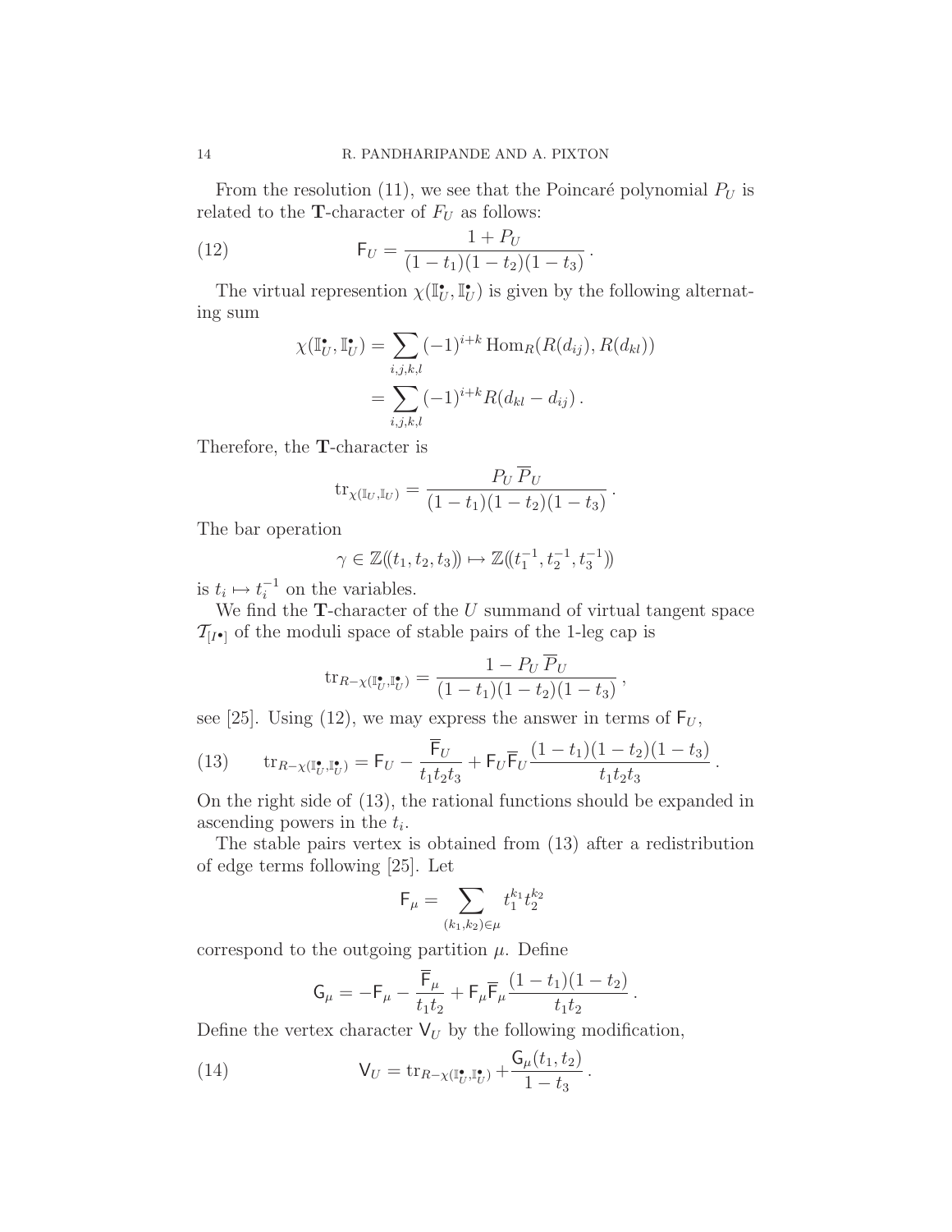From the resolution (11), we see that the Poincaré polynomial $P_U$ is related to the $\mathbf{T}$-character of $F_U$ as follows:

$$
\mathsf{F}_U = \frac{1 + P_U}{(1-t_1)(1-t_2)(1-t_3)} \,. \tag{12}
$$

The virtual represention $\chi(\mathbb{I}_U^\bullet, \mathbb{I}_U^\bullet)$ is given by the following alternating sum

$$
\begin{aligned}
\chi(\mathbb{I}_U^\bullet, \mathbb{I}_U^\bullet) &= \sum_{i,j,k,l} (-1)^{i+k} \operatorname{Hom}_R(R(d_{ij}), R(d_{kl})) \\
&= \sum_{i,j,k,l} (-1)^{i+k} R(d_{kl} - d_{ij}) \,.
\end{aligned}
$$

Therefore, the $\mathbf{T}$-character is

$$
\operatorname{tr}_{\chi(\mathbb{I}_U, \mathbb{I}_U)} = \frac{P_U \, \overline{P}_U}{(1-t_1)(1-t_2)(1-t_3)} \,.
$$

The bar operation

$$
\gamma \in \mathbb{Z}(\!(t_1, t_2, t_3)\!) \mapsto \mathbb{Z}(\!(t_1^{-1}, t_2^{-1}, t_3^{-1})\!)
$$

is $t_i \mapsto t_i^{-1}$ on the variables.

We find the $\mathbf{T}$-character of the $U$ summand of virtual tangent space $\mathcal{T}_{[I^\bullet]}$ of the moduli space of stable pairs of the 1-leg cap is

$$
\operatorname{tr}_{R - \chi(\mathbb{I}_U^\bullet, \mathbb{I}_U^\bullet)} = \frac{1 - P_U \, \overline{P}_U}{(1-t_1)(1-t_2)(1-t_3)} \,,
$$

see [25]. Using (12), we may express the answer in terms of $\mathsf{F}_U$,

$$
\operatorname{tr}_{R - \chi(\mathbb{I}_U^\bullet, \mathbb{I}_U^\bullet)} = \mathsf{F}_U - \frac{\overline{\mathsf{F}}_U}{t_1 t_2 t_3} + \mathsf{F}_U \overline{\mathsf{F}}_U \frac{(1-t_1)(1-t_2)(1-t_3)}{t_1 t_2 t_3} \,. \tag{13}
$$

On the right side of (13), the rational functions should be expanded in ascending powers in the $t_i$.

The stable pairs vertex is obtained from (13) after a redistribution of edge terms following [25]. Let

$$
\mathsf{F}_\mu = \sum_{(k_1, k_2) \in \mu} t_1^{k_1} t_2^{k_2}
$$

correspond to the outgoing partition $\mu$. Define

$$
\mathsf{G}_\mu = -\mathsf{F}_\mu - \frac{\overline{\mathsf{F}}_\mu}{t_1 t_2} + \mathsf{F}_\mu \overline{\mathsf{F}}_\mu \frac{(1-t_1)(1-t_2)}{t_1 t_2} \,.
$$

Define the vertex character $\mathsf{V}_U$ by the following modification,

$$
\mathsf{V}_U = \operatorname{tr}_{R - \chi(\mathbb{I}_U^\bullet, \mathbb{I}_U^\bullet)} + \frac{\mathsf{G}_\mu(t_1, t_2)}{1 - t_3} \,. \tag{14}
$$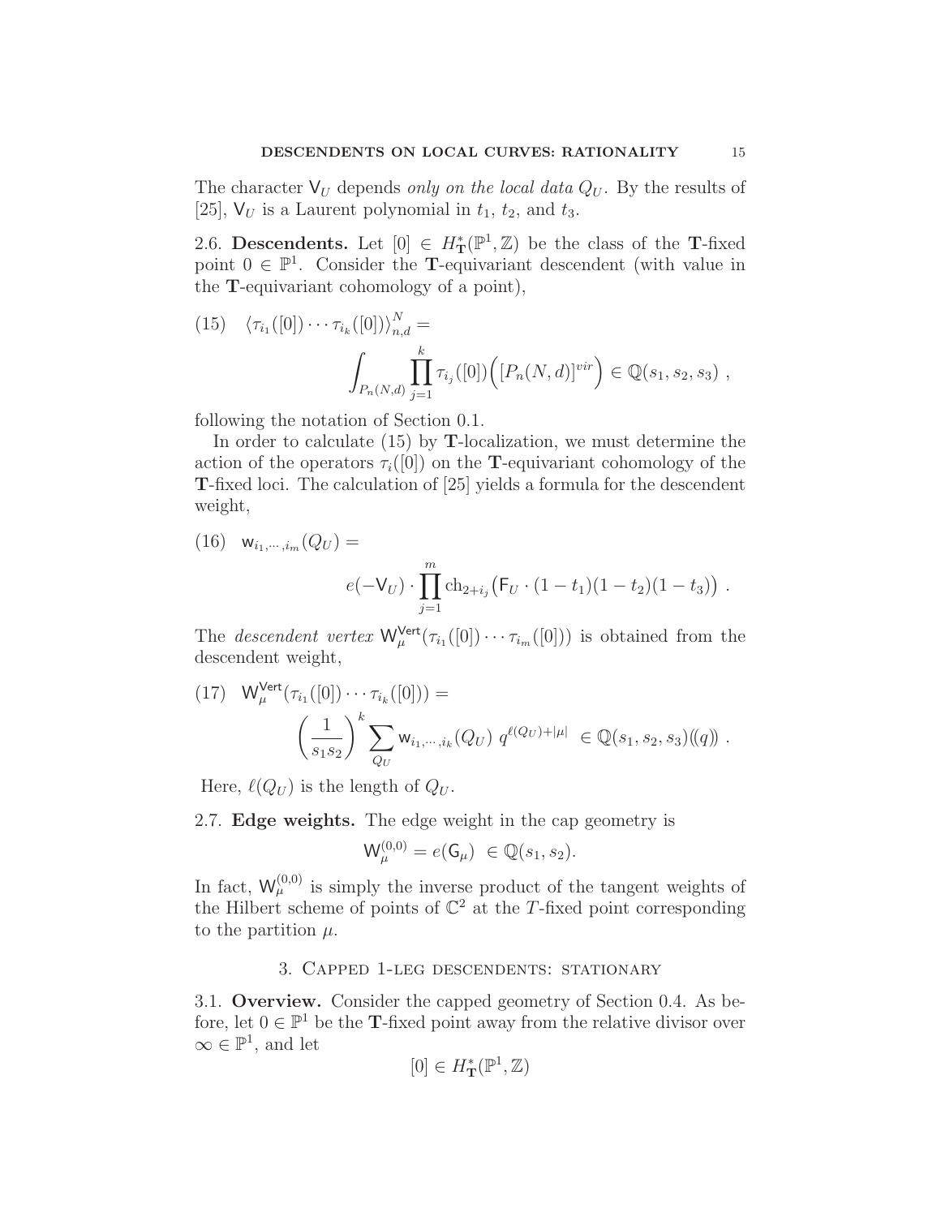The character $\mathsf{V}_U$ depends *only on the local data* $Q_U$. By the results of [25], $\mathsf{V}_U$ is a Laurent polynomial in $t_1$, $t_2$, and $t_3$.

2.6. **Descendents.** Let $[0] \in H^*_{\mathbf{T}}(\mathbb{P}^1, \mathbb{Z})$ be the class of the $\mathbf{T}$-fixed point $0 \in \mathbb{P}^1$. Consider the $\mathbf{T}$-equivariant descendent (with value in the $\mathbf{T}$-equivariant cohomology of a point),

$$\langle \tau_{i_1}([0]) \cdots \tau_{i_k}([0]) \rangle^N_{n,d} = \int_{P_n(N,d)} \prod_{j=1}^{k} \tau_{i_j}([0]) \Big( [P_n(N,d)]^{vir} \Big) \in \mathbb{Q}(s_1, s_2, s_3) \ , \tag{15}$$

following the notation of Section 0.1.

In order to calculate (15) by $\mathbf{T}$-localization, we must determine the action of the operators $\tau_i([0])$ on the $\mathbf{T}$-equivariant cohomology of the $\mathbf{T}$-fixed loci. The calculation of [25] yields a formula for the descendent weight,

$$\mathsf{w}_{i_1, \cdots, i_m}(Q_U) = e(-\mathsf{V}_U) \cdot \prod_{j=1}^{m} \mathrm{ch}_{2+i_j}\big(\mathsf{F}_U \cdot (1-t_1)(1-t_2)(1-t_3)\big) \ . \tag{16}$$

The *descendent vertex* $\mathsf{W}^{\mathsf{Vert}}_\mu(\tau_{i_1}([0]) \cdots \tau_{i_m}([0]))$ is obtained from the descendent weight,

$$\mathsf{W}^{\mathsf{Vert}}_\mu(\tau_{i_1}([0]) \cdots \tau_{i_k}([0])) = \left(\frac{1}{s_1 s_2}\right)^k \sum_{Q_U} \mathsf{w}_{i_1, \cdots, i_k}(Q_U) \ q^{\ell(Q_U) + |\mu|} \ \in \mathbb{Q}(s_1, s_2, s_3)((q)) \ . \tag{17}$$

Here, $\ell(Q_U)$ is the length of $Q_U$.

2.7. **Edge weights.** The edge weight in the cap geometry is

$$\mathsf{W}^{(0,0)}_\mu = e(\mathsf{G}_\mu) \ \in \mathbb{Q}(s_1, s_2).$$

In fact, $\mathsf{W}^{(0,0)}_\mu$ is simply the inverse product of the tangent weights of the Hilbert scheme of points of $\mathbb{C}^2$ at the $T$-fixed point corresponding to the partition $\mu$.

## 3. Capped 1-leg descendents: stationary

3.1. **Overview.** Consider the capped geometry of Section 0.4. As before, let $0 \in \mathbb{P}^1$ be the $\mathbf{T}$-fixed point away from the relative divisor over $\infty \in \mathbb{P}^1$, and let

$$[0] \in H^*_{\mathbf{T}}(\mathbb{P}^1, \mathbb{Z})$$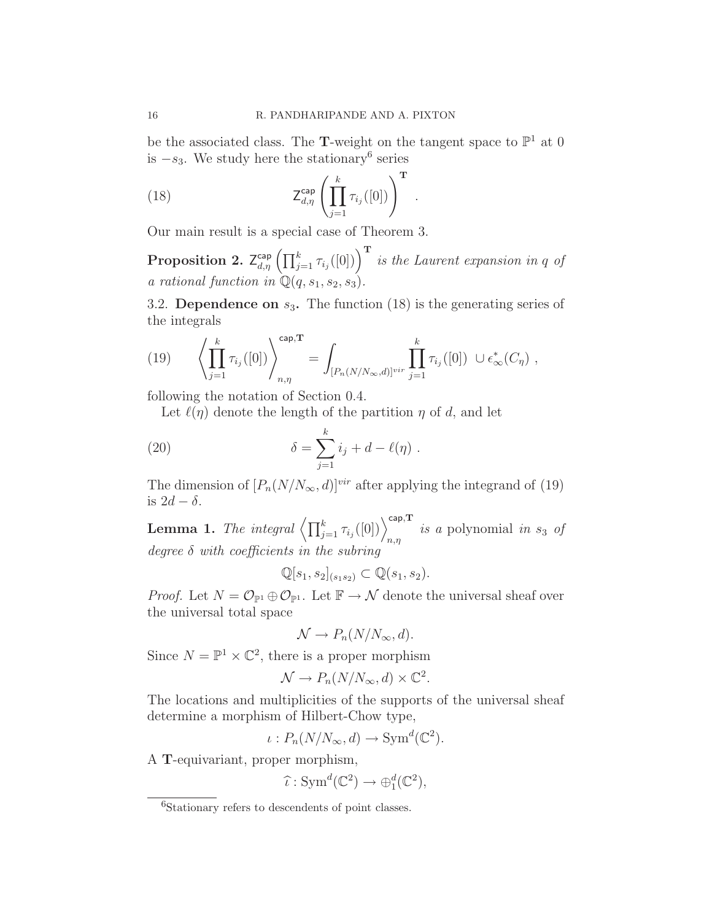be the associated class. The $\mathbf{T}$-weight on the tangent space to $\mathbb{P}^1$ at 0 is $-s_3$. We study here the stationary[6] series

$$\mathsf{Z}^{\mathsf{cap}}_{d,\eta}\left(\prod_{j=1}^{k}\tau_{i_j}([0])\right)^{\mathbf{T}} . \tag{18}$$

Our main result is a special case of Theorem 3.

**Proposition 2.** $\mathsf{Z}^{\mathsf{cap}}_{d,\eta}\left(\prod_{j=1}^{k}\tau_{i_j}([0])\right)^{\mathbf{T}}$ *is the Laurent expansion in $q$ of a rational function in $\mathbb{Q}(q,s_1,s_2,s_3)$.*

3.2. **Dependence on $s_3$.** The function (18) is the generating series of the integrals

$$\left\langle \prod_{j=1}^{k}\tau_{i_j}([0])\right\rangle^{\mathsf{cap},\mathbf{T}}_{n,\eta} = \int_{[P_n(N/N_\infty,d)]^{vir}} \prod_{j=1}^{k}\tau_{i_j}([0]) \ \cup \epsilon_\infty^*(C_\eta) \ , \tag{19}$$

following the notation of Section 0.4.

Let $\ell(\eta)$ denote the length of the partition $\eta$ of $d$, and let

$$\delta = \sum_{j=1}^{k} i_j + d - \ell(\eta) \ . \tag{20}$$

The dimension of $[P_n(N/N_\infty,d)]^{vir}$ after applying the integrand of (19) is $2d-\delta$.

**Lemma 1.** *The integral* $\left\langle \prod_{j=1}^{k}\tau_{i_j}([0])\right\rangle^{\mathsf{cap},\mathbf{T}}_{n,\eta}$ *is a* polynomial *in $s_3$ of degree $\delta$ with coefficients in the subring*

$$\mathbb{Q}[s_1,s_2]_{(s_1s_2)} \subset \mathbb{Q}(s_1,s_2).$$

*Proof.* Let $N=\mathcal{O}_{\mathbb{P}^1}\oplus\mathcal{O}_{\mathbb{P}^1}$. Let $\mathbb{F}\to\mathcal{N}$ denote the universal sheaf over the universal total space

$$\mathcal{N}\to P_n(N/N_\infty,d).$$

Since $N=\mathbb{P}^1\times\mathbb{C}^2$, there is a proper morphism

$$\mathcal{N}\to P_n(N/N_\infty,d)\times\mathbb{C}^2.$$

The locations and multiplicities of the supports of the universal sheaf determine a morphism of Hilbert-Chow type,

$$\iota : P_n(N/N_\infty,d)\to \mathrm{Sym}^d(\mathbb{C}^2).$$

A $\mathbf{T}$-equivariant, proper morphism,

$$\widehat{\iota} : \mathrm{Sym}^d(\mathbb{C}^2)\to \oplus_1^d(\mathbb{C}^2),$$

[6] Stationary refers to descendents of point classes.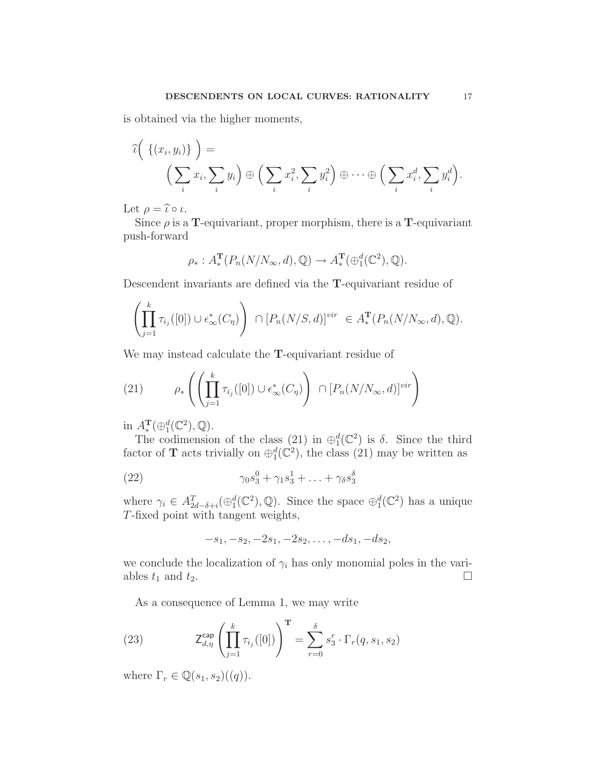is obtained via the higher moments,

$$\widehat{\iota}\Big( \ \{(x_i, y_i)\} \ \Big) = \Big( \sum_i x_i, \sum_i y_i \Big) \oplus \Big( \sum_i x_i^2, \sum_i y_i^2 \Big) \oplus \cdots \oplus \Big( \sum_i x_i^d, \sum_i y_i^d \Big).$$

Let $\rho = \widehat{\iota} \circ \iota$.

Since $\rho$ is a $\mathbf{T}$-equivariant, proper morphism, there is a $\mathbf{T}$-equivariant push-forward

$$\rho_* : A_*^{\mathbf{T}}(P_n(N/N_\infty, d), \mathbb{Q}) \to A_*^{\mathbf{T}}(\oplus_1^d(\mathbb{C}^2), \mathbb{Q}).$$

Descendent invariants are defined via the $\mathbf{T}$-equivariant residue of

$$\left( \prod_{j=1}^{k} \tau_{i_j}([0]) \cup \epsilon_\infty^*(C_\eta) \right) \ \cap [P_n(N/S, d)]^{vir} \ \in A_*^{\mathbf{T}}(P_n(N/N_\infty, d), \mathbb{Q}).$$

We may instead calculate the $\mathbf{T}$-equivariant residue of

$$\rho_* \left( \left( \prod_{j=1}^{k} \tau_{i_j}([0]) \cup \epsilon_\infty^*(C_\eta) \right) \ \cap [P_n(N/N_\infty, d)]^{vir} \right) \tag{21}$$

in $A_*^{\mathbf{T}}(\oplus_1^d(\mathbb{C}^2), \mathbb{Q})$.

The codimension of the class (21) in $\oplus_1^d(\mathbb{C}^2)$ is $\delta$. Since the third factor of $\mathbf{T}$ acts trivially on $\oplus_1^d(\mathbb{C}^2)$, the class (21) may be written as

$$\gamma_0 s_3^0 + \gamma_1 s_3^1 + \ldots + \gamma_\delta s_3^\delta \tag{22}$$

where $\gamma_i \in A_{2d-\delta+i}^T(\oplus_1^d(\mathbb{C}^2), \mathbb{Q})$. Since the space $\oplus_1^d(\mathbb{C}^2)$ has a unique $T$-fixed point with tangent weights,

$$-s_1, -s_2, -2s_1, -2s_2, \ldots, -ds_1, -ds_2,$$

we conclude the localization of $\gamma_i$ has only monomial poles in the variables $t_1$ and $t_2$. □

As a consequence of Lemma 1, we may write

$$\mathsf{Z}_{d,\eta}^{\mathsf{cap}} \left( \prod_{j=1}^{k} \tau_{i_j}([0]) \right)^{\mathbf{T}} = \sum_{r=0}^{\delta} s_3^r \cdot \Gamma_r(q, s_1, s_2) \tag{23}$$

where $\Gamma_r \in \mathbb{Q}(s_1, s_2)((q))$.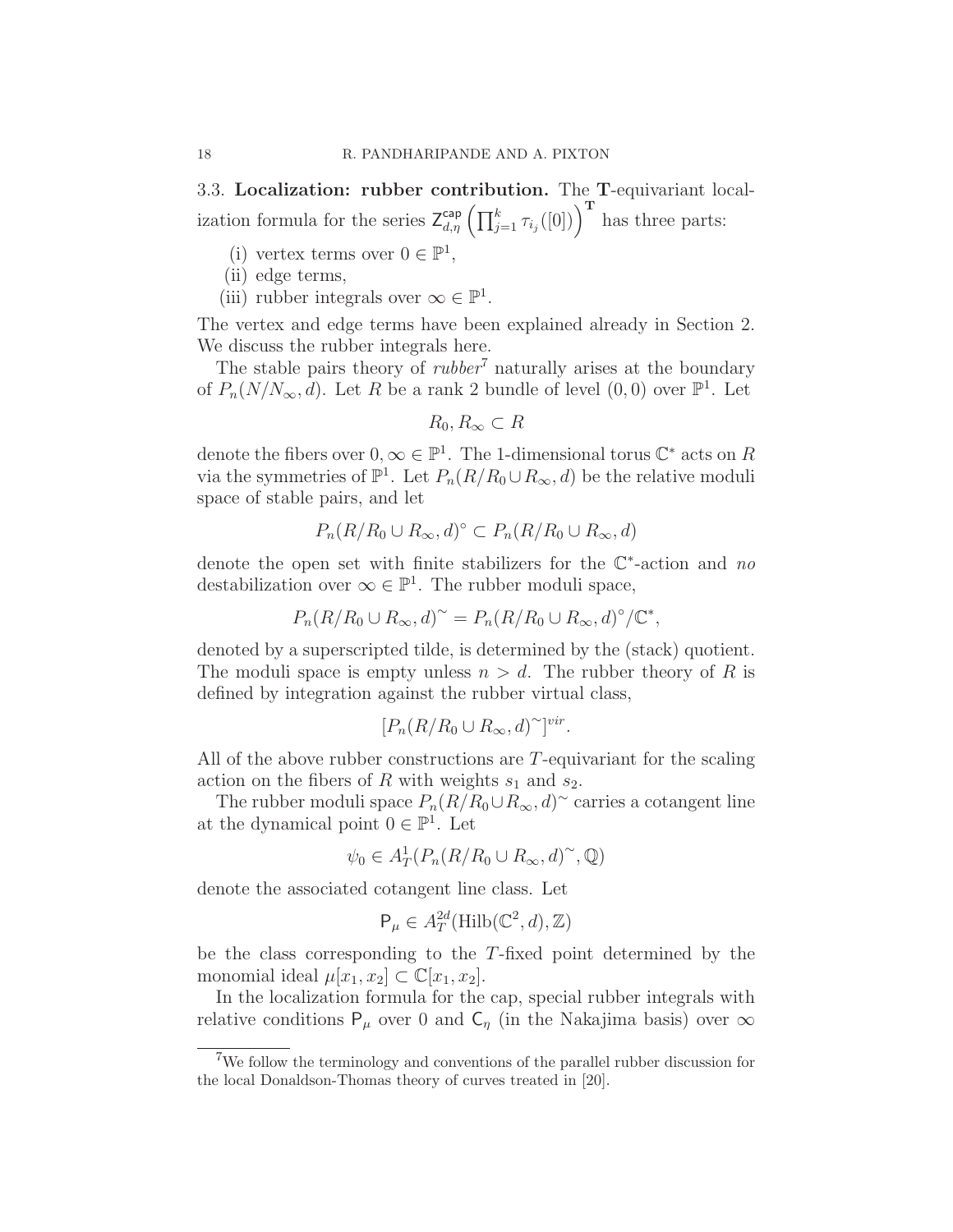3.3. **Localization: rubber contribution.** The $\mathbf{T}$-equivariant localization formula for the series $\mathsf{Z}^{\mathsf{cap}}_{d,\eta}\left(\prod_{j=1}^{k}\tau_{i_j}([0])\right)^{\mathbf{T}}$ has three parts:

- (i) vertex terms over $0 \in \mathbb{P}^1$,
- (ii) edge terms,
- (iii) rubber integrals over $\infty \in \mathbb{P}^1$.

The vertex and edge terms have been explained already in Section 2. We discuss the rubber integrals here.

The stable pairs theory of *rubber*[7] naturally arises at the boundary of $P_n(N/N_\infty, d)$. Let $R$ be a rank 2 bundle of level $(0,0)$ over $\mathbb{P}^1$. Let

$$R_0, R_\infty \subset R$$

denote the fibers over $0, \infty \in \mathbb{P}^1$. The 1-dimensional torus $\mathbb{C}^*$ acts on $R$ via the symmetries of $\mathbb{P}^1$. Let $P_n(R/R_0 \cup R_\infty, d)$ be the relative moduli space of stable pairs, and let

$$P_n(R/R_0 \cup R_\infty, d)^\circ \subset P_n(R/R_0 \cup R_\infty, d)$$

denote the open set with finite stabilizers for the $\mathbb{C}^*$-action and *no* destabilization over $\infty \in \mathbb{P}^1$. The rubber moduli space,

$$P_n(R/R_0 \cup R_\infty, d)^\sim = P_n(R/R_0 \cup R_\infty, d)^\circ/\mathbb{C}^*,$$

denoted by a superscripted tilde, is determined by the (stack) quotient. The moduli space is empty unless $n > d$. The rubber theory of $R$ is defined by integration against the rubber virtual class,

$$[P_n(R/R_0 \cup R_\infty, d)^\sim]^{vir}.$$

All of the above rubber constructions are $T$-equivariant for the scaling action on the fibers of $R$ with weights $s_1$ and $s_2$.

The rubber moduli space $P_n(R/R_0 \cup R_\infty, d)^\sim$ carries a cotangent line at the dynamical point $0 \in \mathbb{P}^1$. Let

$$\psi_0 \in A^1_T(P_n(R/R_0 \cup R_\infty, d)^\sim, \mathbb{Q})$$

denote the associated cotangent line class. Let

$$\mathsf{P}_\mu \in A^{2d}_T(\mathrm{Hilb}(\mathbb{C}^2, d), \mathbb{Z})$$

be the class corresponding to the $T$-fixed point determined by the monomial ideal $\mu[x_1, x_2] \subset \mathbb{C}[x_1, x_2]$.

In the localization formula for the cap, special rubber integrals with relative conditions $\mathsf{P}_\mu$ over 0 and $\mathsf{C}_\eta$ (in the Nakajima basis) over $\infty$

[7] We follow the terminology and conventions of the parallel rubber discussion for the local Donaldson-Thomas theory of curves treated in [20].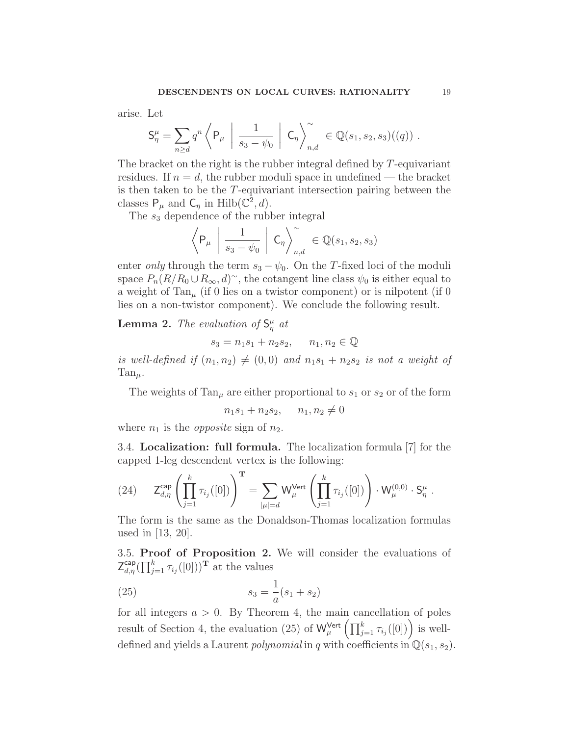arise. Let

$$\mathsf{S}^{\mu}_{\eta} = \sum_{n \geq d} q^n \left\langle \mathsf{P}_{\mu} \ \middle| \ \frac{1}{s_3 - \psi_0} \ \middle| \ \mathsf{C}_{\eta} \right\rangle^{\sim}_{n,d} \in \mathbb{Q}(s_1, s_2, s_3)((q)) \ .$$

The bracket on the right is the rubber integral defined by $T$-equivariant residues. If $n = d$, the rubber moduli space in undefined — the bracket is then taken to be the $T$-equivariant intersection pairing between the classes $\mathsf{P}_{\mu}$ and $\mathsf{C}_{\eta}$ in $\mathrm{Hilb}(\mathbb{C}^2, d)$.

The $s_3$ dependence of the rubber integral

$$\left\langle \mathsf{P}_{\mu} \ \middle| \ \frac{1}{s_3 - \psi_0} \ \middle| \ \mathsf{C}_{\eta} \right\rangle^{\sim}_{n,d} \in \mathbb{Q}(s_1, s_2, s_3)$$

enter *only* through the term $s_3 - \psi_0$. On the $T$-fixed loci of the moduli space $P_n(R/R_0 \cup R_\infty, d)^{\sim}$, the cotangent line class $\psi_0$ is either equal to a weight of $\mathrm{Tan}_{\mu}$ (if 0 lies on a twistor component) or is nilpotent (if 0 lies on a non-twistor component). We conclude the following result.

**Lemma 2.** *The evaluation of* $\mathsf{S}^{\mu}_{\eta}$ *at*

$$s_3 = n_1 s_1 + n_2 s_2, \qquad n_1, n_2 \in \mathbb{Q}$$

*is well-defined if* $(n_1, n_2) \neq (0, 0)$ *and* $n_1 s_1 + n_2 s_2$ *is not a weight of* $\mathrm{Tan}_{\mu}$.

The weights of $\mathrm{Tan}_{\mu}$ are either proportional to $s_1$ or $s_2$ or of the form

$$n_1 s_1 + n_2 s_2, \qquad n_1, n_2 \neq 0$$

where $n_1$ is the *opposite* sign of $n_2$.

3.4. **Localization: full formula.** The localization formula [7] for the capped 1-leg descendent vertex is the following:

$$\mathsf{Z}^{\mathsf{cap}}_{d,\eta}\left(\prod_{j=1}^{k} \tau_{i_j}([0])\right)^{\mathbf{T}} = \sum_{|\mu| = d} \mathsf{W}^{\mathsf{Vert}}_{\mu}\left(\prod_{j=1}^{k} \tau_{i_j}([0])\right) \cdot \mathsf{W}^{(0,0)}_{\mu} \cdot \mathsf{S}^{\mu}_{\eta} \ . \tag{24}$$

The form is the same as the Donaldson-Thomas localization formulas used in [13, 20].

3.5. **Proof of Proposition 2.** We will consider the evaluations of $\mathsf{Z}^{\mathsf{cap}}_{d,\eta}(\prod_{j=1}^{k} \tau_{i_j}([0]))^{\mathbf{T}}$ at the values

$$s_3 = \frac{1}{a}(s_1 + s_2) \tag{25}$$

for all integers $a > 0$. By Theorem 4, the main cancellation of poles result of Section 4, the evaluation (25) of $\mathsf{W}^{\mathsf{Vert}}_{\mu}\left(\prod_{j=1}^{k} \tau_{i_j}([0])\right)$ is well-defined and yields a Laurent *polynomial* in $q$ with coefficients in $\mathbb{Q}(s_1, s_2)$.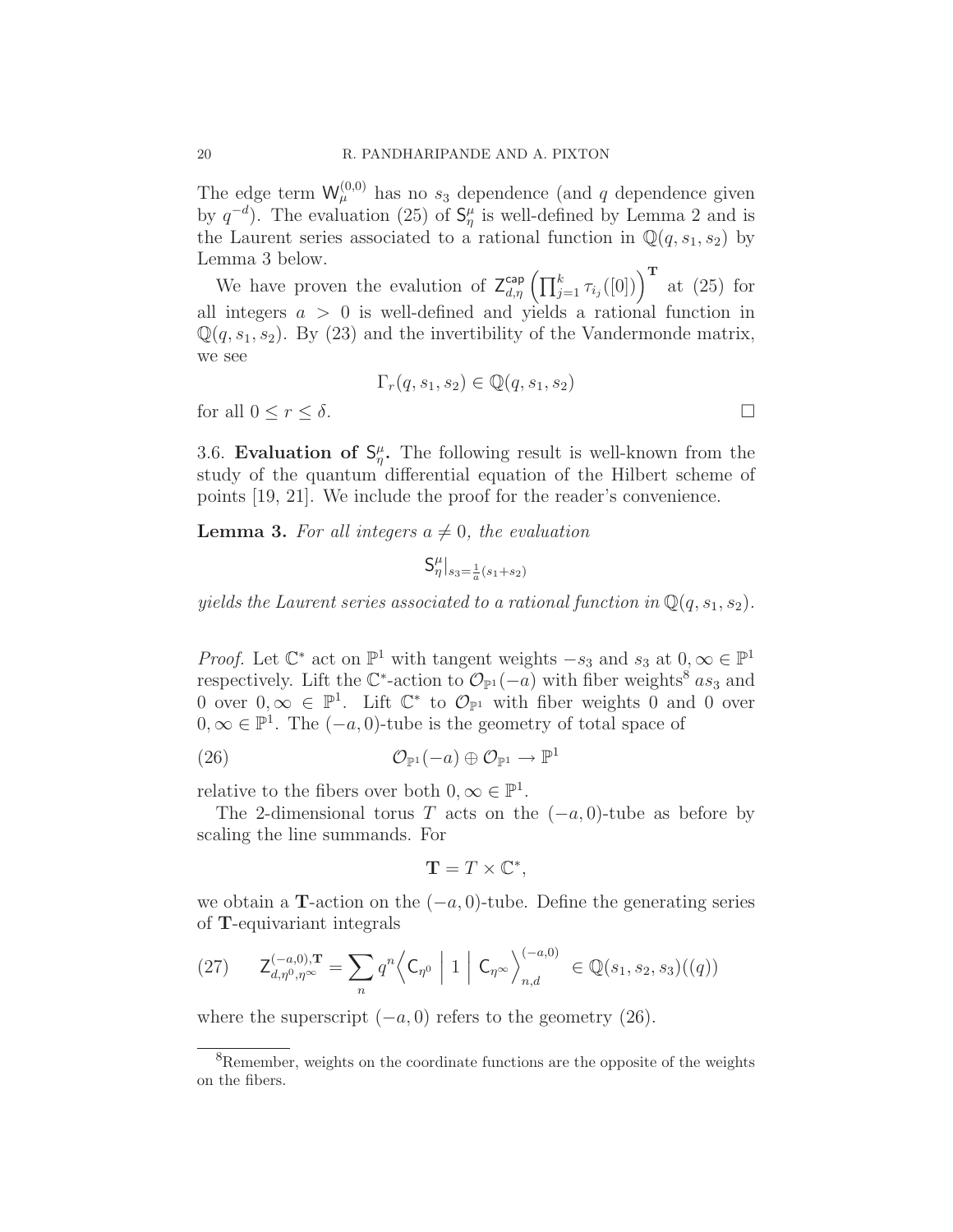The edge term $\mathsf{W}^{(0,0)}_\mu$ has no $s_3$ dependence (and $q$ dependence given by $q^{-d}$). The evaluation (25) of $\mathsf{S}^\mu_\eta$ is well-defined by Lemma 2 and is the Laurent series associated to a rational function in $\mathbb{Q}(q, s_1, s_2)$ by Lemma 3 below.

We have proven the evalution of $\mathsf{Z}^{\mathsf{cap}}_{d,\eta}\left(\prod_{j=1}^k \tau_{i_j}([0])\right)^{\mathbf{T}}$ at (25) for all integers $a > 0$ is well-defined and yields a rational function in $\mathbb{Q}(q, s_1, s_2)$. By (23) and the invertibility of the Vandermonde matrix, we see

$$\Gamma_r(q, s_1, s_2) \in \mathbb{Q}(q, s_1, s_2)$$

for all $0 \leq r \leq \delta$. $\square$

3.6. **Evaluation of $\mathsf{S}^\mu_\eta$.** The following result is well-known from the study of the quantum differential equation of the Hilbert scheme of points [19, 21]. We include the proof for the reader's convenience.

**Lemma 3.** *For all integers $a \neq 0$, the evaluation*

$$\mathsf{S}^\mu_\eta|_{s_3 = \frac{1}{a}(s_1+s_2)}$$

*yields the Laurent series associated to a rational function in $\mathbb{Q}(q, s_1, s_2)$.*

*Proof.* Let $\mathbb{C}^*$ act on $\mathbb{P}^1$ with tangent weights $-s_3$ and $s_3$ at $0, \infty \in \mathbb{P}^1$ respectively. Lift the $\mathbb{C}^*$-action to $\mathcal{O}_{\mathbb{P}^1}(-a)$ with fiber weights[8] $as_3$ and $0$ over $0, \infty \in \mathbb{P}^1$. Lift $\mathbb{C}^*$ to $\mathcal{O}_{\mathbb{P}^1}$ with fiber weights $0$ and $0$ over $0, \infty \in \mathbb{P}^1$. The $(-a, 0)$-tube is the geometry of total space of

$$\mathcal{O}_{\mathbb{P}^1}(-a) \oplus \mathcal{O}_{\mathbb{P}^1} \rightarrow \mathbb{P}^1 \tag{26}$$

relative to the fibers over both $0, \infty \in \mathbb{P}^1$.

The 2-dimensional torus $T$ acts on the $(-a, 0)$-tube as before by scaling the line summands. For

$$\mathbf{T} = T \times \mathbb{C}^*,$$

we obtain a $\mathbf{T}$-action on the $(-a, 0)$-tube. Define the generating series of $\mathbf{T}$-equivariant integrals

$$\mathsf{Z}^{(-a,0),\mathbf{T}}_{d,\eta^0,\eta^\infty} = \sum_n q^n \Big\langle \mathsf{C}_{\eta^0} \ \Big|\ 1 \ \Big|\ \mathsf{C}_{\eta^\infty} \Big\rangle^{(-a,0)}_{n,d} \in \mathbb{Q}(s_1, s_2, s_3)((q)) \tag{27}$$

where the superscript $(-a, 0)$ refers to the geometry (26).

[8] Remember, weights on the coordinate functions are the opposite of the weights on the fibers.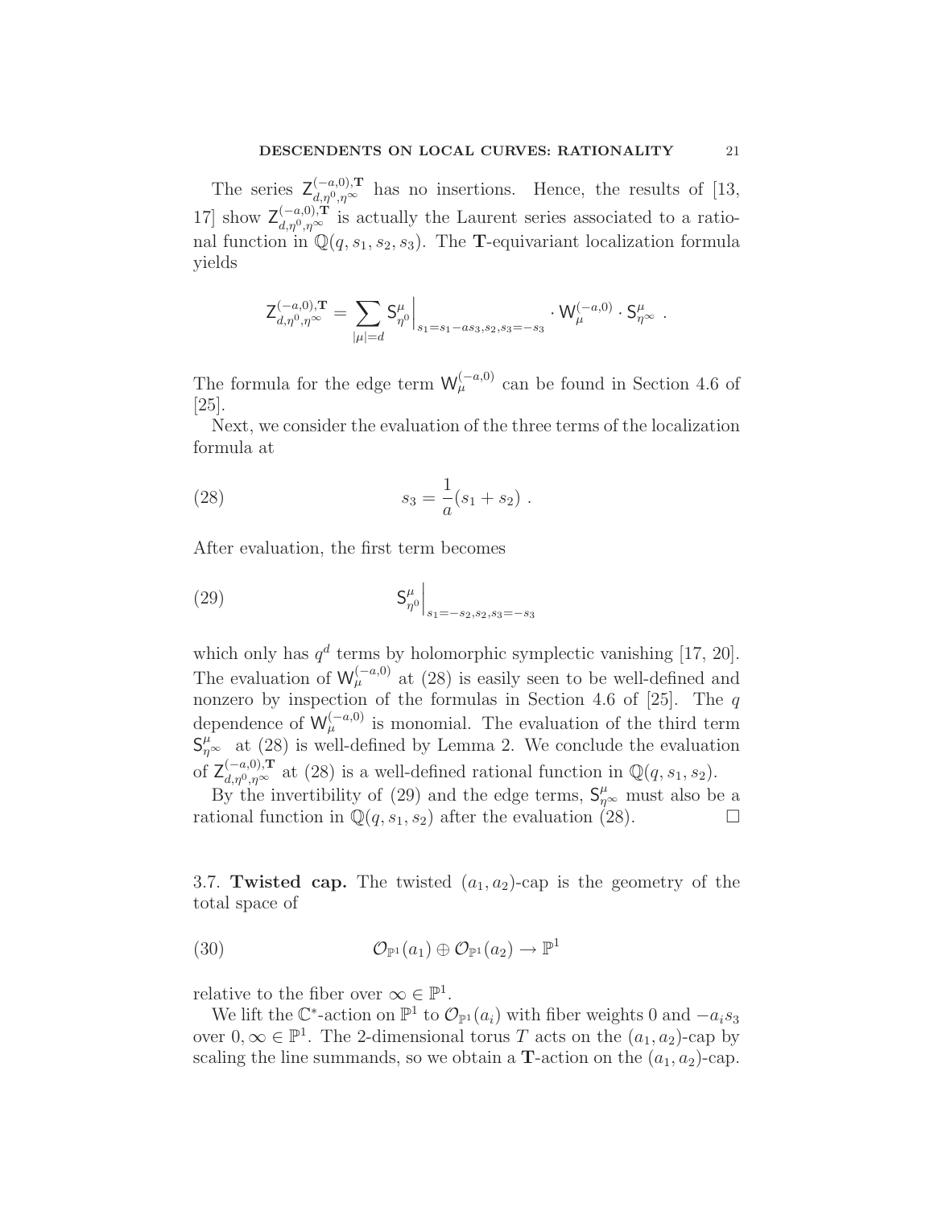The series $\mathsf{Z}^{(-a,0),\mathbf{T}}_{d,\eta^0,\eta^\infty}$ has no insertions. Hence, the results of [13, 17] show $\mathsf{Z}^{(-a,0),\mathbf{T}}_{d,\eta^0,\eta^\infty}$ is actually the Laurent series associated to a rational function in $\mathbb{Q}(q, s_1, s_2, s_3)$. The $\mathbf{T}$-equivariant localization formula yields

$$\mathsf{Z}^{(-a,0),\mathbf{T}}_{d,\eta^0,\eta^\infty} = \sum_{|\mu|=d} \mathsf{S}^{\mu}_{\eta^0}\Big|_{s_1=s_1-as_3,s_2,s_3=-s_3} \cdot \mathsf{W}^{(-a,0)}_{\mu} \cdot \mathsf{S}^{\mu}_{\eta^\infty} \ .$$

The formula for the edge term $\mathsf{W}^{(-a,0)}_{\mu}$ can be found in Section 4.6 of [25].

Next, we consider the evaluation of the three terms of the localization formula at

$$s_3 = \frac{1}{a}(s_1 + s_2) \ . \tag{28}$$

After evaluation, the first term becomes

$$\mathsf{S}^{\mu}_{\eta^0}\Big|_{s_1=-s_2,s_2,s_3=-s_3} \tag{29}$$

which only has $q^d$ terms by holomorphic symplectic vanishing [17, 20]. The evaluation of $\mathsf{W}^{(-a,0)}_{\mu}$ at (28) is easily seen to be well-defined and nonzero by inspection of the formulas in Section 4.6 of [25]. The $q$ dependence of $\mathsf{W}^{(-a,0)}_{\mu}$ is monomial. The evaluation of the third term $\mathsf{S}^{\mu}_{\eta^\infty}$ at (28) is well-defined by Lemma 2. We conclude the evaluation of $\mathsf{Z}^{(-a,0),\mathbf{T}}_{d,\eta^0,\eta^\infty}$ at (28) is a well-defined rational function in $\mathbb{Q}(q, s_1, s_2)$.

By the invertibility of (29) and the edge terms, $\mathsf{S}^{\mu}_{\eta^\infty}$ must also be a rational function in $\mathbb{Q}(q, s_1, s_2)$ after the evaluation (28). $\square$

### 3.7. Twisted cap.

The twisted $(a_1, a_2)$-cap is the geometry of the total space of

$$\mathcal{O}_{\mathbb{P}^1}(a_1) \oplus \mathcal{O}_{\mathbb{P}^1}(a_2) \to \mathbb{P}^1 \tag{30}$$

relative to the fiber over $\infty \in \mathbb{P}^1$.

We lift the $\mathbb{C}^*$-action on $\mathbb{P}^1$ to $\mathcal{O}_{\mathbb{P}^1}(a_i)$ with fiber weights $0$ and $-a_i s_3$ over $0, \infty \in \mathbb{P}^1$. The 2-dimensional torus $T$ acts on the $(a_1, a_2)$-cap by scaling the line summands, so we obtain a $\mathbf{T}$-action on the $(a_1, a_2)$-cap.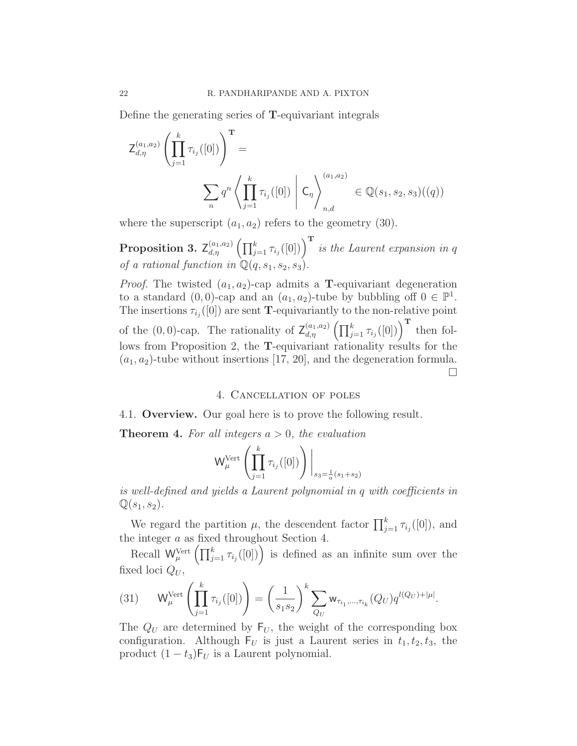Define the generating series of $\mathbf{T}$-equivariant integrals

$$
\mathsf{Z}^{(a_1,a_2)}_{d,\eta}\left(\prod_{j=1}^{k}\tau_{i_j}([0])\right)^{\mathbf{T}} =
$$

$$
\sum_n q^n \left\langle \prod_{j=1}^{k}\tau_{i_j}([0]) \;\middle|\; \mathsf{C}_\eta \right\rangle^{(a_1,a_2)}_{n,d} \in \mathbb{Q}(s_1,s_2,s_3)((q))
$$

where the superscript $(a_1,a_2)$ refers to the geometry (30).

**Proposition 3.** *$\mathsf{Z}^{(a_1,a_2)}_{d,\eta}\left(\prod_{j=1}^{k}\tau_{i_j}([0])\right)^{\mathbf{T}}$ is the Laurent expansion in $q$ of a rational function in $\mathbb{Q}(q,s_1,s_2,s_3)$.*

*Proof.* The twisted $(a_1,a_2)$-cap admits a $\mathbf{T}$-equivariant degeneration to a standard $(0,0)$-cap and an $(a_1,a_2)$-tube by bubbling off $0\in\mathbb{P}^1$. The insertions $\tau_{i_j}([0])$ are sent $\mathbf{T}$-equivariantly to the non-relative point of the $(0,0)$-cap. The rationality of $\mathsf{Z}^{(a_1,a_2)}_{d,\eta}\left(\prod_{j=1}^{k}\tau_{i_j}([0])\right)^{\mathbf{T}}$ then follows from Proposition 2, the $\mathbf{T}$-equivariant rationality results for the $(a_1,a_2)$-tube without insertions [17, 20], and the degeneration formula. $\square$

## 4. Cancellation of poles

### 4.1. Overview.

Our goal here is to prove the following result.

**Theorem 4.** *For all integers $a>0$, the evaluation*

$$
\mathsf{W}^{\mathrm{Vert}}_\mu\left(\prod_{j=1}^{k}\tau_{i_j}([0])\right)\Bigg|_{s_3=\frac{1}{a}(s_1+s_2)}
$$

*is well-defined and yields a Laurent polynomial in $q$ with coefficients in $\mathbb{Q}(s_1,s_2)$.*

We regard the partition $\mu$, the descendent factor $\prod_{j=1}^{k}\tau_{i_j}([0])$, and the integer $a$ as fixed throughout Section 4.

Recall $\mathsf{W}^{\mathrm{Vert}}_\mu\left(\prod_{j=1}^{k}\tau_{i_j}([0])\right)$ is defined as an infinite sum over the fixed loci $Q_U$,

$$
(31)\qquad \mathsf{W}^{\mathrm{Vert}}_\mu\left(\prod_{j=1}^{k}\tau_{i_j}([0])\right) = \left(\frac{1}{s_1s_2}\right)^k \sum_{Q_U} \mathsf{w}_{\tau_{i_1},\dots,\tau_{i_k}}(Q_U)\, q^{l(Q_U)+|\mu|}.
$$

The $Q_U$ are determined by $\mathsf{F}_U$, the weight of the corresponding box configuration. Although $\mathsf{F}_U$ is just a Laurent series in $t_1,t_2,t_3$, the product $(1-t_3)\mathsf{F}_U$ is a Laurent polynomial.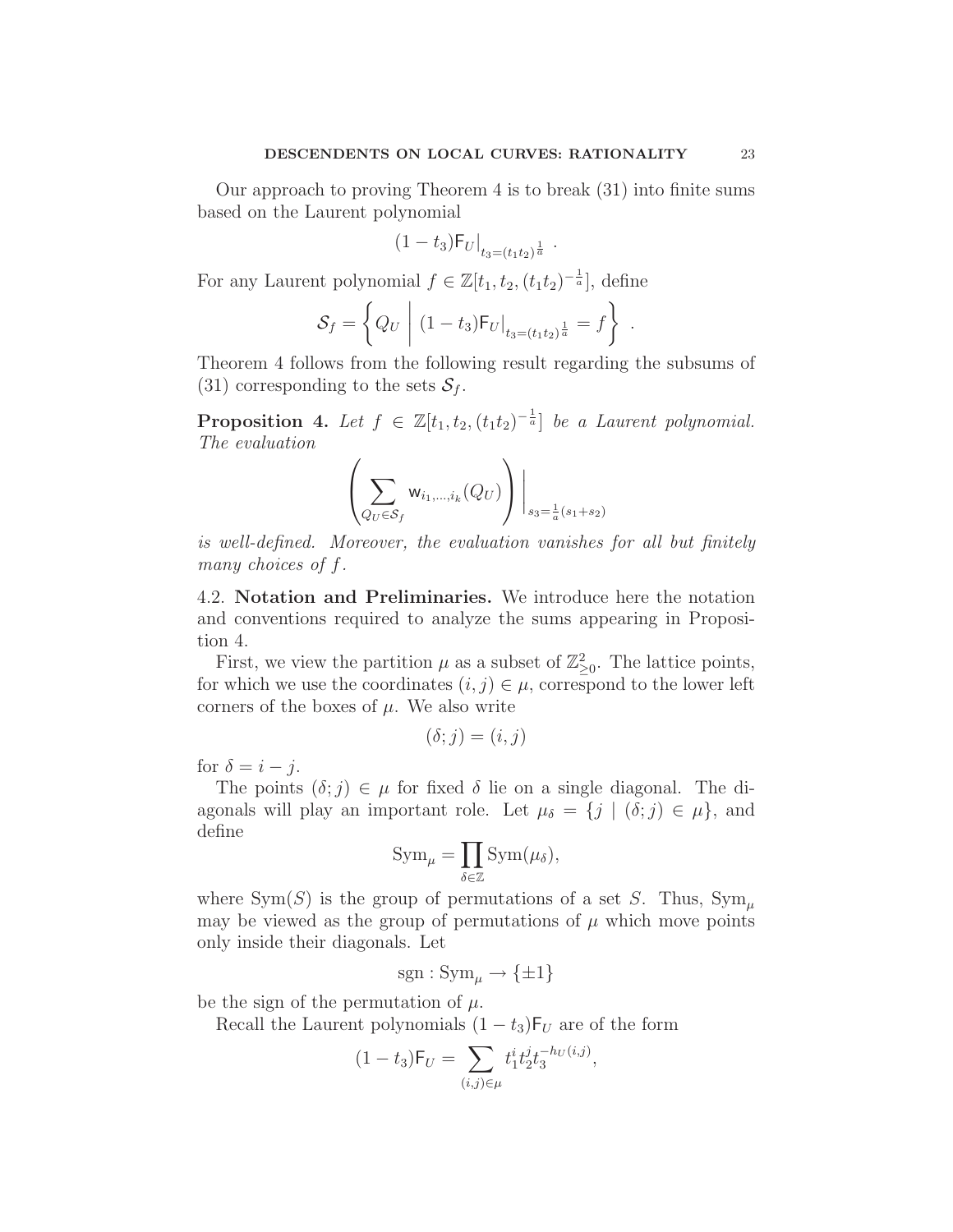Our approach to proving Theorem 4 is to break (31) into finite sums based on the Laurent polynomial

$$(1-t_3)\mathsf{F}_U\big|_{t_3=(t_1t_2)^{\frac{1}{a}}} \ .$$

For any Laurent polynomial $f \in \mathbb{Z}[t_1, t_2, (t_1t_2)^{-\frac{1}{a}}]$, define

$$\mathcal{S}_f = \left\{ Q_U \ \middle|\ (1-t_3)\mathsf{F}_U\big|_{t_3=(t_1t_2)^{\frac{1}{a}}} = f \right\} \ .$$

Theorem 4 follows from the following result regarding the subsums of (31) corresponding to the sets $\mathcal{S}_f$.

**Proposition 4.** *Let $f \in \mathbb{Z}[t_1, t_2, (t_1t_2)^{-\frac{1}{a}}]$ be a Laurent polynomial. The evaluation*

$$\left( \sum_{Q_U \in \mathcal{S}_f} \mathsf{w}_{i_1,\ldots,i_k}(Q_U) \right) \Big|_{s_3=\frac{1}{a}(s_1+s_2)}$$

*is well-defined. Moreover, the evaluation vanishes for all but finitely many choices of $f$.*

## 4.2. Notation and Preliminaries.

We introduce here the notation and conventions required to analyze the sums appearing in Proposition 4.

First, we view the partition $\mu$ as a subset of $\mathbb{Z}^2_{\geq 0}$. The lattice points, for which we use the coordinates $(i,j) \in \mu$, correspond to the lower left corners of the boxes of $\mu$. We also write

$$(\delta; j) = (i,j)$$

for $\delta = i - j$.

The points $(\delta; j) \in \mu$ for fixed $\delta$ lie on a single diagonal. The diagonals will play an important role. Let $\mu_\delta = \{j \mid (\delta; j) \in \mu\}$, and define

$$\mathrm{Sym}_\mu = \prod_{\delta \in \mathbb{Z}} \mathrm{Sym}(\mu_\delta),$$

where $\mathrm{Sym}(S)$ is the group of permutations of a set $S$. Thus, $\mathrm{Sym}_\mu$ may be viewed as the group of permutations of $\mu$ which move points only inside their diagonals. Let

$$\mathrm{sgn} : \mathrm{Sym}_\mu \to \{\pm 1\}$$

be the sign of the permutation of $\mu$.

Recall the Laurent polynomials $(1-t_3)\mathsf{F}_U$ are of the form

$$(1-t_3)\mathsf{F}_U = \sum_{(i,j)\in\mu} t_1^i t_2^j t_3^{-h_U(i,j)},$$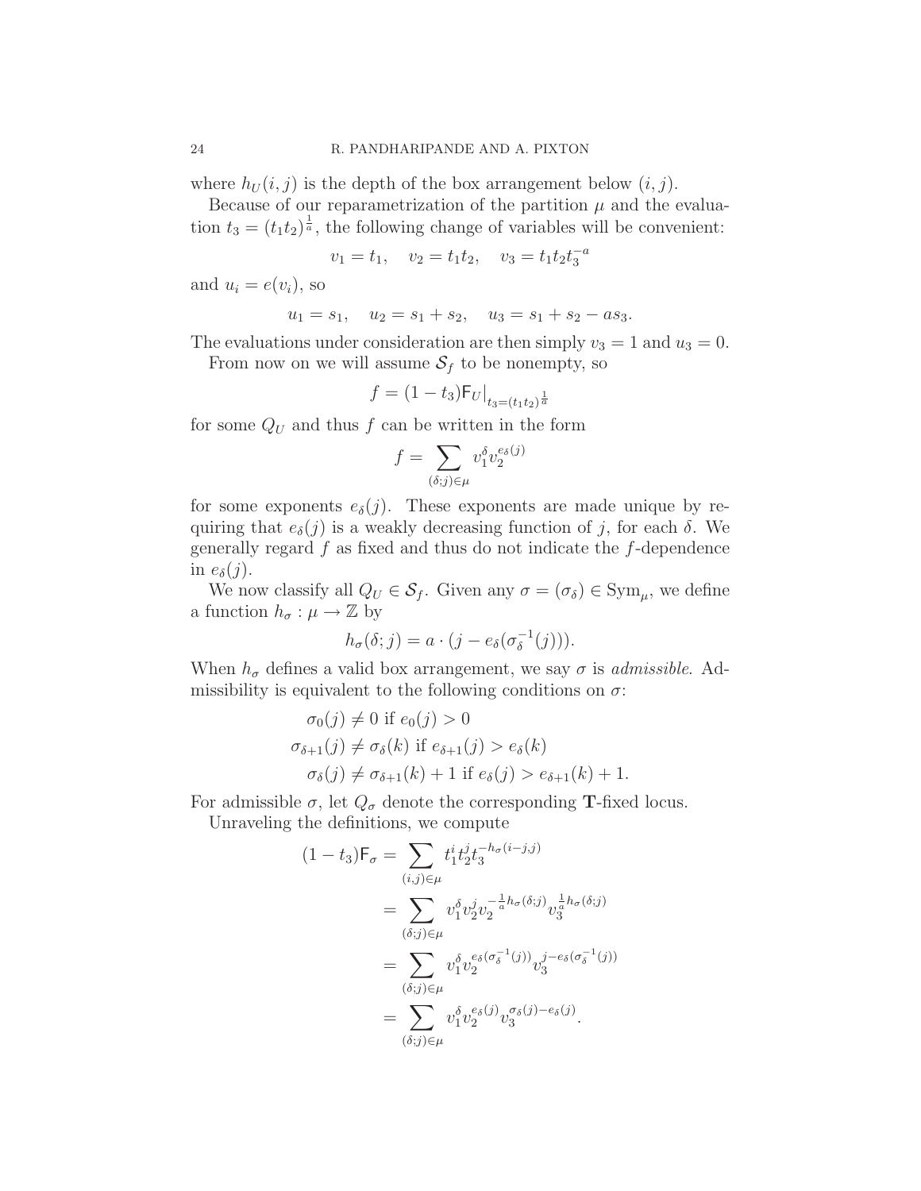where $h_U(i,j)$ is the depth of the box arrangement below $(i,j)$.

Because of our reparametrization of the partition $\mu$ and the evaluation $t_3 = (t_1 t_2)^{\frac{1}{a}}$, the following change of variables will be convenient:

$$v_1 = t_1, \quad v_2 = t_1 t_2, \quad v_3 = t_1 t_2 t_3^{-a}$$

and $u_i = e(v_i)$, so

$$u_1 = s_1, \quad u_2 = s_1 + s_2, \quad u_3 = s_1 + s_2 - a s_3.$$

The evaluations under consideration are then simply $v_3 = 1$ and $u_3 = 0$.

From now on we will assume $\mathcal{S}_f$ to be nonempty, so

$$f = (1 - t_3)\mathsf{F}_U\big|_{t_3 = (t_1 t_2)^{\frac{1}{a}}}$$

for some $Q_U$ and thus $f$ can be written in the form

$$f = \sum_{(\delta;j)\in\mu} v_1^{\delta} v_2^{e_\delta(j)}$$

for some exponents $e_\delta(j)$. These exponents are made unique by requiring that $e_\delta(j)$ is a weakly decreasing function of $j$, for each $\delta$. We generally regard $f$ as fixed and thus do not indicate the $f$-dependence in $e_\delta(j)$.

We now classify all $Q_U \in \mathcal{S}_f$. Given any $\sigma = (\sigma_\delta) \in \mathrm{Sym}_\mu$, we define a function $h_\sigma : \mu \to \mathbb{Z}$ by

$$h_\sigma(\delta; j) = a \cdot (j - e_\delta(\sigma_\delta^{-1}(j))).$$

When $h_\sigma$ defines a valid box arrangement, we say $\sigma$ is *admissible*. Admissibility is equivalent to the following conditions on $\sigma$:

$$\begin{aligned}
\sigma_0(j) &\neq 0 \text{ if } e_0(j) > 0 \\
\sigma_{\delta+1}(j) &\neq \sigma_\delta(k) \text{ if } e_{\delta+1}(j) > e_\delta(k) \\
\sigma_\delta(j) &\neq \sigma_{\delta+1}(k) + 1 \text{ if } e_\delta(j) > e_{\delta+1}(k) + 1.
\end{aligned}$$

For admissible $\sigma$, let $Q_\sigma$ denote the corresponding $\mathbf{T}$-fixed locus.

Unraveling the definitions, we compute

$$\begin{aligned}
(1 - t_3)\mathsf{F}_\sigma &= \sum_{(i,j)\in\mu} t_1^i t_2^j t_3^{-h_\sigma(i-j,j)} \\
&= \sum_{(\delta;j)\in\mu} v_1^\delta v_2^j v_2^{-\frac{1}{a}h_\sigma(\delta;j)} v_3^{\frac{1}{a}h_\sigma(\delta;j)} \\
&= \sum_{(\delta;j)\in\mu} v_1^\delta v_2^{e_\delta(\sigma_\delta^{-1}(j))} v_3^{j - e_\delta(\sigma_\delta^{-1}(j))} \\
&= \sum_{(\delta;j)\in\mu} v_1^\delta v_2^{e_\delta(j)} v_3^{\sigma_\delta(j) - e_\delta(j)}.
\end{aligned}$$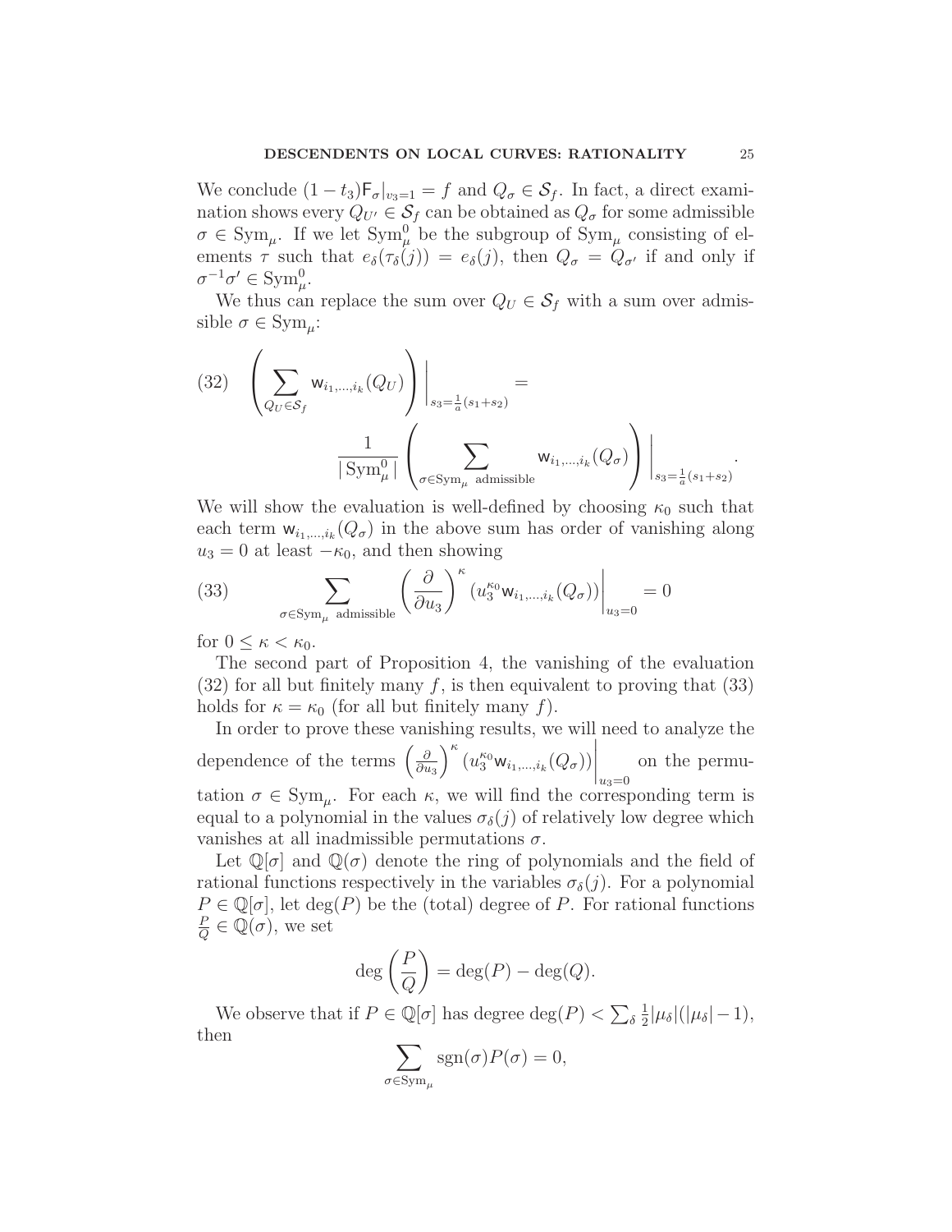We conclude $(1-t_3)\mathsf{F}_\sigma|_{v_3=1} = f$ and $Q_\sigma \in \mathcal{S}_f$. In fact, a direct examination shows every $Q_{U'} \in \mathcal{S}_f$ can be obtained as $Q_\sigma$ for some admissible $\sigma \in \mathrm{Sym}_\mu$. If we let $\mathrm{Sym}^0_\mu$ be the subgroup of $\mathrm{Sym}_\mu$ consisting of elements $\tau$ such that $e_\delta(\tau_\delta(j)) = e_\delta(j)$, then $Q_\sigma = Q_{\sigma'}$ if and only if $\sigma^{-1}\sigma' \in \mathrm{Sym}^0_\mu$.

We thus can replace the sum over $Q_U \in \mathcal{S}_f$ with a sum over admissible $\sigma \in \mathrm{Sym}_\mu$:

$$
(32) \quad \left( \sum_{Q_U \in \mathcal{S}_f} \mathsf{w}_{i_1,\ldots,i_k}(Q_U) \right) \Bigg|_{s_3 = \frac{1}{a}(s_1+s_2)} = \frac{1}{|\mathrm{Sym}^0_\mu|} \left( \sum_{\sigma \in \mathrm{Sym}_\mu \ \text{admissible}} \mathsf{w}_{i_1,\ldots,i_k}(Q_\sigma) \right) \Bigg|_{s_3 = \frac{1}{a}(s_1+s_2)}.
$$

We will show the evaluation is well-defined by choosing $\kappa_0$ such that each term $\mathsf{w}_{i_1,\ldots,i_k}(Q_\sigma)$ in the above sum has order of vanishing along $u_3 = 0$ at least $-\kappa_0$, and then showing

$$
(33) \qquad \sum_{\sigma \in \mathrm{Sym}_\mu \ \text{admissible}} \left( \frac{\partial}{\partial u_3} \right)^\kappa \left( u_3^{\kappa_0} \mathsf{w}_{i_1,\ldots,i_k}(Q_\sigma) \right) \Bigg|_{u_3=0} = 0
$$

for $0 \leq \kappa < \kappa_0$.

The second part of Proposition 4, the vanishing of the evaluation (32) for all but finitely many $f$, is then equivalent to proving that (33) holds for $\kappa = \kappa_0$ (for all but finitely many $f$).

In order to prove these vanishing results, we will need to analyze the dependence of the terms $\left(\frac{\partial}{\partial u_3}\right)^\kappa \left( u_3^{\kappa_0} \mathsf{w}_{i_1,\ldots,i_k}(Q_\sigma)\right)\Big|_{u_3=0}$ on the permutation $\sigma \in \mathrm{Sym}_\mu$. For each $\kappa$, we will find the corresponding term is equal to a polynomial in the values $\sigma_\delta(j)$ of relatively low degree which vanishes at all inadmissible permutations $\sigma$.

Let $\mathbb{Q}[\sigma]$ and $\mathbb{Q}(\sigma)$ denote the ring of polynomials and the field of rational functions respectively in the variables $\sigma_\delta(j)$. For a polynomial $P \in \mathbb{Q}[\sigma]$, let $\deg(P)$ be the (total) degree of $P$. For rational functions $\frac{P}{Q} \in \mathbb{Q}(\sigma)$, we set

$$
\deg\left(\frac{P}{Q}\right) = \deg(P) - \deg(Q).
$$

We observe that if $P \in \mathbb{Q}[\sigma]$ has degree $\deg(P) < \sum_\delta \frac{1}{2}|\mu_\delta|(|\mu_\delta| - 1)$, then

$$
\sum_{\sigma \in \mathrm{Sym}_\mu} \mathrm{sgn}(\sigma) P(\sigma) = 0,
$$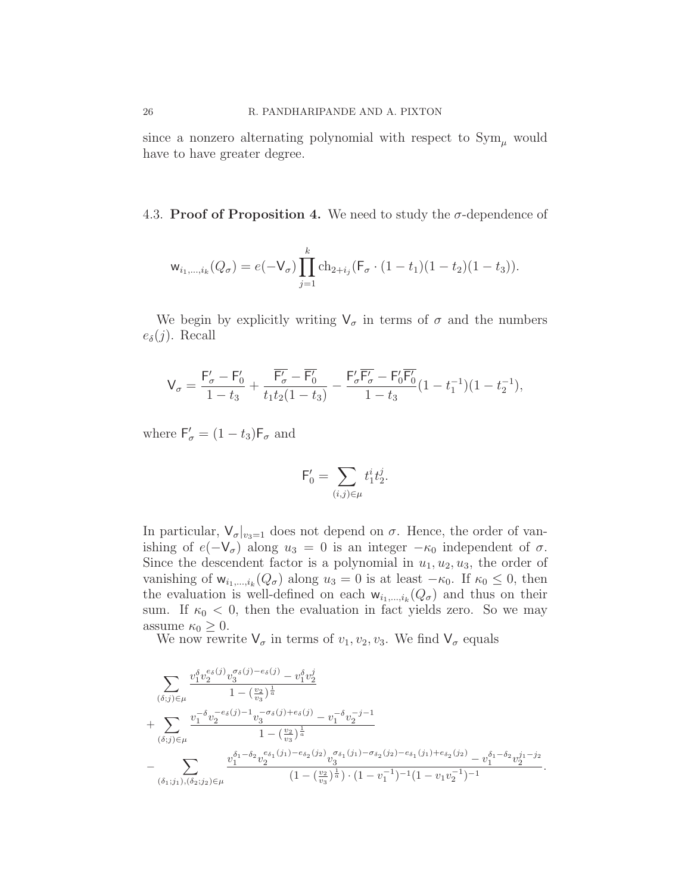since a nonzero alternating polynomial with respect to $\mathrm{Sym}_\mu$ would have to have greater degree.

### 4.3. **Proof of Proposition 4.**

We need to study the $\sigma$-dependence of

$$\mathsf{w}_{i_1,\ldots,i_k}(Q_\sigma) = e(-\mathsf{V}_\sigma)\prod_{j=1}^{k}\mathrm{ch}_{2+i_j}(\mathsf{F}_\sigma\cdot(1-t_1)(1-t_2)(1-t_3)).$$

We begin by explicitly writing $\mathsf{V}_\sigma$ in terms of $\sigma$ and the numbers $e_\delta(j)$. Recall

$$\mathsf{V}_\sigma = \frac{\mathsf{F}'_\sigma - \mathsf{F}'_0}{1-t_3} + \frac{\overline{\mathsf{F}'_\sigma} - \overline{\mathsf{F}'_0}}{t_1 t_2(1-t_3)} - \frac{\mathsf{F}'_\sigma\overline{\mathsf{F}'_\sigma} - \mathsf{F}'_0\overline{\mathsf{F}'_0}}{1-t_3}(1-t_1^{-1})(1-t_2^{-1}),$$

where $\mathsf{F}'_\sigma = (1-t_3)\mathsf{F}_\sigma$ and

$$\mathsf{F}'_0 = \sum_{(i,j)\in\mu} t_1^i t_2^j.$$

In particular, $\mathsf{V}_\sigma|_{v_3=1}$ does not depend on $\sigma$. Hence, the order of vanishing of $e(-\mathsf{V}_\sigma)$ along $u_3=0$ is an integer $-\kappa_0$ independent of $\sigma$. Since the descendent factor is a polynomial in $u_1,u_2,u_3$, the order of vanishing of $\mathsf{w}_{i_1,\ldots,i_k}(Q_\sigma)$ along $u_3=0$ is at least $-\kappa_0$. If $\kappa_0\le 0$, then the evaluation is well-defined on each $\mathsf{w}_{i_1,\ldots,i_k}(Q_\sigma)$ and thus on their sum. If $\kappa_0<0$, then the evaluation in fact yields zero. So we may assume $\kappa_0\ge 0$.

We now rewrite $\mathsf{V}_\sigma$ in terms of $v_1,v_2,v_3$. We find $\mathsf{V}_\sigma$ equals

$$\sum_{(\delta;j)\in\mu}\frac{v_1^\delta v_2^{e_\delta(j)} v_3^{\sigma_\delta(j)-e_\delta(j)} - v_1^\delta v_2^j}{1-(\frac{v_2}{v_3})^{\frac{1}{a}}}$$
$$+\sum_{(\delta;j)\in\mu}\frac{v_1^{-\delta} v_2^{-e_\delta(j)-1} v_3^{-\sigma_\delta(j)+e_\delta(j)} - v_1^{-\delta} v_2^{-j-1}}{1-(\frac{v_2}{v_3})^{\frac{1}{a}}}$$
$$-\sum_{(\delta_1;j_1),(\delta_2;j_2)\in\mu}\frac{v_1^{\delta_1-\delta_2} v_2^{e_{\delta_1}(j_1)-e_{\delta_2}(j_2)} v_3^{\sigma_{\delta_1}(j_1)-\sigma_{\delta_2}(j_2)-e_{\delta_1}(j_1)+e_{\delta_2}(j_2)} - v_1^{\delta_1-\delta_2} v_2^{j_1-j_2}}{(1-(\frac{v_2}{v_3})^{\frac{1}{a}})\cdot(1-v_1^{-1})^{-1}(1-v_1 v_2^{-1})^{-1}}.$$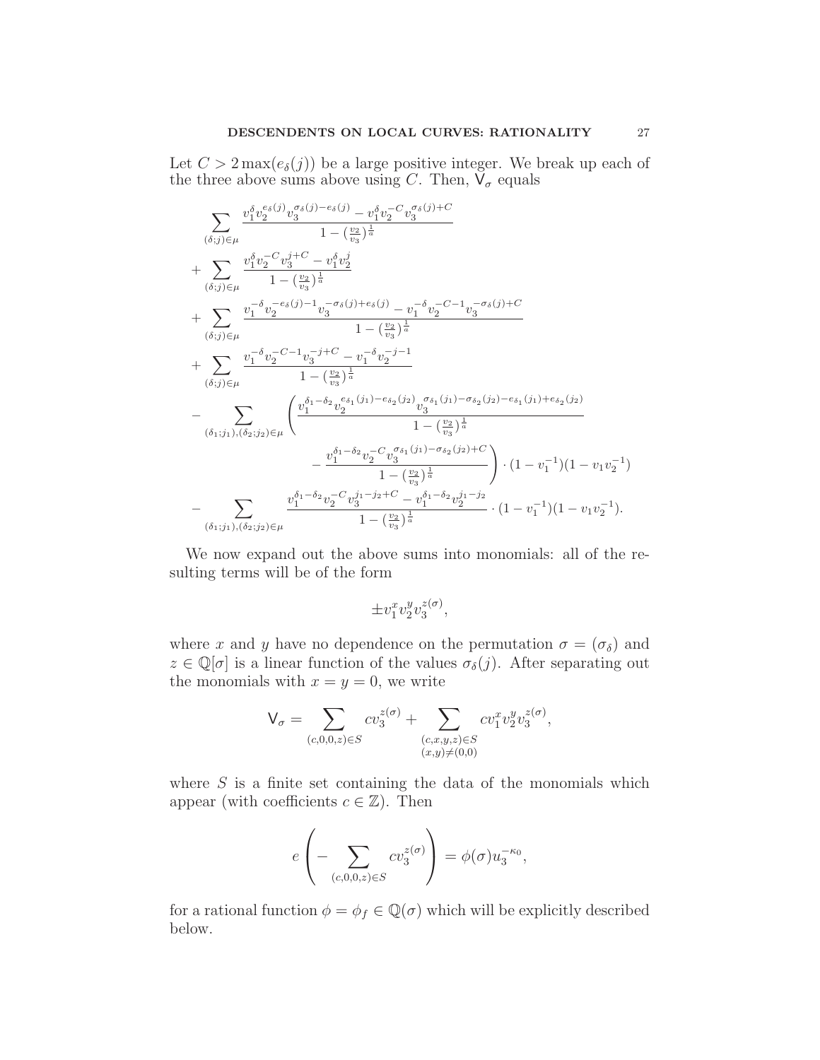Let $C > 2\max(e_\delta(j))$ be a large positive integer. We break up each of the three above sums above using $C$. Then, $\mathsf{V}_\sigma$ equals

$$
\begin{aligned}
&\sum_{(\delta;j)\in\mu} \frac{v_1^{\delta} v_2^{e_\delta(j)} v_3^{\sigma_\delta(j)-e_\delta(j)} - v_1^{\delta} v_2^{-C} v_3^{\sigma_\delta(j)+C}}{1-(\frac{v_2}{v_3})^{\frac{1}{a}}} \\
&+ \sum_{(\delta;j)\in\mu} \frac{v_1^{\delta} v_2^{-C} v_3^{j+C} - v_1^{\delta} v_2^{j}}{1-(\frac{v_2}{v_3})^{\frac{1}{a}}} \\
&+ \sum_{(\delta;j)\in\mu} \frac{v_1^{-\delta} v_2^{-e_\delta(j)-1} v_3^{-\sigma_\delta(j)+e_\delta(j)} - v_1^{-\delta} v_2^{-C-1} v_3^{-\sigma_\delta(j)+C}}{1-(\frac{v_2}{v_3})^{\frac{1}{a}}} \\
&+ \sum_{(\delta;j)\in\mu} \frac{v_1^{-\delta} v_2^{-C-1} v_3^{-j+C} - v_1^{-\delta} v_2^{-j-1}}{1-(\frac{v_2}{v_3})^{\frac{1}{a}}} \\
&- \sum_{(\delta_1;j_1),(\delta_2;j_2)\in\mu} \left( \frac{v_1^{\delta_1-\delta_2} v_2^{e_{\delta_1}(j_1)-e_{\delta_2}(j_2)} v_3^{\sigma_{\delta_1}(j_1)-\sigma_{\delta_2}(j_2)-e_{\delta_1}(j_1)+e_{\delta_2}(j_2)}}{1-(\frac{v_2}{v_3})^{\frac{1}{a}}} \right. \\
&\qquad\qquad \left. - \frac{v_1^{\delta_1-\delta_2} v_2^{-C} v_3^{\sigma_{\delta_1}(j_1)-\sigma_{\delta_2}(j_2)+C}}{1-(\frac{v_2}{v_3})^{\frac{1}{a}}} \right) \cdot (1-v_1^{-1})(1-v_1v_2^{-1}) \\
&- \sum_{(\delta_1;j_1),(\delta_2;j_2)\in\mu} \frac{v_1^{\delta_1-\delta_2} v_2^{-C} v_3^{j_1-j_2+C} - v_1^{\delta_1-\delta_2} v_2^{j_1-j_2}}{1-(\frac{v_2}{v_3})^{\frac{1}{a}}} \cdot (1-v_1^{-1})(1-v_1v_2^{-1}).
\end{aligned}
$$

We now expand out the above sums into monomials: all of the resulting terms will be of the form

$$
\pm v_1^x v_2^y v_3^{z(\sigma)},
$$

where $x$ and $y$ have no dependence on the permutation $\sigma = (\sigma_\delta)$ and $z \in \mathbb{Q}[\sigma]$ is a linear function of the values $\sigma_\delta(j)$. After separating out the monomials with $x = y = 0$, we write

$$
\mathsf{V}_\sigma = \sum_{(c,0,0,z)\in S} c v_3^{z(\sigma)} + \sum_{\substack{(c,x,y,z)\in S \\ (x,y)\neq(0,0)}} c v_1^x v_2^y v_3^{z(\sigma)},
$$

where $S$ is a finite set containing the data of the monomials which appear (with coefficients $c \in \mathbb{Z}$). Then

$$
e\left( - \sum_{(c,0,0,z)\in S} c v_3^{z(\sigma)} \right) = \phi(\sigma) u_3^{-\kappa_0},
$$

for a rational function $\phi = \phi_f \in \mathbb{Q}(\sigma)$ which will be explicitly described below.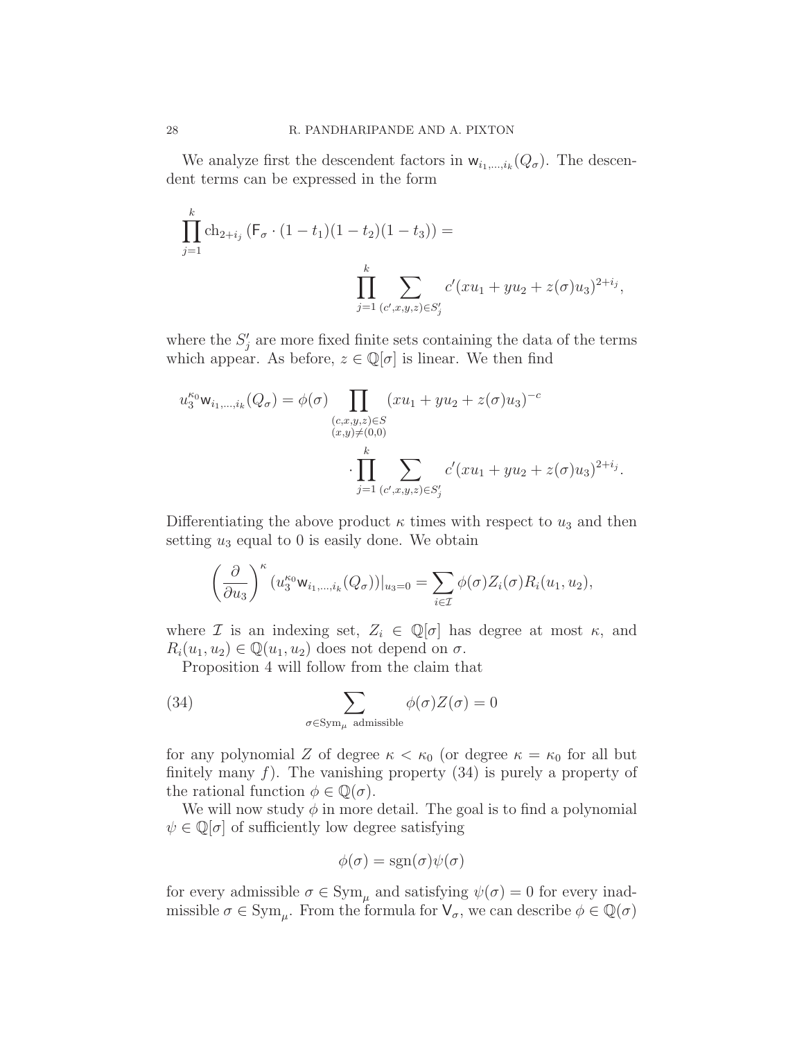We analyze first the descendent factors in $\mathsf{w}_{i_1,\ldots,i_k}(Q_\sigma)$. The descendent terms can be expressed in the form

$$\prod_{j=1}^{k} \mathrm{ch}_{2+i_j}\left(\mathsf{F}_\sigma \cdot (1-t_1)(1-t_2)(1-t_3)\right) = \prod_{j=1}^{k} \sum_{(c',x,y,z)\in S'_j} c'(xu_1+yu_2+z(\sigma)u_3)^{2+i_j},$$

where the $S'_j$ are more fixed finite sets containing the data of the terms which appear. As before, $z \in \mathbb{Q}[\sigma]$ is linear. We then find

$$u_3^{\kappa_0}\mathsf{w}_{i_1,\ldots,i_k}(Q_\sigma) = \phi(\sigma) \prod_{\substack{(c,x,y,z)\in S\\ (x,y)\neq(0,0)}} (xu_1+yu_2+z(\sigma)u_3)^{-c} \cdot \prod_{j=1}^{k} \sum_{(c',x,y,z)\in S'_j} c'(xu_1+yu_2+z(\sigma)u_3)^{2+i_j}.$$

Differentiating the above product $\kappa$ times with respect to $u_3$ and then setting $u_3$ equal to 0 is easily done. We obtain

$$\left(\frac{\partial}{\partial u_3}\right)^{\kappa} (u_3^{\kappa_0}\mathsf{w}_{i_1,\ldots,i_k}(Q_\sigma))|_{u_3=0} = \sum_{i\in\mathcal{I}} \phi(\sigma)Z_i(\sigma)R_i(u_1,u_2),$$

where $\mathcal{I}$ is an indexing set, $Z_i \in \mathbb{Q}[\sigma]$ has degree at most $\kappa$, and $R_i(u_1,u_2) \in \mathbb{Q}(u_1,u_2)$ does not depend on $\sigma$.

Proposition 4 will follow from the claim that

$$\sum_{\sigma\in\mathrm{Sym}_\mu \ \text{admissible}} \phi(\sigma)Z(\sigma) = 0 \tag{34}$$

for any polynomial $Z$ of degree $\kappa < \kappa_0$ (or degree $\kappa = \kappa_0$ for all but finitely many $f$). The vanishing property (34) is purely a property of the rational function $\phi \in \mathbb{Q}(\sigma)$.

We will now study $\phi$ in more detail. The goal is to find a polynomial $\psi \in \mathbb{Q}[\sigma]$ of sufficiently low degree satisfying

$$\phi(\sigma) = \mathrm{sgn}(\sigma)\psi(\sigma)$$

for every admissible $\sigma \in \mathrm{Sym}_\mu$ and satisfying $\psi(\sigma) = 0$ for every inadmissible $\sigma \in \mathrm{Sym}_\mu$. From the formula for $\mathsf{V}_\sigma$, we can describe $\phi \in \mathbb{Q}(\sigma)$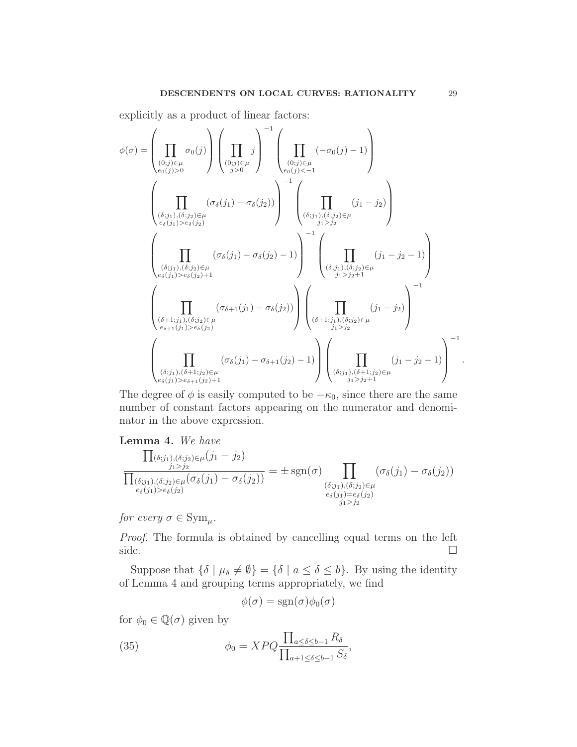explicitly as a product of linear factors:

$$
\begin{aligned}
\phi(\sigma) = &\left(\prod_{\substack{(0;j)\in\mu \\ e_0(j)>0}} \sigma_0(j)\right)\left(\prod_{\substack{(0;j)\in\mu \\ j>0}} j\right)^{-1}\left(\prod_{\substack{(0;j)\in\mu \\ e_0(j)<-1}} (-\sigma_0(j)-1)\right) \\
&\left(\prod_{\substack{(\delta;j_1),(\delta;j_2)\in\mu \\ e_\delta(j_1)>e_\delta(j_2)}} (\sigma_\delta(j_1)-\sigma_\delta(j_2))\right)^{-1}\left(\prod_{\substack{(\delta;j_1),(\delta;j_2)\in\mu \\ j_1>j_2}} (j_1-j_2)\right) \\
&\left(\prod_{\substack{(\delta;j_1),(\delta;j_2)\in\mu \\ e_\delta(j_1)>e_\delta(j_2)+1}} (\sigma_\delta(j_1)-\sigma_\delta(j_2)-1)\right)^{-1}\left(\prod_{\substack{(\delta;j_1),(\delta;j_2)\in\mu \\ j_1>j_2+1}} (j_1-j_2-1)\right) \\
&\left(\prod_{\substack{(\delta+1;j_1),(\delta;j_2)\in\mu \\ e_{\delta+1}(j_1)>e_\delta(j_2)}} (\sigma_{\delta+1}(j_1)-\sigma_\delta(j_2))\right)\left(\prod_{\substack{(\delta+1;j_1),(\delta;j_2)\in\mu \\ j_1>j_2}} (j_1-j_2)\right)^{-1} \\
&\left(\prod_{\substack{(\delta;j_1),(\delta+1;j_2)\in\mu \\ e_\delta(j_1)>e_{\delta+1}(j_2)+1}} (\sigma_\delta(j_1)-\sigma_{\delta+1}(j_2)-1)\right)\left(\prod_{\substack{(\delta;j_1),(\delta+1;j_2)\in\mu \\ j_1>j_2+1}} (j_1-j_2-1)\right)^{-1}.
\end{aligned}
$$

The degree of $\phi$ is easily computed to be $-\kappa_0$, since there are the same number of constant factors appearing on the numerator and denominator in the above expression.

**Lemma 4.** *We have*

$$
\frac{\prod_{\substack{(\delta;j_1),(\delta;j_2)\in\mu \\ j_1>j_2}}(j_1-j_2)}{\prod_{\substack{(\delta;j_1),(\delta;j_2)\in\mu \\ e_\delta(j_1)>e_\delta(j_2)}}(\sigma_\delta(j_1)-\sigma_\delta(j_2))} = \pm\,\mathrm{sgn}(\sigma)\prod_{\substack{(\delta;j_1),(\delta;j_2)\in\mu \\ e_\delta(j_1)=e_\delta(j_2) \\ j_1>j_2}}(\sigma_\delta(j_1)-\sigma_\delta(j_2))
$$

*for every $\sigma \in \mathrm{Sym}_\mu$.*

*Proof.* The formula is obtained by cancelling equal terms on the left side. $\square$

Suppose that $\{\delta \mid \mu_\delta \neq \emptyset\} = \{\delta \mid a \leq \delta \leq b\}$. By using the identity of Lemma 4 and grouping terms appropriately, we find

$$
\phi(\sigma) = \mathrm{sgn}(\sigma)\phi_0(\sigma)
$$

for $\phi_0 \in \mathbb{Q}(\sigma)$ given by

$$
\phi_0 = XPQ\frac{\prod_{a\leq\delta\leq b-1} R_\delta}{\prod_{a+1\leq\delta\leq b-1} S_\delta}, \tag{35}
$$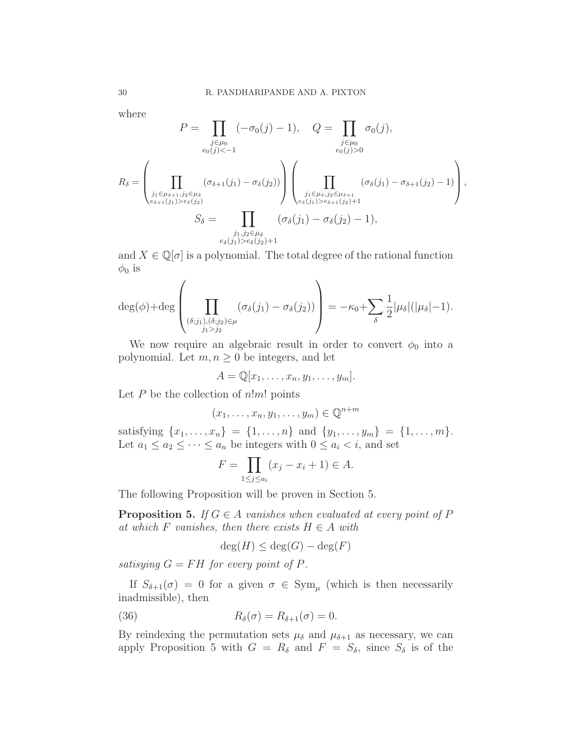where

$$P = \prod_{\substack{j \in \mu_0 \\ e_0(j) < -1}} (-\sigma_0(j) - 1), \quad Q = \prod_{\substack{j \in \mu_0 \\ e_0(j) > 0}} \sigma_0(j),$$

$$R_\delta = \left( \prod_{\substack{j_1 \in \mu_{\delta+1}, j_2 \in \mu_\delta \\ e_{\delta+1}(j_1) > e_\delta(j_2)}} (\sigma_{\delta+1}(j_1) - \sigma_\delta(j_2)) \right) \left( \prod_{\substack{j_1 \in \mu_\delta, j_2 \in \mu_{\delta+1} \\ e_\delta(j_1) > e_{\delta+1}(j_2)+1}} (\sigma_\delta(j_1) - \sigma_{\delta+1}(j_2) - 1) \right),$$

$$S_\delta = \prod_{\substack{j_1, j_2 \in \mu_\delta \\ e_\delta(j_1) > e_\delta(j_2)+1}} (\sigma_\delta(j_1) - \sigma_\delta(j_2) - 1),$$

and $X \in \mathbb{Q}[\sigma]$ is a polynomial. The total degree of the rational function $\phi_0$ is

$$\deg(\phi) + \deg \left( \prod_{\substack{(\delta;j_1),(\delta;j_2) \in \mu \\ j_1 > j_2}} (\sigma_\delta(j_1) - \sigma_\delta(j_2)) \right) = -\kappa_0 + \sum_\delta \frac{1}{2} |\mu_\delta| (|\mu_\delta| - 1).$$

We now require an algebraic result in order to convert $\phi_0$ into a polynomial. Let $m, n \geq 0$ be integers, and let

$$A = \mathbb{Q}[x_1, \ldots, x_n, y_1, \ldots, y_m].$$

Let $P$ be the collection of $n!m!$ points

$$(x_1, \ldots, x_n, y_1, \ldots, y_m) \in \mathbb{Q}^{n+m}$$

satisfying $\{x_1, \ldots, x_n\} = \{1, \ldots, n\}$ and $\{y_1, \ldots, y_m\} = \{1, \ldots, m\}$. Let $a_1 \leq a_2 \leq \cdots \leq a_n$ be integers with $0 \leq a_i < i$, and set

$$F = \prod_{1 \leq j \leq a_i} (x_j - x_i + 1) \in A.$$

The following Proposition will be proven in Section 5.

**Proposition 5.** *If $G \in A$ vanishes when evaluated at every point of $P$ at which $F$ vanishes, then there exists $H \in A$ with*

$$\deg(H) \leq \deg(G) - \deg(F)$$

*satisying $G = FH$ for every point of $P$.*

If $S_{\delta+1}(\sigma) = 0$ for a given $\sigma \in \mathrm{Sym}_\mu$ (which is then necessarily inadmissible), then

$$R_\delta(\sigma) = R_{\delta+1}(\sigma) = 0. \tag{36}$$

By reindexing the permutation sets $\mu_\delta$ and $\mu_{\delta+1}$ as necessary, we can apply Proposition 5 with $G = R_\delta$ and $F = S_\delta$, since $S_\delta$ is of the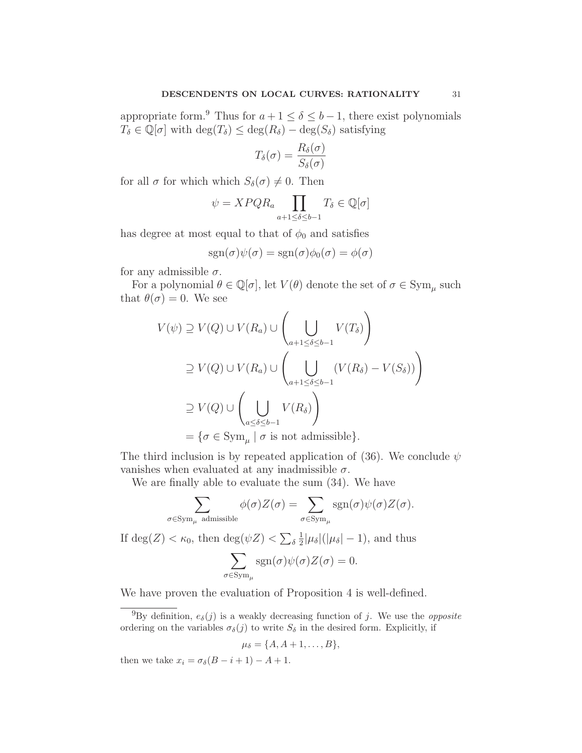appropriate form.[9] Thus for $a+1 \le \delta \le b-1$, there exist polynomials $T_\delta \in \mathbb{Q}[\sigma]$ with $\deg(T_\delta) \le \deg(R_\delta) - \deg(S_\delta)$ satisfying

$$T_\delta(\sigma) = \frac{R_\delta(\sigma)}{S_\delta(\sigma)}$$

for all $\sigma$ for which which $S_\delta(\sigma) \neq 0$. Then

$$\psi = XPQR_a \prod_{a+1 \le \delta \le b-1} T_\delta \in \mathbb{Q}[\sigma]$$

has degree at most equal to that of $\phi_0$ and satisfies

$$\operatorname{sgn}(\sigma)\psi(\sigma) = \operatorname{sgn}(\sigma)\phi_0(\sigma) = \phi(\sigma)$$

for any admissible $\sigma$.

For a polynomial $\theta \in \mathbb{Q}[\sigma]$, let $V(\theta)$ denote the set of $\sigma \in \operatorname{Sym}_\mu$ such that $\theta(\sigma) = 0$. We see

$$\begin{aligned}
V(\psi) &\supseteq V(Q) \cup V(R_a) \cup \left( \bigcup_{a+1 \le \delta \le b-1} V(T_\delta) \right) \\
&\supseteq V(Q) \cup V(R_a) \cup \left( \bigcup_{a+1 \le \delta \le b-1} (V(R_\delta) - V(S_\delta)) \right) \\
&\supseteq V(Q) \cup \left( \bigcup_{a \le \delta \le b-1} V(R_\delta) \right) \\
&= \{\sigma \in \operatorname{Sym}_\mu \mid \sigma \text{ is not admissible}\}.
\end{aligned}$$

The third inclusion is by repeated application of (36). We conclude $\psi$ vanishes when evaluated at any inadmissible $\sigma$.

We are finally able to evaluate the sum (34). We have

$$\sum_{\sigma \in \operatorname{Sym}_\mu \text{ admissible}} \phi(\sigma) Z(\sigma) = \sum_{\sigma \in \operatorname{Sym}_\mu} \operatorname{sgn}(\sigma)\psi(\sigma)Z(\sigma).$$

If $\deg(Z) < \kappa_0$, then $\deg(\psi Z) < \sum_\delta \frac{1}{2}|\mu_\delta|(|\mu_\delta| - 1)$, and thus

$$\sum_{\sigma \in \operatorname{Sym}_\mu} \operatorname{sgn}(\sigma)\psi(\sigma)Z(\sigma) = 0.$$

We have proven the evaluation of Proposition 4 is well-defined.

---

[9] By definition, $e_\delta(j)$ is a weakly decreasing function of $j$. We use the *opposite* ordering on the variables $\sigma_\delta(j)$ to write $S_\delta$ in the desired form. Explicitly, if

$$\mu_\delta = \{A, A+1, \ldots, B\},$$

then we take $x_i = \sigma_\delta(B - i + 1) - A + 1$.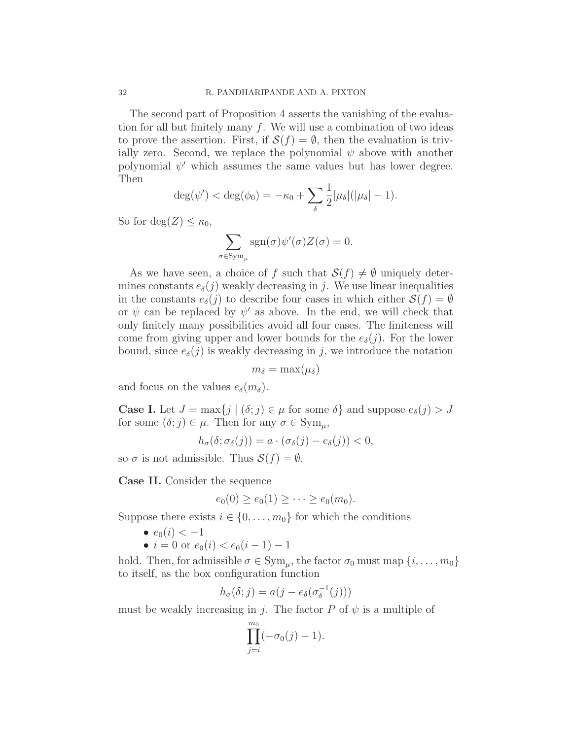The second part of Proposition 4 asserts the vanishing of the evaluation for all but finitely many $f$. We will use a combination of two ideas to prove the assertion. First, if $\mathcal{S}(f) = \emptyset$, then the evaluation is trivially zero. Second, we replace the polynomial $\psi$ above with another polynomial $\psi'$ which assumes the same values but has lower degree. Then

$$\deg(\psi') < \deg(\phi_0) = -\kappa_0 + \sum_\delta \frac{1}{2}|\mu_\delta|(|\mu_\delta| - 1).$$

So for $\deg(Z) \leq \kappa_0$,

$$\sum_{\sigma \in \mathrm{Sym}_\mu} \mathrm{sgn}(\sigma)\psi'(\sigma)Z(\sigma) = 0.$$

As we have seen, a choice of $f$ such that $\mathcal{S}(f) \neq \emptyset$ uniquely determines constants $e_\delta(j)$ weakly decreasing in $j$. We use linear inequalities in the constants $e_\delta(j)$ to describe four cases in which either $\mathcal{S}(f) = \emptyset$ or $\psi$ can be replaced by $\psi'$ as above. In the end, we will check that only finitely many possibilities avoid all four cases. The finiteness will come from giving upper and lower bounds for the $e_\delta(j)$. For the lower bound, since $e_\delta(j)$ is weakly decreasing in $j$, we introduce the notation

$$m_\delta = \max(\mu_\delta)$$

and focus on the values $e_\delta(m_\delta)$.

**Case I.** Let $J = \max\{j \mid (\delta; j) \in \mu \text{ for some } \delta\}$ and suppose $e_\delta(j) > J$ for some $(\delta; j) \in \mu$. Then for any $\sigma \in \mathrm{Sym}_\mu$,

$$h_\sigma(\delta; \sigma_\delta(j)) = a \cdot (\sigma_\delta(j) - e_\delta(j)) < 0,$$

so $\sigma$ is not admissible. Thus $\mathcal{S}(f) = \emptyset$.

**Case II.** Consider the sequence

$$e_0(0) \geq e_0(1) \geq \cdots \geq e_0(m_0).$$

Suppose there exists $i \in \{0, \ldots, m_0\}$ for which the conditions

- $e_0(i) < -1$
- $i = 0$ or $e_0(i) < e_0(i-1) - 1$

hold. Then, for admissible $\sigma \in \mathrm{Sym}_\mu$, the factor $\sigma_0$ must map $\{i, \ldots, m_0\}$ to itself, as the box configuration function

$$h_\sigma(\delta; j) = a(j - e_\delta(\sigma_\delta^{-1}(j)))$$

must be weakly increasing in $j$. The factor $P$ of $\psi$ is a multiple of

$$\prod_{j=i}^{m_0}(-\sigma_0(j) - 1).$$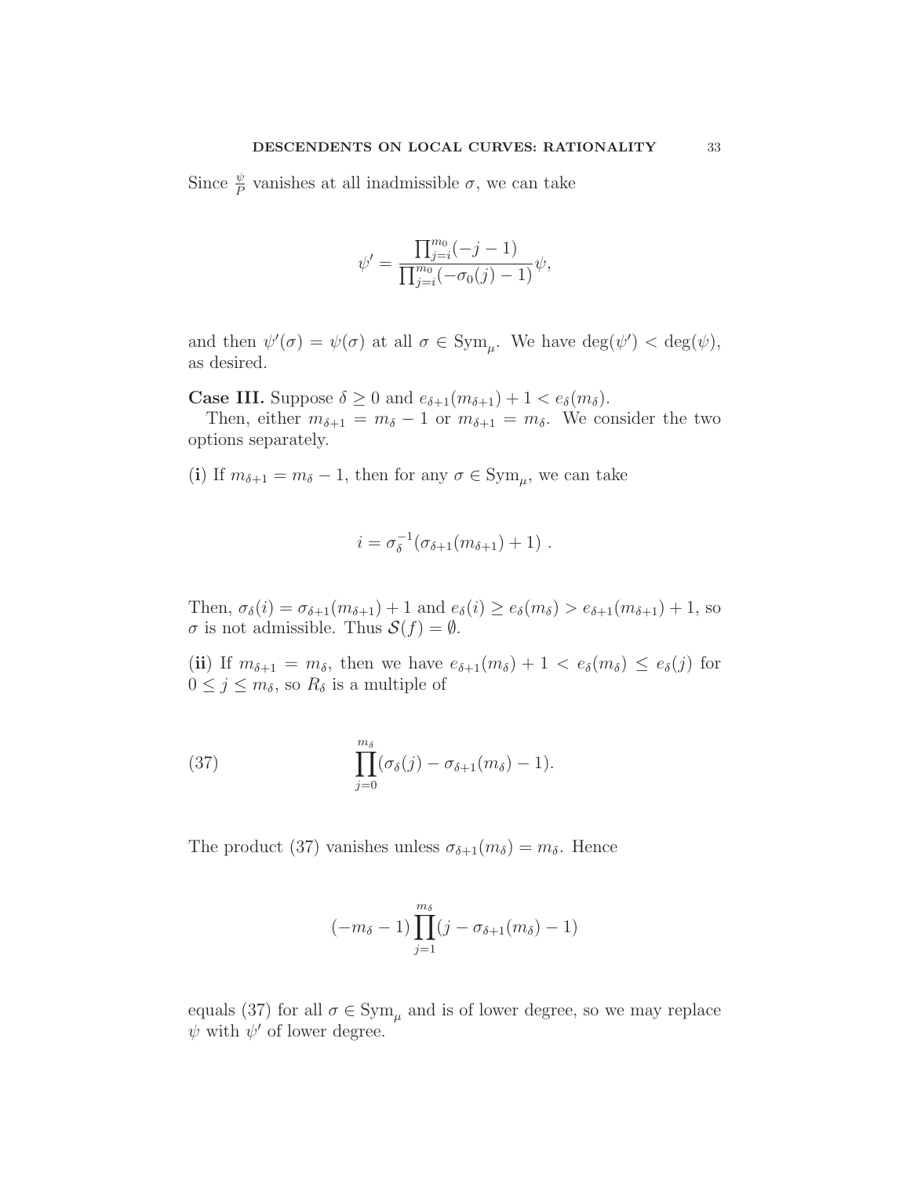Since $\frac{\psi}{P}$ vanishes at all inadmissible $\sigma$, we can take

$$\psi' = \frac{\prod_{j=i}^{m_0}(-j-1)}{\prod_{j=i}^{m_0}(-\sigma_0(j)-1)}\psi,$$

and then $\psi'(\sigma) = \psi(\sigma)$ at all $\sigma \in \mathrm{Sym}_\mu$. We have $\deg(\psi') < \deg(\psi)$, as desired.

**Case III.** Suppose $\delta \geq 0$ and $e_{\delta+1}(m_{\delta+1}) + 1 < e_\delta(m_\delta)$.

Then, either $m_{\delta+1} = m_\delta - 1$ or $m_{\delta+1} = m_\delta$. We consider the two options separately.

(**i**) If $m_{\delta+1} = m_\delta - 1$, then for any $\sigma \in \mathrm{Sym}_\mu$, we can take

$$i = \sigma_\delta^{-1}(\sigma_{\delta+1}(m_{\delta+1}) + 1)\ .$$

Then, $\sigma_\delta(i) = \sigma_{\delta+1}(m_{\delta+1}) + 1$ and $e_\delta(i) \geq e_\delta(m_\delta) > e_{\delta+1}(m_{\delta+1}) + 1$, so $\sigma$ is not admissible. Thus $\mathcal{S}(f) = \emptyset$.

(**ii**) If $m_{\delta+1} = m_\delta$, then we have $e_{\delta+1}(m_\delta) + 1 < e_\delta(m_\delta) \leq e_\delta(j)$ for $0 \leq j \leq m_\delta$, so $R_\delta$ is a multiple of

$$\prod_{j=0}^{m_\delta}(\sigma_\delta(j) - \sigma_{\delta+1}(m_\delta) - 1). \tag{37}$$

The product (37) vanishes unless $\sigma_{\delta+1}(m_\delta) = m_\delta$. Hence

$$(-m_\delta - 1)\prod_{j=1}^{m_\delta}(j - \sigma_{\delta+1}(m_\delta) - 1)$$

equals (37) for all $\sigma \in \mathrm{Sym}_\mu$ and is of lower degree, so we may replace $\psi$ with $\psi'$ of lower degree.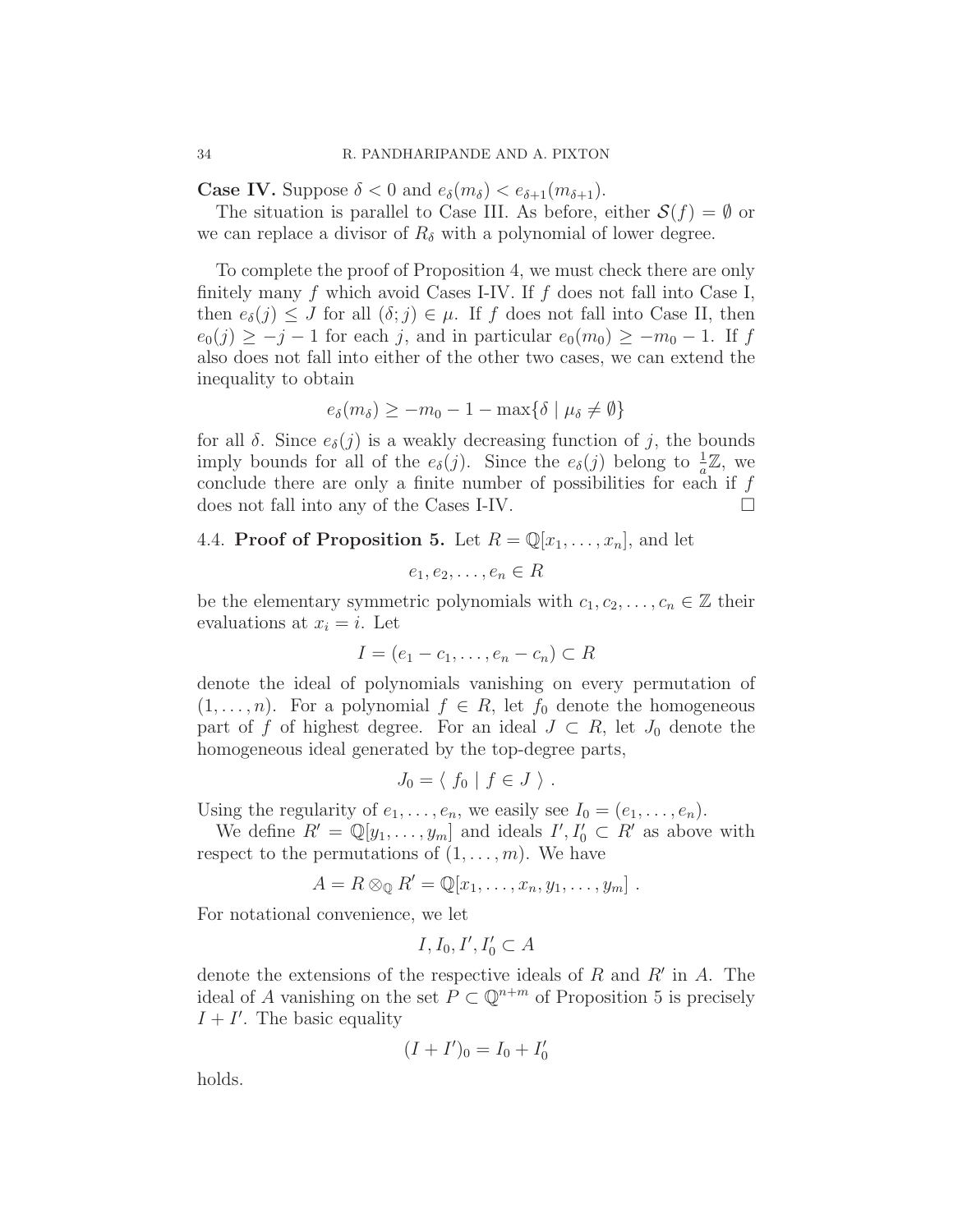**Case IV.** Suppose $\delta < 0$ and $e_\delta(m_\delta) < e_{\delta+1}(m_{\delta+1})$.

The situation is parallel to Case III. As before, either $\mathcal{S}(f) = \emptyset$ or we can replace a divisor of $R_\delta$ with a polynomial of lower degree.

To complete the proof of Proposition 4, we must check there are only finitely many $f$ which avoid Cases I-IV. If $f$ does not fall into Case I, then $e_\delta(j) \leq J$ for all $(\delta; j) \in \mu$. If $f$ does not fall into Case II, then $e_0(j) \geq -j - 1$ for each $j$, and in particular $e_0(m_0) \geq -m_0 - 1$. If $f$ also does not fall into either of the other two cases, we can extend the inequality to obtain

$$e_\delta(m_\delta) \geq -m_0 - 1 - \max\{\delta \mid \mu_\delta \neq \emptyset\}$$

for all $\delta$. Since $e_\delta(j)$ is a weakly decreasing function of $j$, the bounds imply bounds for all of the $e_\delta(j)$. Since the $e_\delta(j)$ belong to $\frac{1}{a}\mathbb{Z}$, we conclude there are only a finite number of possibilities for each if $f$ does not fall into any of the Cases I-IV. $\square$

4.4. **Proof of Proposition 5.** Let $R = \mathbb{Q}[x_1, \ldots, x_n]$, and let

$$e_1, e_2, \ldots, e_n \in R$$

be the elementary symmetric polynomials with $c_1, c_2, \ldots, c_n \in \mathbb{Z}$ their evaluations at $x_i = i$. Let

$$I = (e_1 - c_1, \ldots, e_n - c_n) \subset R$$

denote the ideal of polynomials vanishing on every permutation of $(1, \ldots, n)$. For a polynomial $f \in R$, let $f_0$ denote the homogeneous part of $f$ of highest degree. For an ideal $J \subset R$, let $J_0$ denote the homogeneous ideal generated by the top-degree parts,

$$J_0 = \langle \ f_0 \mid f \in J \ \rangle \ .$$

Using the regularity of $e_1, \ldots, e_n$, we easily see $I_0 = (e_1, \ldots, e_n)$.

We define $R' = \mathbb{Q}[y_1, \ldots, y_m]$ and ideals $I', I'_0 \subset R'$ as above with respect to the permutations of $(1, \ldots, m)$. We have

$$A = R \otimes_{\mathbb{Q}} R' = \mathbb{Q}[x_1, \ldots, x_n, y_1, \ldots, y_m] \ .$$

For notational convenience, we let

$$I, I_0, I', I'_0 \subset A$$

denote the extensions of the respective ideals of $R$ and $R'$ in $A$. The ideal of $A$ vanishing on the set $P \subset \mathbb{Q}^{n+m}$ of Proposition 5 is precisely $I + I'$. The basic equality

$$(I + I')_0 = I_0 + I'_0$$

holds.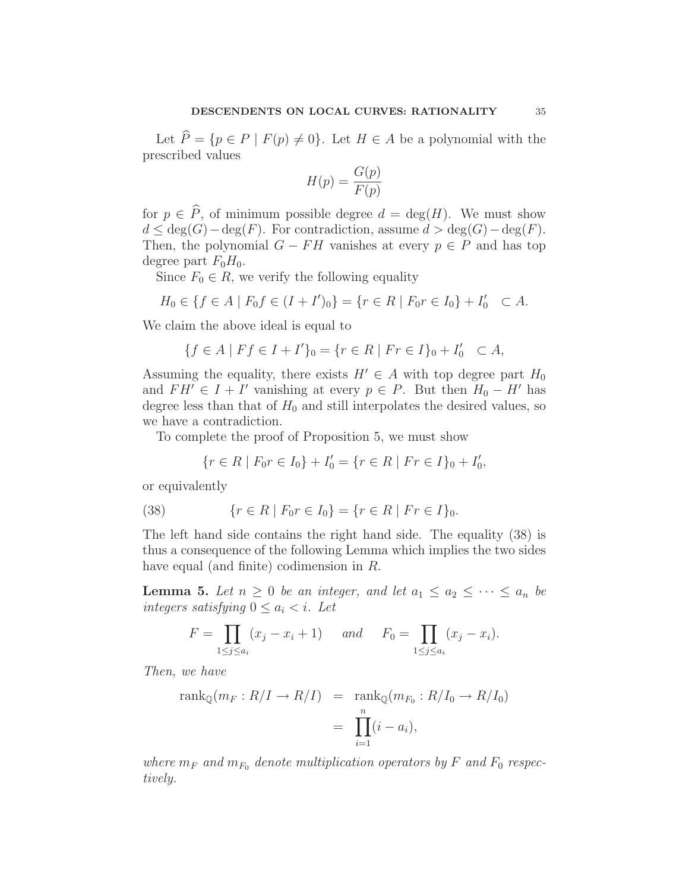Let $\widehat{P} = \{p \in P \mid F(p) \neq 0\}$. Let $H \in A$ be a polynomial with the prescribed values

$$H(p) = \frac{G(p)}{F(p)}$$

for $p \in \widehat{P}$, of minimum possible degree $d = \deg(H)$. We must show $d \leq \deg(G) - \deg(F)$. For contradiction, assume $d > \deg(G) - \deg(F)$. Then, the polynomial $G - FH$ vanishes at every $p \in P$ and has top degree part $F_0 H_0$.

Since $F_0 \in R$, we verify the following equality

$$H_0 \in \{f \in A \mid F_0 f \in (I + I')_0\} = \{r \in R \mid F_0 r \in I_0\} + I'_0 \quad \subset A.$$

We claim the above ideal is equal to

$$\{f \in A \mid Ff \in I + I'\}_0 = \{r \in R \mid Fr \in I\}_0 + I'_0 \quad \subset A,$$

Assuming the equality, there exists $H' \in A$ with top degree part $H_0$ and $FH' \in I + I'$ vanishing at every $p \in P$. But then $H_0 - H'$ has degree less than that of $H_0$ and still interpolates the desired values, so we have a contradiction.

To complete the proof of Proposition 5, we must show

$$\{r \in R \mid F_0 r \in I_0\} + I'_0 = \{r \in R \mid Fr \in I\}_0 + I'_0,$$

or equivalently

$$\{r \in R \mid F_0 r \in I_0\} = \{r \in R \mid Fr \in I\}_0. \tag{38}$$

The left hand side contains the right hand side. The equality (38) is thus a consequence of the following Lemma which implies the two sides have equal (and finite) codimension in $R$.

**Lemma 5.** *Let $n \geq 0$ be an integer, and let $a_1 \leq a_2 \leq \cdots \leq a_n$ be integers satisfying $0 \leq a_i < i$. Let*

$$F = \prod_{1 \leq j \leq a_i} (x_j - x_i + 1) \qquad \textit{and} \qquad F_0 = \prod_{1 \leq j \leq a_i} (x_j - x_i).$$

*Then, we have*

$$\begin{aligned} \operatorname{rank}_{\mathbb{Q}}(m_F : R/I \to R/I) &= \operatorname{rank}_{\mathbb{Q}}(m_{F_0} : R/I_0 \to R/I_0) \\ &= \prod_{i=1}^{n} (i - a_i), \end{aligned}$$

*where $m_F$ and $m_{F_0}$ denote multiplication operators by $F$ and $F_0$ respectively.*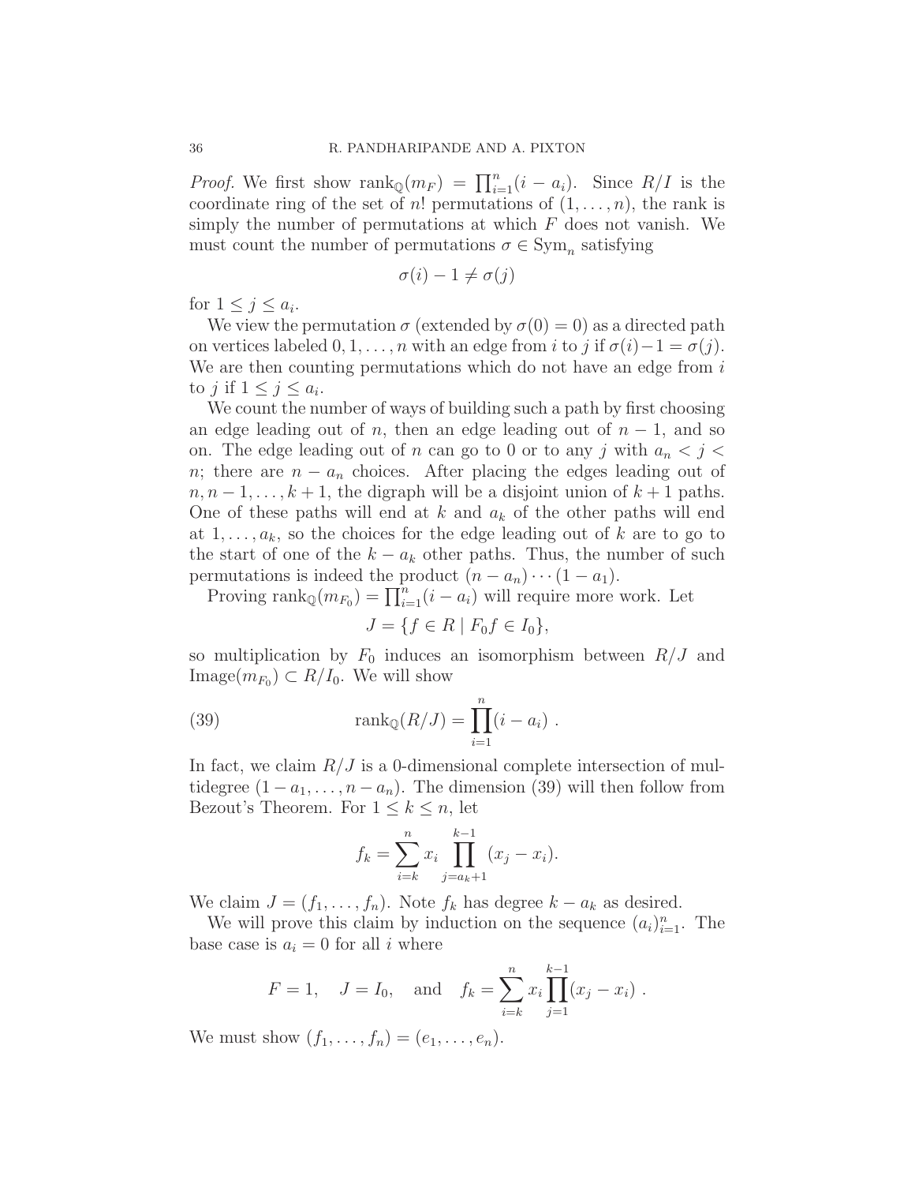*Proof.* We first show $\mathrm{rank}_{\mathbb{Q}}(m_F) = \prod_{i=1}^{n}(i - a_i)$. Since $R/I$ is the coordinate ring of the set of $n!$ permutations of $(1, \ldots, n)$, the rank is simply the number of permutations at which $F$ does not vanish. We must count the number of permutations $\sigma \in \mathrm{Sym}_n$ satisfying

$$\sigma(i) - 1 \neq \sigma(j)$$

for $1 \leq j \leq a_i$.

We view the permutation $\sigma$ (extended by $\sigma(0) = 0$) as a directed path on vertices labeled $0, 1, \ldots, n$ with an edge from $i$ to $j$ if $\sigma(i) - 1 = \sigma(j)$. We are then counting permutations which do not have an edge from $i$ to $j$ if $1 \leq j \leq a_i$.

We count the number of ways of building such a path by first choosing an edge leading out of $n$, then an edge leading out of $n-1$, and so on. The edge leading out of $n$ can go to 0 or to any $j$ with $a_n < j < n$; there are $n - a_n$ choices. After placing the edges leading out of $n, n-1, \ldots, k+1$, the digraph will be a disjoint union of $k+1$ paths. One of these paths will end at $k$ and $a_k$ of the other paths will end at $1, \ldots, a_k$, so the choices for the edge leading out of $k$ are to go to the start of one of the $k - a_k$ other paths. Thus, the number of such permutations is indeed the product $(n - a_n) \cdots (1 - a_1)$.

Proving $\mathrm{rank}_{\mathbb{Q}}(m_{F_0}) = \prod_{i=1}^{n}(i - a_i)$ will require more work. Let

$$J = \{f \in R \mid F_0 f \in I_0\},$$

so multiplication by $F_0$ induces an isomorphism between $R/J$ and $\mathrm{Image}(m_{F_0}) \subset R/I_0$. We will show

$$\mathrm{rank}_{\mathbb{Q}}(R/J) = \prod_{i=1}^{n}(i - a_i) \ . \tag{39}$$

In fact, we claim $R/J$ is a 0-dimensional complete intersection of multidegree $(1 - a_1, \ldots, n - a_n)$. The dimension (39) will then follow from Bezout's Theorem. For $1 \leq k \leq n$, let

$$f_k = \sum_{i=k}^{n} x_i \prod_{j=a_k+1}^{k-1} (x_j - x_i).$$

We claim $J = (f_1, \ldots, f_n)$. Note $f_k$ has degree $k - a_k$ as desired.

We will prove this claim by induction on the sequence $(a_i)_{i=1}^{n}$. The base case is $a_i = 0$ for all $i$ where

$$F = 1, \quad J = I_0, \quad \text{and} \quad f_k = \sum_{i=k}^{n} x_i \prod_{j=1}^{k-1} (x_j - x_i) \ .$$

We must show $(f_1, \ldots, f_n) = (e_1, \ldots, e_n)$.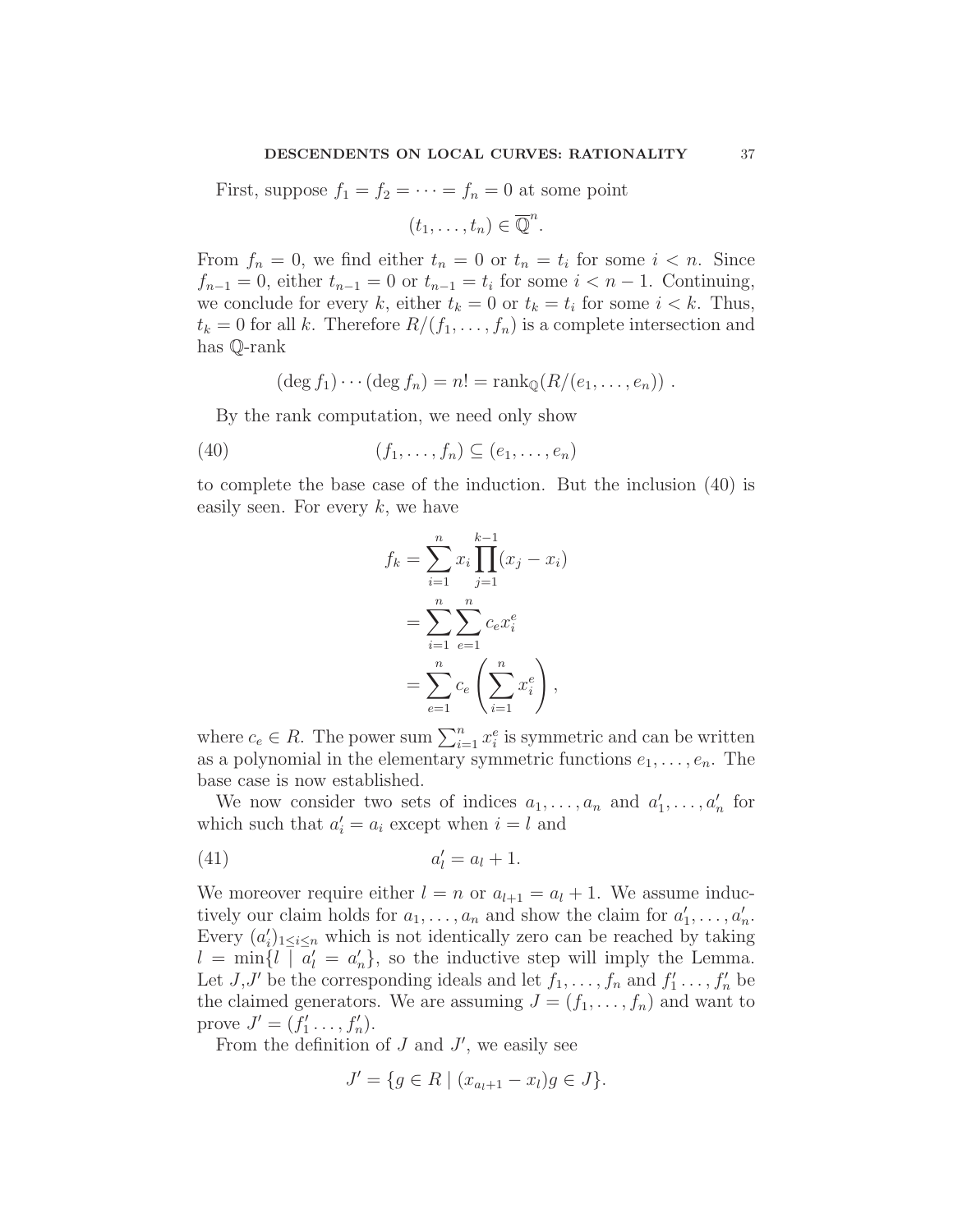First, suppose $f_1 = f_2 = \cdots = f_n = 0$ at some point

$$(t_1, \ldots, t_n) \in \overline{\mathbb{Q}}^n.$$

From $f_n = 0$, we find either $t_n = 0$ or $t_n = t_i$ for some $i < n$. Since $f_{n-1} = 0$, either $t_{n-1} = 0$ or $t_{n-1} = t_i$ for some $i < n-1$. Continuing, we conclude for every $k$, either $t_k = 0$ or $t_k = t_i$ for some $i < k$. Thus, $t_k = 0$ for all $k$. Therefore $R/(f_1, \ldots, f_n)$ is a complete intersection and has $\mathbb{Q}$-rank

$$(\deg f_1) \cdots (\deg f_n) = n! = \operatorname{rank}_{\mathbb{Q}}(R/(e_1, \ldots, e_n)) \, .$$

By the rank computation, we need only show

$$(f_1, \ldots, f_n) \subseteq (e_1, \ldots, e_n) \tag{40}$$

to complete the base case of the induction. But the inclusion (40) is easily seen. For every $k$, we have

$$\begin{aligned}
f_k &= \sum_{i=1}^{n} x_i \prod_{j=1}^{k-1} (x_j - x_i) \\
&= \sum_{i=1}^{n} \sum_{e=1}^{n} c_e x_i^e \\
&= \sum_{e=1}^{n} c_e \left( \sum_{i=1}^{n} x_i^e \right),
\end{aligned}$$

where $c_e \in R$. The power sum $\sum_{i=1}^n x_i^e$ is symmetric and can be written as a polynomial in the elementary symmetric functions $e_1, \ldots, e_n$. The base case is now established.

We now consider two sets of indices $a_1, \ldots, a_n$ and $a'_1, \ldots, a'_n$ for which such that $a'_i = a_i$ except when $i = l$ and

$$a'_l = a_l + 1. \tag{41}$$

We moreover require either $l = n$ or $a_{l+1} = a_l + 1$. We assume inductively our claim holds for $a_1, \ldots, a_n$ and show the claim for $a'_1, \ldots, a'_n$. Every $(a'_i)_{1 \leq i \leq n}$ which is not identically zero can be reached by taking $l = \min\{l \mid a'_l = a'_n\}$, so the inductive step will imply the Lemma. Let $J$,$J'$ be the corresponding ideals and let $f_1, \ldots, f_n$ and $f'_1 \ldots, f'_n$ be the claimed generators. We are assuming $J = (f_1, \ldots, f_n)$ and want to prove $J' = (f'_1 \ldots, f'_n)$.

From the definition of $J$ and $J'$, we easily see

$$J' = \{ g \in R \mid (x_{a_l+1} - x_l) g \in J \}.$$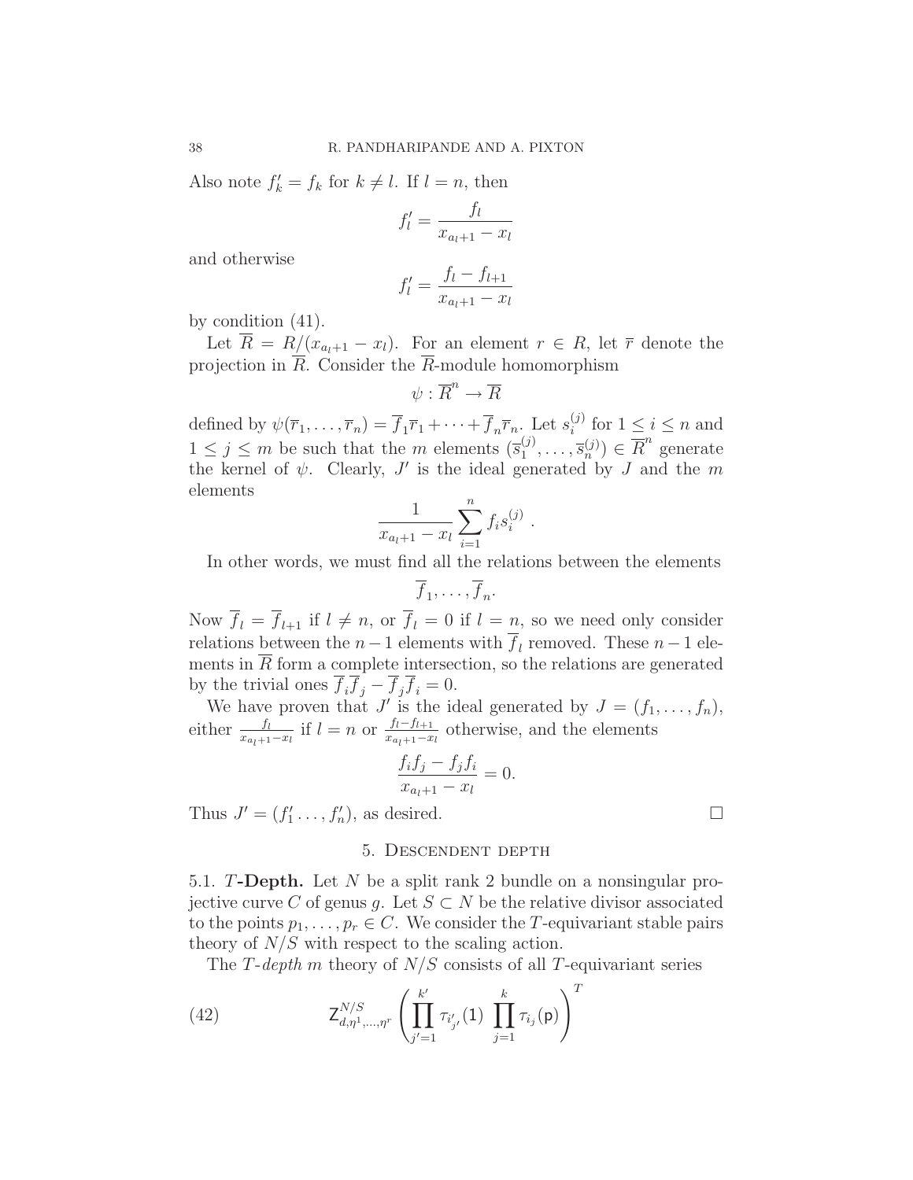Also note $f'_k = f_k$ for $k \neq l$. If $l = n$, then

$$f'_l = \frac{f_l}{x_{a_l+1} - x_l}$$

and otherwise

$$f'_l = \frac{f_l - f_{l+1}}{x_{a_l+1} - x_l}$$

by condition (41).

Let $\overline{R} = R/(x_{a_l+1} - x_l)$. For an element $r \in R$, let $\overline{r}$ denote the projection in $\overline{R}$. Consider the $\overline{R}$-module homomorphism

$$\psi : \overline{R}^n \to \overline{R}$$

defined by $\psi(\overline{r}_1, \ldots, \overline{r}_n) = \overline{f}_1\overline{r}_1 + \cdots + \overline{f}_n\overline{r}_n$. Let $s_i^{(j)}$ for $1 \leq i \leq n$ and $1 \leq j \leq m$ be such that the $m$ elements $(\overline{s}_1^{(j)}, \ldots, \overline{s}_n^{(j)}) \in \overline{R}^n$ generate the kernel of $\psi$. Clearly, $J'$ is the ideal generated by $J$ and the $m$ elements

$$\frac{1}{x_{a_l+1} - x_l} \sum_{i=1}^{n} f_i s_i^{(j)} \ .$$

In other words, we must find all the relations between the elements

$$\overline{f}_1, \ldots, \overline{f}_n.$$

Now $\overline{f}_l = \overline{f}_{l+1}$ if $l \neq n$, or $\overline{f}_l = 0$ if $l = n$, so we need only consider relations between the $n-1$ elements with $\overline{f}_l$ removed. These $n-1$ elements in $\overline{R}$ form a complete intersection, so the relations are generated by the trivial ones $\overline{f}_i\overline{f}_j - \overline{f}_j\overline{f}_i = 0$.

We have proven that $J'$ is the ideal generated by $J = (f_1, \ldots, f_n)$, either $\frac{f_l}{x_{a_l+1}-x_l}$ if $l = n$ or $\frac{f_l - f_{l+1}}{x_{a_l+1}-x_l}$ otherwise, and the elements

$$\frac{f_i f_j - f_j f_i}{x_{a_l+1} - x_l} = 0.$$

Thus $J' = (f'_1 \ldots, f'_n)$, as desired. □

## 5. Descendent depth

5.1. **$T$-Depth.** Let $N$ be a split rank 2 bundle on a nonsingular projective curve $C$ of genus $g$. Let $S \subset N$ be the relative divisor associated to the points $p_1, \ldots, p_r \in C$. We consider the $T$-equivariant stable pairs theory of $N/S$ with respect to the scaling action.

The *$T$-depth $m$* theory of $N/S$ consists of all $T$-equivariant series

$$\mathsf{Z}^{N/S}_{d,\eta^1,\ldots,\eta^r}\left(\prod_{j'=1}^{k'} \tau_{i'_{j'}}(\mathsf{1}) \ \prod_{j=1}^{k} \tau_{i_j}(\mathsf{p})\right)^T \tag{42}$$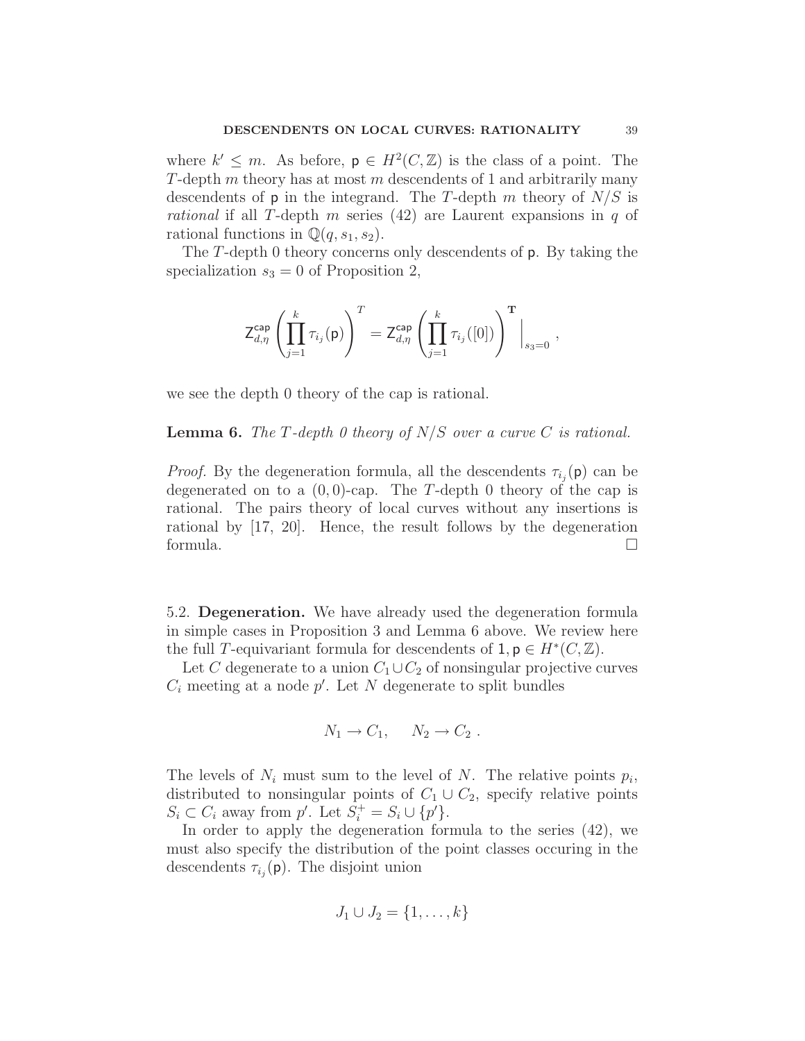where $k' \leq m$. As before, $\mathsf{p} \in H^2(C, \mathbb{Z})$ is the class of a point. The $T$-depth $m$ theory has at most $m$ descendents of 1 and arbitrarily many descendents of $\mathsf{p}$ in the integrand. The $T$-depth $m$ theory of $N/S$ is *rational* if all $T$-depth $m$ series (42) are Laurent expansions in $q$ of rational functions in $\mathbb{Q}(q, s_1, s_2)$.

The $T$-depth 0 theory concerns only descendents of $\mathsf{p}$. By taking the specialization $s_3 = 0$ of Proposition 2,

$$\mathsf{Z}^{\mathsf{cap}}_{d,\eta}\left(\prod_{j=1}^{k} \tau_{i_j}(\mathsf{p})\right)^T = \mathsf{Z}^{\mathsf{cap}}_{d,\eta}\left(\prod_{j=1}^{k} \tau_{i_j}([0])\right)^{\mathbf{T}}\Big|_{s_3=0},$$

we see the depth 0 theory of the cap is rational.

**Lemma 6.** *The $T$-depth 0 theory of $N/S$ over a curve $C$ is rational.*

*Proof.* By the degeneration formula, all the descendents $\tau_{i_j}(\mathsf{p})$ can be degenerated on to a $(0,0)$-cap. The $T$-depth 0 theory of the cap is rational. The pairs theory of local curves without any insertions is rational by [17, 20]. Hence, the result follows by the degeneration formula. □

5.2. **Degeneration.** We have already used the degeneration formula in simple cases in Proposition 3 and Lemma 6 above. We review here the full $T$-equivariant formula for descendents of $1, \mathsf{p} \in H^*(C, \mathbb{Z})$.

Let $C$ degenerate to a union $C_1 \cup C_2$ of nonsingular projective curves $C_i$ meeting at a node $p'$. Let $N$ degenerate to split bundles

$$N_1 \to C_1, \quad N_2 \to C_2 .$$

The levels of $N_i$ must sum to the level of $N$. The relative points $p_i$, distributed to nonsingular points of $C_1 \cup C_2$, specify relative points $S_i \subset C_i$ away from $p'$. Let $S_i^+ = S_i \cup \{p'\}$.

In order to apply the degeneration formula to the series (42), we must also specify the distribution of the point classes occuring in the descendents $\tau_{i_j}(\mathsf{p})$. The disjoint union

$$J_1 \cup J_2 = \{1, \ldots, k\}$$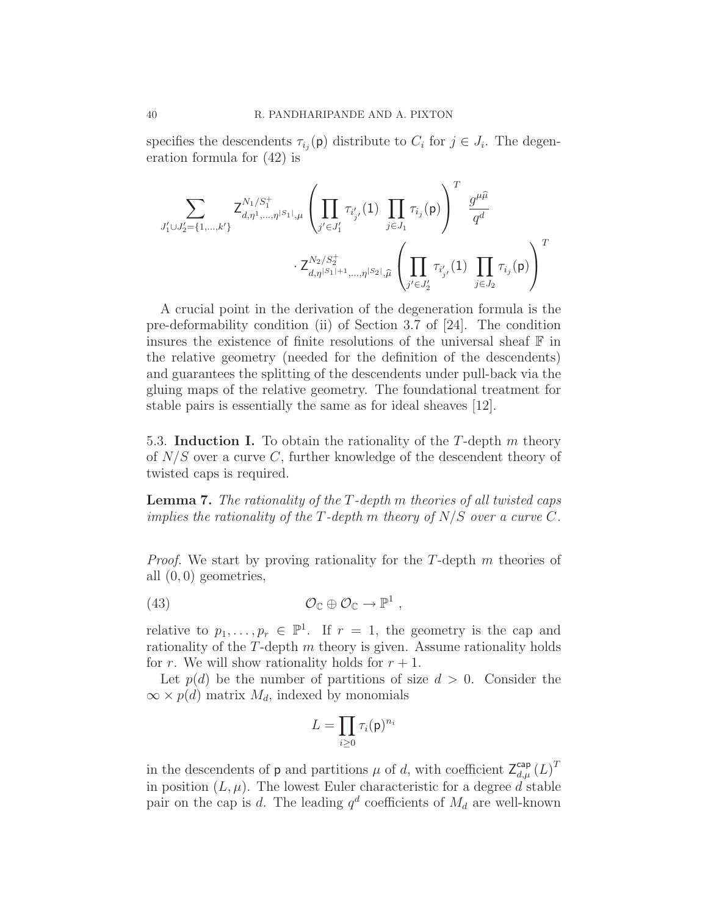specifies the descendents $\tau_{i_j}(\mathsf{p})$ distribute to $C_i$ for $j \in J_i$. The degeneration formula for (42) is

$$\sum_{J'_1 \cup J'_2 = \{1,\ldots,k'\}} \mathsf{Z}^{N_1/S_1^+}_{d,\eta^1,\ldots,\eta^{|S_1|},\mu} \left( \prod_{j' \in J'_1} \tau_{i'_{j'}}(1) \prod_{j \in J_1} \tau_{i_j}(\mathsf{p}) \right)^T \frac{g^{\mu\widehat{\mu}}}{q^d}$$
$$\cdot \mathsf{Z}^{N_2/S_2^+}_{d,\eta^{|S_1|+1},\ldots,\eta^{|S_2|},\widehat{\mu}} \left( \prod_{j' \in J'_2} \tau_{i'_{j'}}(1) \prod_{j \in J_2} \tau_{i_j}(\mathsf{p}) \right)^T$$

A crucial point in the derivation of the degeneration formula is the pre-deformability condition (ii) of Section 3.7 of [24]. The condition insures the existence of finite resolutions of the universal sheaf $\mathbb{F}$ in the relative geometry (needed for the definition of the descendents) and guarantees the splitting of the descendents under pull-back via the gluing maps of the relative geometry. The foundational treatment for stable pairs is essentially the same as for ideal sheaves [12].

5.3. **Induction I.** To obtain the rationality of the $T$-depth $m$ theory of $N/S$ over a curve $C$, further knowledge of the descendent theory of twisted caps is required.

**Lemma 7.** *The rationality of the $T$-depth $m$ theories of all twisted caps implies the rationality of the $T$-depth $m$ theory of $N/S$ over a curve $C$.*

*Proof.* We start by proving rationality for the $T$-depth $m$ theories of all $(0,0)$ geometries,

$$\mathcal{O}_{\mathbb{C}} \oplus \mathcal{O}_{\mathbb{C}} \to \mathbb{P}^1 , \tag{43}$$

relative to $p_1, \ldots, p_r \in \mathbb{P}^1$. If $r = 1$, the geometry is the cap and rationality of the $T$-depth $m$ theory is given. Assume rationality holds for $r$. We will show rationality holds for $r+1$.

Let $p(d)$ be the number of partitions of size $d > 0$. Consider the $\infty \times p(d)$ matrix $M_d$, indexed by monomials

$$L = \prod_{i \geq 0} \tau_i(\mathsf{p})^{n_i}$$

in the descendents of $\mathsf{p}$ and partitions $\mu$ of $d$, with coefficient $\mathsf{Z}^{\mathsf{cap}}_{d,\mu}(L)^T$ in position $(L, \mu)$. The lowest Euler characteristic for a degree $d$ stable pair on the cap is $d$. The leading $q^d$ coefficients of $M_d$ are well-known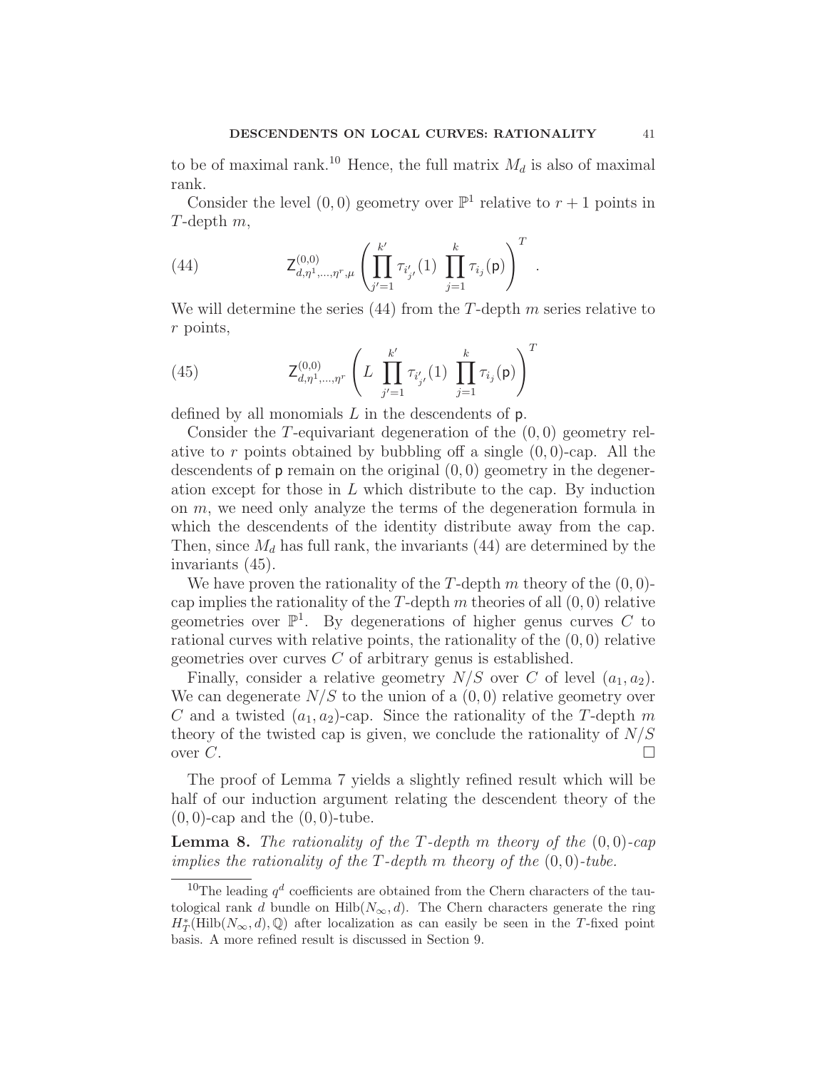to be of maximal rank.[10] Hence, the full matrix $M_d$ is also of maximal rank.

Consider the level $(0,0)$ geometry over $\mathbb{P}^1$ relative to $r+1$ points in $T$-depth $m$,

$$\mathsf{Z}^{(0,0)}_{d,\eta^1,\ldots,\eta^r,\mu}\left(\prod_{j'=1}^{k'}\tau_{i'_{j'}}(1)\ \prod_{j=1}^{k}\tau_{i_j}(\mathsf{p})\right)^T . \tag{44}$$

We will determine the series (44) from the $T$-depth $m$ series relative to $r$ points,

$$\mathsf{Z}^{(0,0)}_{d,\eta^1,\ldots,\eta^r}\left(L\ \prod_{j'=1}^{k'}\tau_{i'_{j'}}(1)\ \prod_{j=1}^{k}\tau_{i_j}(\mathsf{p})\right)^T \tag{45}$$

defined by all monomials $L$ in the descendents of $\mathsf{p}$.

Consider the $T$-equivariant degeneration of the $(0,0)$ geometry relative to $r$ points obtained by bubbling off a single $(0,0)$-cap. All the descendents of $\mathsf{p}$ remain on the original $(0,0)$ geometry in the degeneration except for those in $L$ which distribute to the cap. By induction on $m$, we need only analyze the terms of the degeneration formula in which the descendents of the identity distribute away from the cap. Then, since $M_d$ has full rank, the invariants (44) are determined by the invariants (45).

We have proven the rationality of the $T$-depth $m$ theory of the $(0,0)$-cap implies the rationality of the $T$-depth $m$ theories of all $(0,0)$ relative geometries over $\mathbb{P}^1$. By degenerations of higher genus curves $C$ to rational curves with relative points, the rationality of the $(0,0)$ relative geometries over curves $C$ of arbitrary genus is established.

Finally, consider a relative geometry $N/S$ over $C$ of level $(a_1,a_2)$. We can degenerate $N/S$ to the union of a $(0,0)$ relative geometry over $C$ and a twisted $(a_1,a_2)$-cap. Since the rationality of the $T$-depth $m$ theory of the twisted cap is given, we conclude the rationality of $N/S$ over $C$. □

The proof of Lemma 7 yields a slightly refined result which will be half of our induction argument relating the descendent theory of the $(0,0)$-cap and the $(0,0)$-tube.

**Lemma 8.** *The rationality of the $T$-depth $m$ theory of the $(0,0)$-cap implies the rationality of the $T$-depth $m$ theory of the $(0,0)$-tube.*

---

[10] The leading $q^d$ coefficients are obtained from the Chern characters of the tautological rank $d$ bundle on $\mathrm{Hilb}(N_\infty, d)$. The Chern characters generate the ring $H^*_T(\mathrm{Hilb}(N_\infty, d), \mathbb{Q})$ after localization as can easily be seen in the $T$-fixed point basis. A more refined result is discussed in Section 9.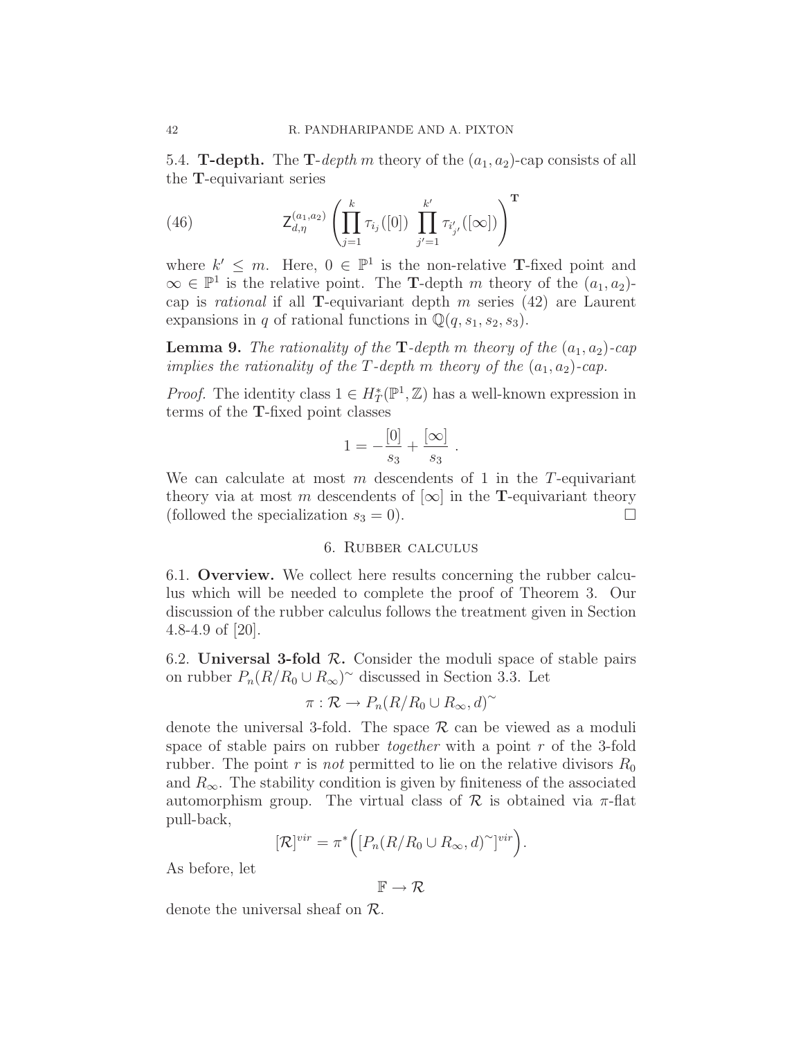5.4. **T-depth.** The **T**-*depth* $m$ theory of the $(a_1, a_2)$-cap consists of all the **T**-equivariant series

$$\mathsf{Z}_{d,\eta}^{(a_1,a_2)}\left(\prod_{j=1}^{k}\tau_{i_j}([0])\ \prod_{j'=1}^{k'}\tau_{i'_{j'}}([\infty])\right)^{\mathbf{T}} \tag{46}$$

where $k' \leq m$. Here, $0 \in \mathbb{P}^1$ is the non-relative **T**-fixed point and $\infty \in \mathbb{P}^1$ is the relative point. The **T**-depth $m$ theory of the $(a_1, a_2)$-cap is *rational* if all **T**-equivariant depth $m$ series (42) are Laurent expansions in $q$ of rational functions in $\mathbb{Q}(q, s_1, s_2, s_3)$.

**Lemma 9.** *The rationality of the* **T**-*depth* $m$ *theory of the* $(a_1, a_2)$-*cap implies the rationality of the* $T$-*depth* $m$ *theory of the* $(a_1, a_2)$-*cap.*

*Proof.* The identity class $1 \in H_T^*(\mathbb{P}^1, \mathbb{Z})$ has a well-known expression in terms of the **T**-fixed point classes

$$1 = -\frac{[0]}{s_3} + \frac{[\infty]}{s_3}\ .$$

We can calculate at most $m$ descendents of 1 in the $T$-equivariant theory via at most $m$ descendents of $[\infty]$ in the **T**-equivariant theory (followed the specialization $s_3 = 0$). $\square$

## 6. Rubber calculus

6.1. **Overview.** We collect here results concerning the rubber calculus which will be needed to complete the proof of Theorem 3. Our discussion of the rubber calculus follows the treatment given in Section 4.8-4.9 of [20].

6.2. **Universal 3-fold $\mathcal{R}$.** Consider the moduli space of stable pairs on rubber $P_n(R/R_0 \cup R_\infty)^\sim$ discussed in Section 3.3. Let

$$\pi : \mathcal{R} \to P_n(R/R_0 \cup R_\infty, d)^\sim$$

denote the universal 3-fold. The space $\mathcal{R}$ can be viewed as a moduli space of stable pairs on rubber *together* with a point $r$ of the 3-fold rubber. The point $r$ is *not* permitted to lie on the relative divisors $R_0$ and $R_\infty$. The stability condition is given by finiteness of the associated automorphism group. The virtual class of $\mathcal{R}$ is obtained via $\pi$-flat pull-back,

$$[\mathcal{R}]^{vir} = \pi^*\Big([P_n(R/R_0 \cup R_\infty, d)^\sim]^{vir}\Big).$$

As before, let

$$\mathbb{F} \to \mathcal{R}$$

denote the universal sheaf on $\mathcal{R}$.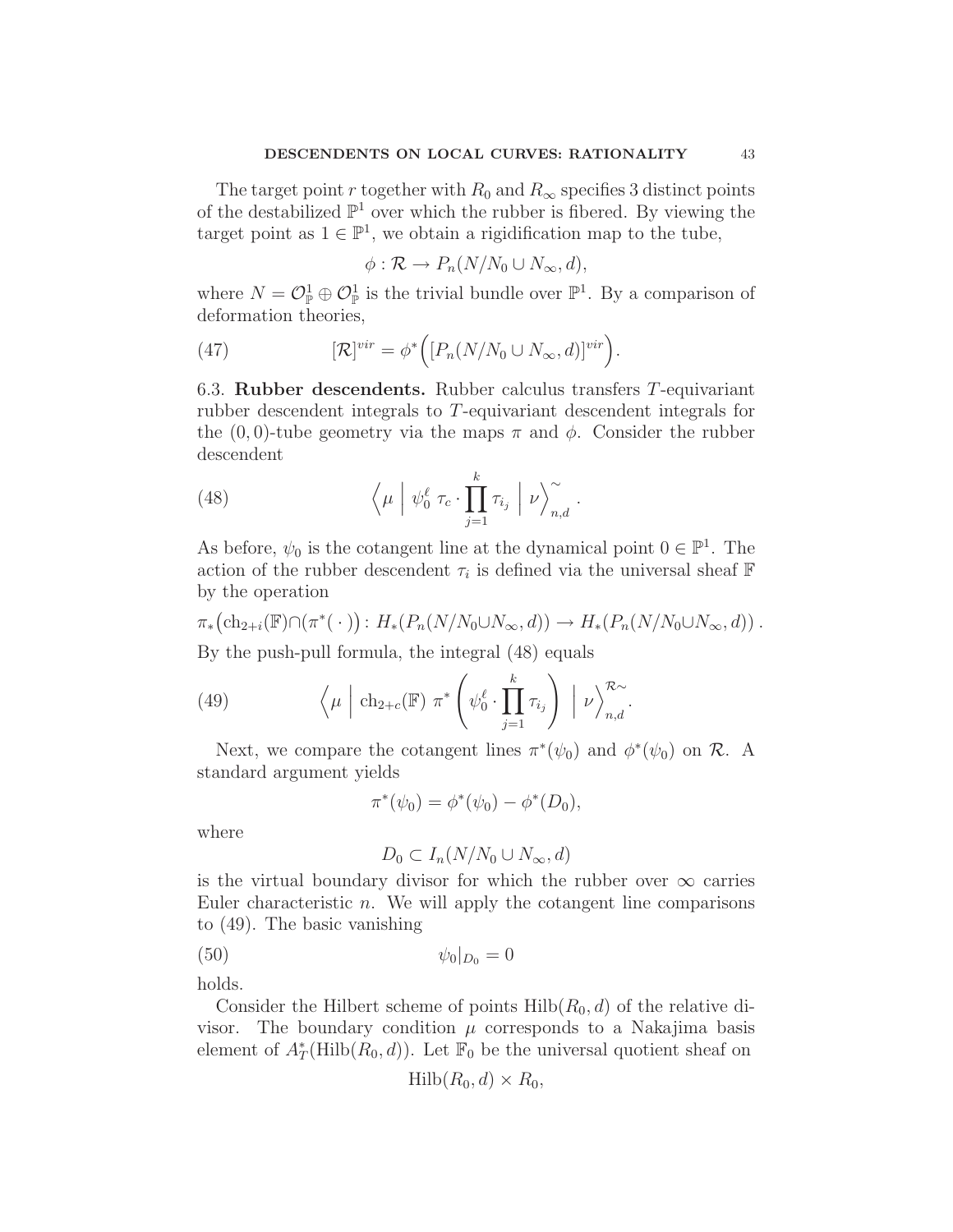The target point $r$ together with $R_0$ and $R_\infty$ specifies 3 distinct points of the destabilized $\mathbb{P}^1$ over which the rubber is fibered. By viewing the target point as $1 \in \mathbb{P}^1$, we obtain a rigidification map to the tube,

$$\phi : \mathcal{R} \to P_n(N/N_0 \cup N_\infty, d),$$

where $N = \mathcal{O}_{\mathbb{P}}^1 \oplus \mathcal{O}_{\mathbb{P}}^1$ is the trivial bundle over $\mathbb{P}^1$. By a comparison of deformation theories,

$$[\mathcal{R}]^{vir} = \phi^*\Big([P_n(N/N_0 \cup N_\infty, d)]^{vir}\Big). \tag{47}$$

6.3. **Rubber descendents.** Rubber calculus transfers $T$-equivariant rubber descendent integrals to $T$-equivariant descendent integrals for the $(0,0)$-tube geometry via the maps $\pi$ and $\phi$. Consider the rubber descendent

$$\Big\langle \mu \ \Big| \ \psi_0^\ell \ \tau_c \cdot \prod_{j=1}^{k} \tau_{i_j} \ \Big| \ \nu \Big\rangle_{n,d}^{\sim}. \tag{48}$$

As before, $\psi_0$ is the cotangent line at the dynamical point $0 \in \mathbb{P}^1$. The action of the rubber descendent $\tau_i$ is defined via the universal sheaf $\mathbb{F}$ by the operation

$$\pi_*\big(\mathrm{ch}_{2+i}(\mathbb{F}) \cap (\pi^*(\,\cdot\,)\big) : H_*(P_n(N/N_0 \cup N_\infty, d)) \to H_*(P_n(N/N_0 \cup N_\infty, d)).$$

By the push-pull formula, the integral (48) equals

$$\Big\langle \mu \ \Big| \ \mathrm{ch}_{2+c}(\mathbb{F}) \ \pi^*\left(\psi_0^\ell \cdot \prod_{j=1}^{k} \tau_{i_j}\right) \ \Big| \ \nu \Big\rangle_{n,d}^{\mathcal{R}\sim}. \tag{49}$$

Next, we compare the cotangent lines $\pi^*(\psi_0)$ and $\phi^*(\psi_0)$ on $\mathcal{R}$. A standard argument yields

$$\pi^*(\psi_0) = \phi^*(\psi_0) - \phi^*(D_0),$$

where

$$D_0 \subset I_n(N/N_0 \cup N_\infty, d)$$

is the virtual boundary divisor for which the rubber over $\infty$ carries Euler characteristic $n$. We will apply the cotangent line comparisons to (49). The basic vanishing

$$\psi_0|_{D_0} = 0 \tag{50}$$

holds.

Consider the Hilbert scheme of points $\mathrm{Hilb}(R_0, d)$ of the relative divisor. The boundary condition $\mu$ corresponds to a Nakajima basis element of $A_T^*(\mathrm{Hilb}(R_0, d))$. Let $\mathbb{F}_0$ be the universal quotient sheaf on

$$\mathrm{Hilb}(R_0, d) \times R_0,$$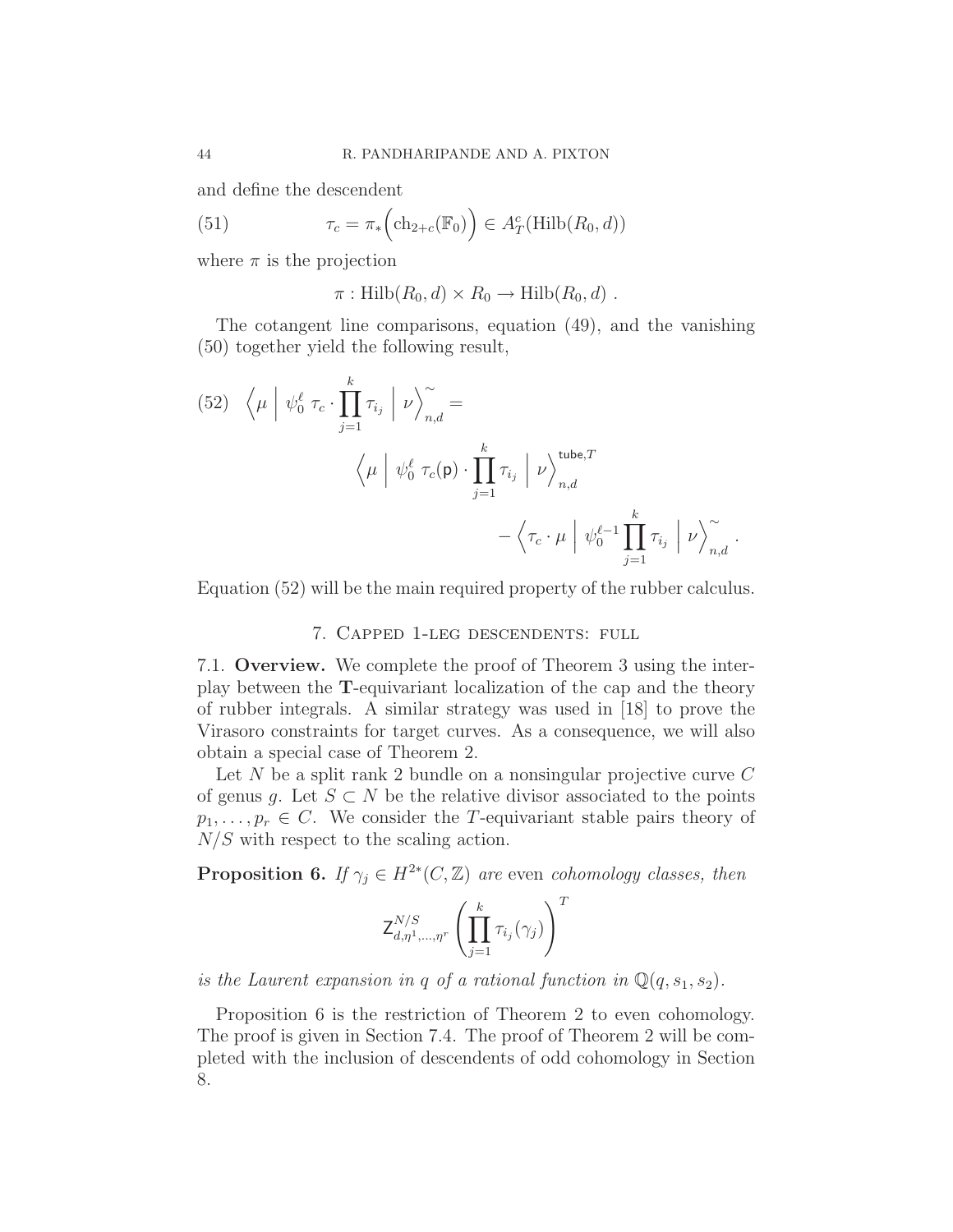and define the descendent

$$\tau_c = \pi_*\Big(\mathrm{ch}_{2+c}(\mathbb{F}_0)\Big) \in A^c_T(\mathrm{Hilb}(R_0,d)) \tag{51}$$

where $\pi$ is the projection

$$\pi : \mathrm{Hilb}(R_0,d) \times R_0 \to \mathrm{Hilb}(R_0,d)\ .$$

The cotangent line comparisons, equation (49), and the vanishing (50) together yield the following result,

$$\Big\langle \mu \ \Big|\ \psi_0^\ell\ \tau_c \cdot \prod_{j=1}^k \tau_{i_j} \ \Big|\ \nu \Big\rangle^\sim_{n,d} = \Big\langle \mu \ \Big|\ \psi_0^\ell\ \tau_c(\mathsf{p}) \cdot \prod_{j=1}^k \tau_{i_j} \ \Big|\ \nu \Big\rangle^{\mathsf{tube},T}_{n,d} - \Big\langle \tau_c \cdot \mu \ \Big|\ \psi_0^{\ell-1} \prod_{j=1}^k \tau_{i_j} \ \Big|\ \nu \Big\rangle^\sim_{n,d}\ . \tag{52}$$

Equation (52) will be the main required property of the rubber calculus.

## 7. Capped 1-leg descendents: full

**7.1. Overview.** We complete the proof of Theorem 3 using the interplay between the $\mathbf{T}$-equivariant localization of the cap and the theory of rubber integrals. A similar strategy was used in [18] to prove the Virasoro constraints for target curves. As a consequence, we will also obtain a special case of Theorem 2.

Let $N$ be a split rank 2 bundle on a nonsingular projective curve $C$ of genus $g$. Let $S \subset N$ be the relative divisor associated to the points $p_1, \ldots, p_r \in C$. We consider the $T$-equivariant stable pairs theory of $N/S$ with respect to the scaling action.

**Proposition 6.** *If $\gamma_j \in H^{2*}(C,\mathbb{Z})$ are* even *cohomology classes, then*

$$\mathsf{Z}^{N/S}_{d,\eta^1,\ldots,\eta^r}\left(\prod_{j=1}^k \tau_{i_j}(\gamma_j)\right)^T$$

*is the Laurent expansion in $q$ of a rational function in $\mathbb{Q}(q,s_1,s_2)$.*

Proposition 6 is the restriction of Theorem 2 to even cohomology. The proof is given in Section 7.4. The proof of Theorem 2 will be completed with the inclusion of descendents of odd cohomology in Section 8.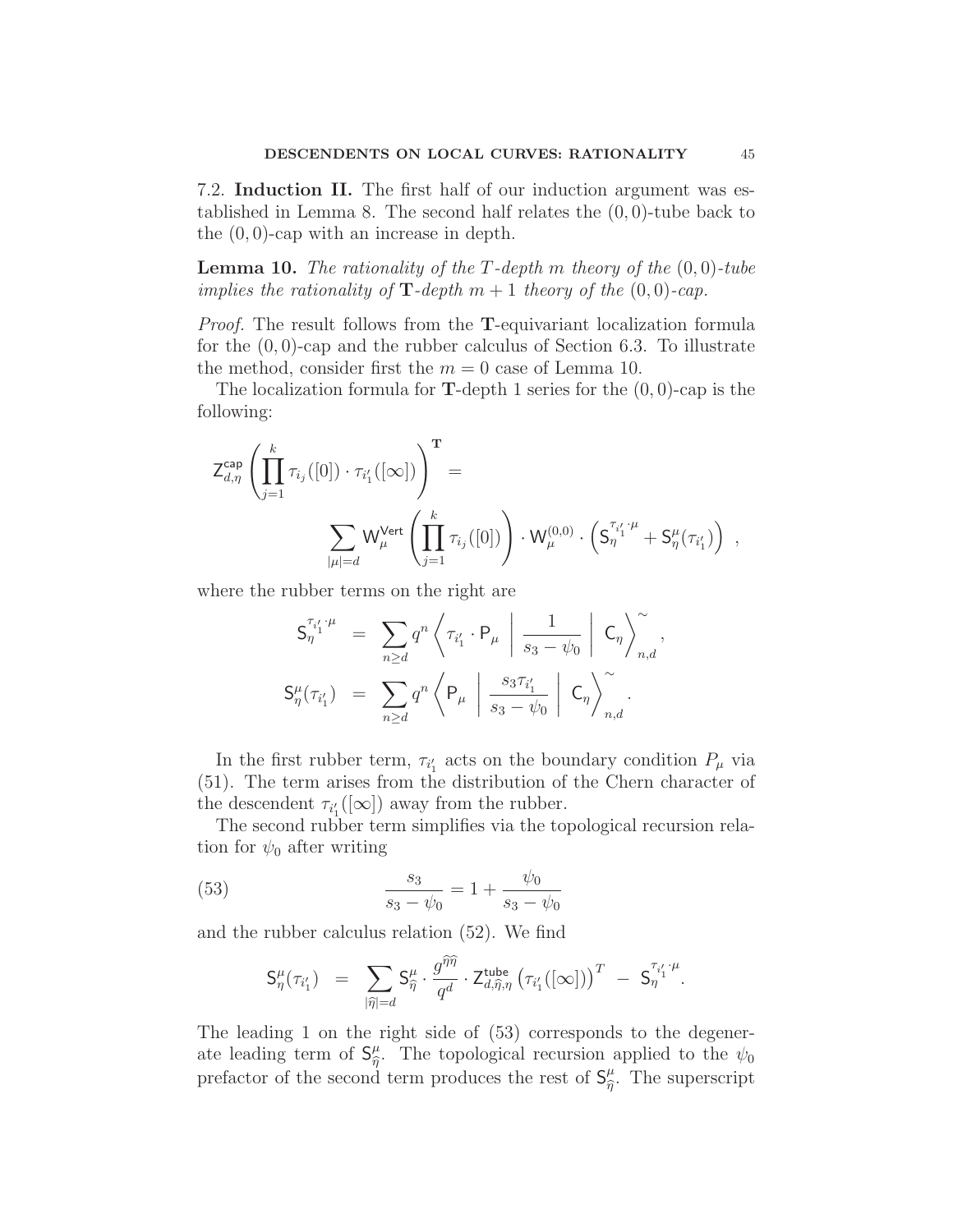7.2. **Induction II.** The first half of our induction argument was established in Lemma 8. The second half relates the $(0,0)$-tube back to the $(0,0)$-cap with an increase in depth.

**Lemma 10.** *The rationality of the $T$-depth $m$ theory of the $(0,0)$-tube implies the rationality of $\mathbf{T}$-depth $m+1$ theory of the $(0,0)$-cap.*

*Proof.* The result follows from the $\mathbf{T}$-equivariant localization formula for the $(0,0)$-cap and the rubber calculus of Section 6.3. To illustrate the method, consider first the $m=0$ case of Lemma 10.

The localization formula for $\mathbf{T}$-depth 1 series for the $(0,0)$-cap is the following:

$$\mathsf{Z}^{\mathsf{cap}}_{d,\eta}\left(\prod_{j=1}^{k}\tau_{i_j}([0])\cdot\tau_{i'_1}([\infty])\right)^{\mathbf{T}} = \sum_{|\mu|=d}\mathsf{W}^{\mathsf{Vert}}_{\mu}\left(\prod_{j=1}^{k}\tau_{i_j}([0])\right)\cdot\mathsf{W}^{(0,0)}_{\mu}\cdot\left(\mathsf{S}^{\tau_{i'_1}\cdot\mu}_{\eta}+\mathsf{S}^{\mu}_{\eta}(\tau_{i'_1})\right)\ ,$$

where the rubber terms on the right are

$$\begin{aligned}
\mathsf{S}^{\tau_{i'_1}\cdot\mu}_{\eta} &= \sum_{n\geq d} q^n\left\langle \tau_{i'_1}\cdot\mathsf{P}_{\mu}\ \left|\ \frac{1}{s_3-\psi_0}\ \right|\ \mathsf{C}_{\eta}\right\rangle^{\sim}_{n,d},\\
\mathsf{S}^{\mu}_{\eta}(\tau_{i'_1}) &= \sum_{n\geq d} q^n\left\langle \mathsf{P}_{\mu}\ \left|\ \frac{s_3\tau_{i'_1}}{s_3-\psi_0}\ \right|\ \mathsf{C}_{\eta}\right\rangle^{\sim}_{n,d}.
\end{aligned}$$

In the first rubber term, $\tau_{i'_1}$ acts on the boundary condition $P_{\mu}$ via (51). The term arises from the distribution of the Chern character of the descendent $\tau_{i'_1}([\infty])$ away from the rubber.

The second rubber term simplifies via the topological recursion relation for $\psi_0$ after writing

$$\frac{s_3}{s_3-\psi_0} = 1+\frac{\psi_0}{s_3-\psi_0} \tag{53}$$

and the rubber calculus relation (52). We find

$$\mathsf{S}^{\mu}_{\eta}(\tau_{i'_1}) \ = \ \sum_{|\widehat{\eta}|=d}\mathsf{S}^{\mu}_{\widehat{\eta}}\cdot\frac{g^{\widehat{\eta}\widehat{\eta}}}{q^d}\cdot\mathsf{Z}^{\mathsf{tube}}_{d,\widehat{\eta},\eta}\left(\tau_{i'_1}([\infty])\right)^{T}\ -\ \mathsf{S}^{\tau_{i'_1}\cdot\mu}_{\eta}.$$

The leading 1 on the right side of (53) corresponds to the degenerate leading term of $\mathsf{S}^{\mu}_{\widehat{\eta}}$. The topological recursion applied to the $\psi_0$ prefactor of the second term produces the rest of $\mathsf{S}^{\mu}_{\widehat{\eta}}$. The superscript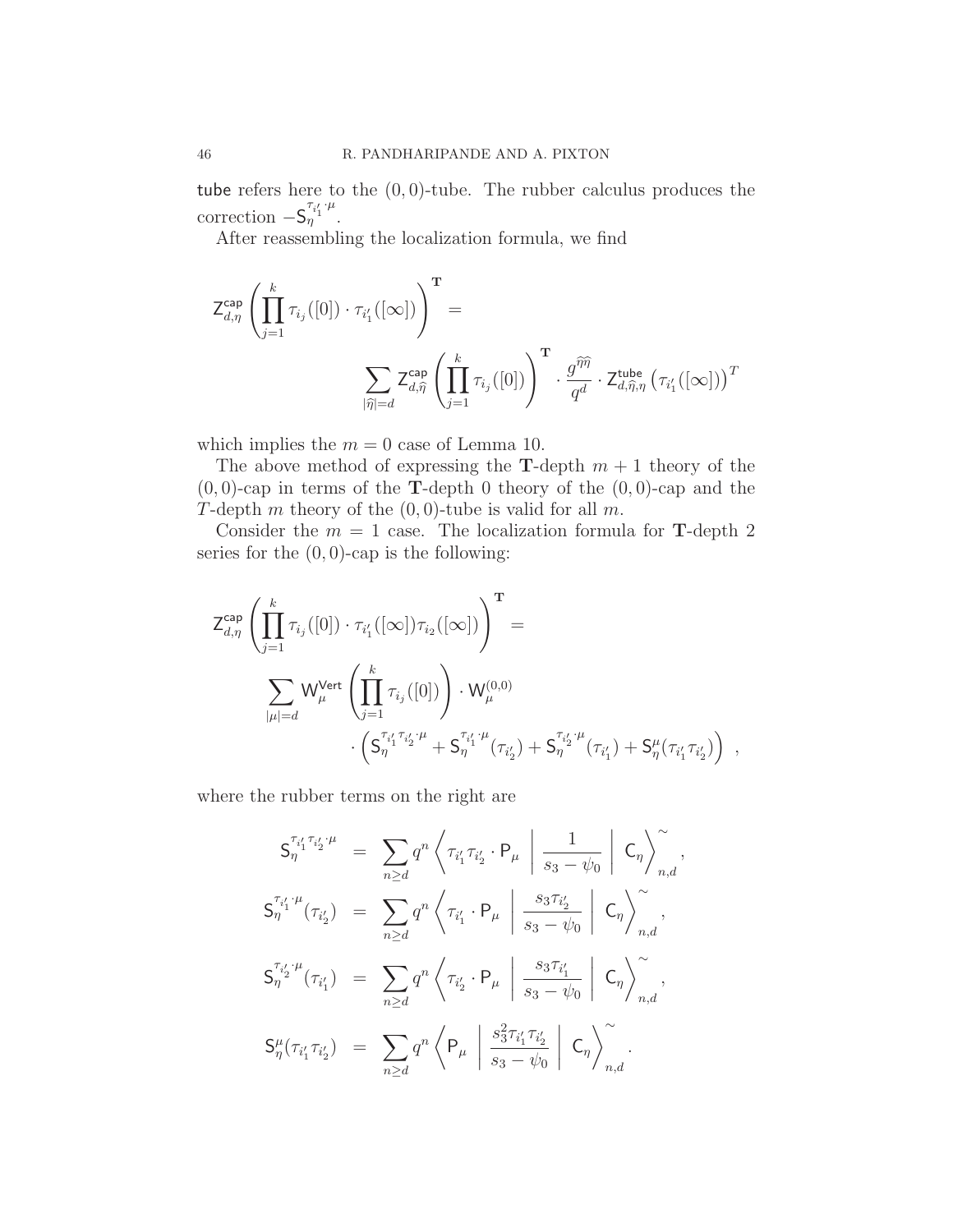$\mathsf{tube}$ refers here to the $(0,0)$-tube. The rubber calculus produces the correction $-\mathsf{S}_\eta^{\tau_{i'_1}\cdot\mu}$.

After reassembling the localization formula, we find

$$
\mathsf{Z}^{\mathsf{cap}}_{d,\eta}\left(\prod_{j=1}^{k}\tau_{i_j}([0])\cdot\tau_{i'_1}([\infty])\right)^{\mathbf{T}} = \sum_{|\widehat{\eta}|=d}\mathsf{Z}^{\mathsf{cap}}_{d,\widehat{\eta}}\left(\prod_{j=1}^{k}\tau_{i_j}([0])\right)^{\mathbf{T}}\cdot\frac{g^{\widehat{\eta}\widehat{\eta}}}{q^d}\cdot\mathsf{Z}^{\mathsf{tube}}_{d,\widehat{\eta},\eta}\left(\tau_{i'_1}([\infty])\right)^{T}
$$

which implies the $m=0$ case of Lemma 10.

The above method of expressing the $\mathbf{T}$-depth $m+1$ theory of the $(0,0)$-cap in terms of the $\mathbf{T}$-depth 0 theory of the $(0,0)$-cap and the $T$-depth $m$ theory of the $(0,0)$-tube is valid for all $m$.

Consider the $m=1$ case. The localization formula for $\mathbf{T}$-depth 2 series for the $(0,0)$-cap is the following:

$$
\begin{aligned}
\mathsf{Z}^{\mathsf{cap}}_{d,\eta}&\left(\prod_{j=1}^{k}\tau_{i_j}([0])\cdot\tau_{i'_1}([\infty])\tau_{i_2}([\infty])\right)^{\mathbf{T}} = \\
&\sum_{|\mu|=d}\mathsf{W}^{\mathsf{Vert}}_{\mu}\left(\prod_{j=1}^{k}\tau_{i_j}([0])\right)\cdot\mathsf{W}^{(0,0)}_{\mu} \\
&\qquad\cdot\left(\mathsf{S}_\eta^{\tau_{i'_1}\tau_{i'_2}\cdot\mu}+\mathsf{S}_\eta^{\tau_{i'_1}\cdot\mu}(\tau_{i'_2})+\mathsf{S}_\eta^{\tau_{i'_2}\cdot\mu}(\tau_{i'_1})+\mathsf{S}^{\mu}_\eta(\tau_{i'_1}\tau_{i'_2})\right)\ ,
\end{aligned}
$$

where the rubber terms on the right are

$$
\begin{aligned}
\mathsf{S}_\eta^{\tau_{i'_1}\tau_{i'_2}\cdot\mu} &= \sum_{n\geq d}q^n\left\langle \tau_{i'_1}\tau_{i'_2}\cdot\mathsf{P}_\mu\ \left|\ \frac{1}{s_3-\psi_0}\ \right|\ \mathsf{C}_\eta\right\rangle^{\sim}_{n,d}, \\
\mathsf{S}_\eta^{\tau_{i'_1}\cdot\mu}(\tau_{i'_2}) &= \sum_{n\geq d}q^n\left\langle \tau_{i'_1}\cdot\mathsf{P}_\mu\ \left|\ \frac{s_3\tau_{i'_2}}{s_3-\psi_0}\ \right|\ \mathsf{C}_\eta\right\rangle^{\sim}_{n,d}, \\
\mathsf{S}_\eta^{\tau_{i'_2}\cdot\mu}(\tau_{i'_1}) &= \sum_{n\geq d}q^n\left\langle \tau_{i'_2}\cdot\mathsf{P}_\mu\ \left|\ \frac{s_3\tau_{i'_1}}{s_3-\psi_0}\ \right|\ \mathsf{C}_\eta\right\rangle^{\sim}_{n,d}, \\
\mathsf{S}^{\mu}_\eta(\tau_{i'_1}\tau_{i'_2}) &= \sum_{n\geq d}q^n\left\langle \mathsf{P}_\mu\ \left|\ \frac{s_3^2\tau_{i'_1}\tau_{i'_2}}{s_3-\psi_0}\ \right|\ \mathsf{C}_\eta\right\rangle^{\sim}_{n,d}.
\end{aligned}
$$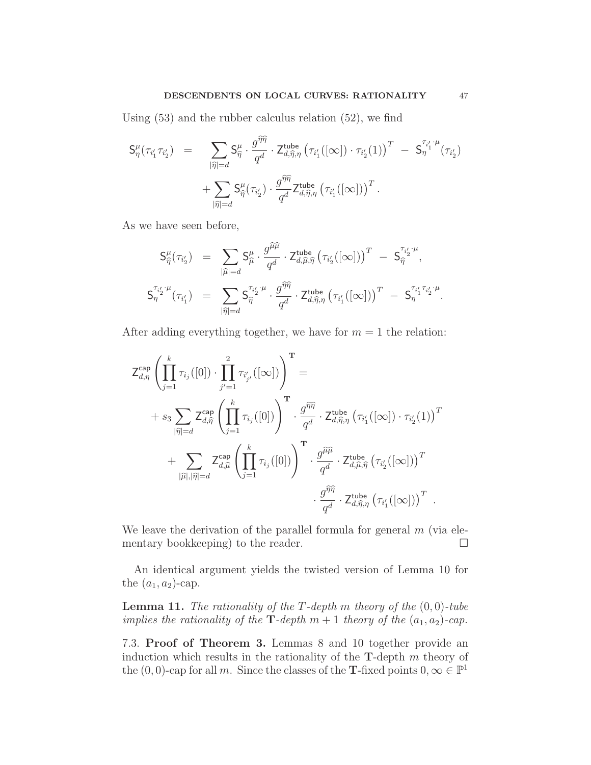Using (53) and the rubber calculus relation (52), we find

$$
\begin{aligned}
\mathsf{S}^{\mu}_{\eta}(\tau_{i'_1}\tau_{i'_2}) \;=\; & \sum_{|\widehat{\eta}|=d} \mathsf{S}^{\mu}_{\widehat{\eta}} \cdot \frac{g^{\widehat{\eta}\widehat{\eta}}}{q^d} \cdot \mathsf{Z}^{\mathsf{tube}}_{d,\widehat{\eta},\eta}\left(\tau_{i'_1}([\infty]) \cdot \tau_{i'_2}(1)\right)^T \;-\; \mathsf{S}^{\tau_{i'_1}\cdot\mu}_{\eta}(\tau_{i'_2}) \\
& + \sum_{|\widehat{\eta}|=d} \mathsf{S}^{\mu}_{\widehat{\eta}}(\tau_{i'_2}) \cdot \frac{g^{\widehat{\eta}\widehat{\eta}}}{q^d} \mathsf{Z}^{\mathsf{tube}}_{d,\widehat{\eta},\eta}\left(\tau_{i'_1}([\infty])\right)^T.
\end{aligned}
$$

As we have seen before,

$$
\begin{aligned}
\mathsf{S}^{\mu}_{\widehat{\eta}}(\tau_{i'_2}) \;&=\; \sum_{|\widehat{\mu}|=d} \mathsf{S}^{\mu}_{\widehat{\mu}} \cdot \frac{g^{\widehat{\mu}\widehat{\mu}}}{q^d} \cdot \mathsf{Z}^{\mathsf{tube}}_{d,\widehat{\mu},\widehat{\eta}}\left(\tau_{i'_2}([\infty])\right)^T \;-\; \mathsf{S}^{\tau_{i'_2}\cdot\mu}_{\widehat{\eta}}, \\
\mathsf{S}^{\tau_{i'_2}\cdot\mu}_{\eta}(\tau_{i'_1}) \;&=\; \sum_{|\widehat{\eta}|=d} \mathsf{S}^{\tau_{i'_2}\cdot\mu}_{\widehat{\eta}} \cdot \frac{g^{\widehat{\eta}\widehat{\eta}}}{q^d} \cdot \mathsf{Z}^{\mathsf{tube}}_{d,\widehat{\eta},\eta}\left(\tau_{i'_1}([\infty])\right)^T \;-\; \mathsf{S}^{\tau_{i'_1}\tau_{i'_2}\cdot\mu}_{\eta}.
\end{aligned}
$$

After adding everything together, we have for $m=1$ the relation:

$$
\begin{aligned}
& \mathsf{Z}^{\mathsf{cap}}_{d,\eta}\left(\prod_{j=1}^{k}\tau_{i_j}([0]) \cdot \prod_{j'=1}^{2}\tau_{i'_{j'}}([\infty])\right)^{\mathbf{T}} = \\
& \quad + s_3 \sum_{|\widehat{\eta}|=d} \mathsf{Z}^{\mathsf{cap}}_{d,\widehat{\eta}}\left(\prod_{j=1}^{k}\tau_{i_j}([0])\right)^{\mathbf{T}} \cdot \frac{g^{\widehat{\eta}\widehat{\eta}}}{q^d} \cdot \mathsf{Z}^{\mathsf{tube}}_{d,\widehat{\eta},\eta}\left(\tau_{i'_1}([\infty]) \cdot \tau_{i'_2}(1)\right)^T \\
& \quad + \sum_{|\widehat{\mu}|,|\widehat{\eta}|=d} \mathsf{Z}^{\mathsf{cap}}_{d,\widehat{\mu}}\left(\prod_{j=1}^{k}\tau_{i_j}([0])\right)^{\mathbf{T}} \cdot \frac{g^{\widehat{\mu}\widehat{\mu}}}{q^d} \cdot \mathsf{Z}^{\mathsf{tube}}_{d,\widehat{\mu},\widehat{\eta}}\left(\tau_{i'_2}([\infty])\right)^T \\
& \qquad\qquad \cdot \frac{g^{\widehat{\eta}\widehat{\eta}}}{q^d} \cdot \mathsf{Z}^{\mathsf{tube}}_{d,\widehat{\eta},\eta}\left(\tau_{i'_1}([\infty])\right)^T .
\end{aligned}
$$

We leave the derivation of the parallel formula for general $m$ (via elementary bookkeeping) to the reader. $\square$

An identical argument yields the twisted version of Lemma 10 for the $(a_1,a_2)$-cap.

**Lemma 11.** *The rationality of the $T$-depth $m$ theory of the $(0,0)$-tube implies the rationality of the $\mathbf{T}$-depth $m+1$ theory of the $(a_1,a_2)$-cap.*

7.3. **Proof of Theorem 3.** Lemmas 8 and 10 together provide an induction which results in the rationality of the $\mathbf{T}$-depth $m$ theory of the $(0,0)$-cap for all $m$. Since the classes of the $\mathbf{T}$-fixed points $0,\infty \in \mathbb{P}^1$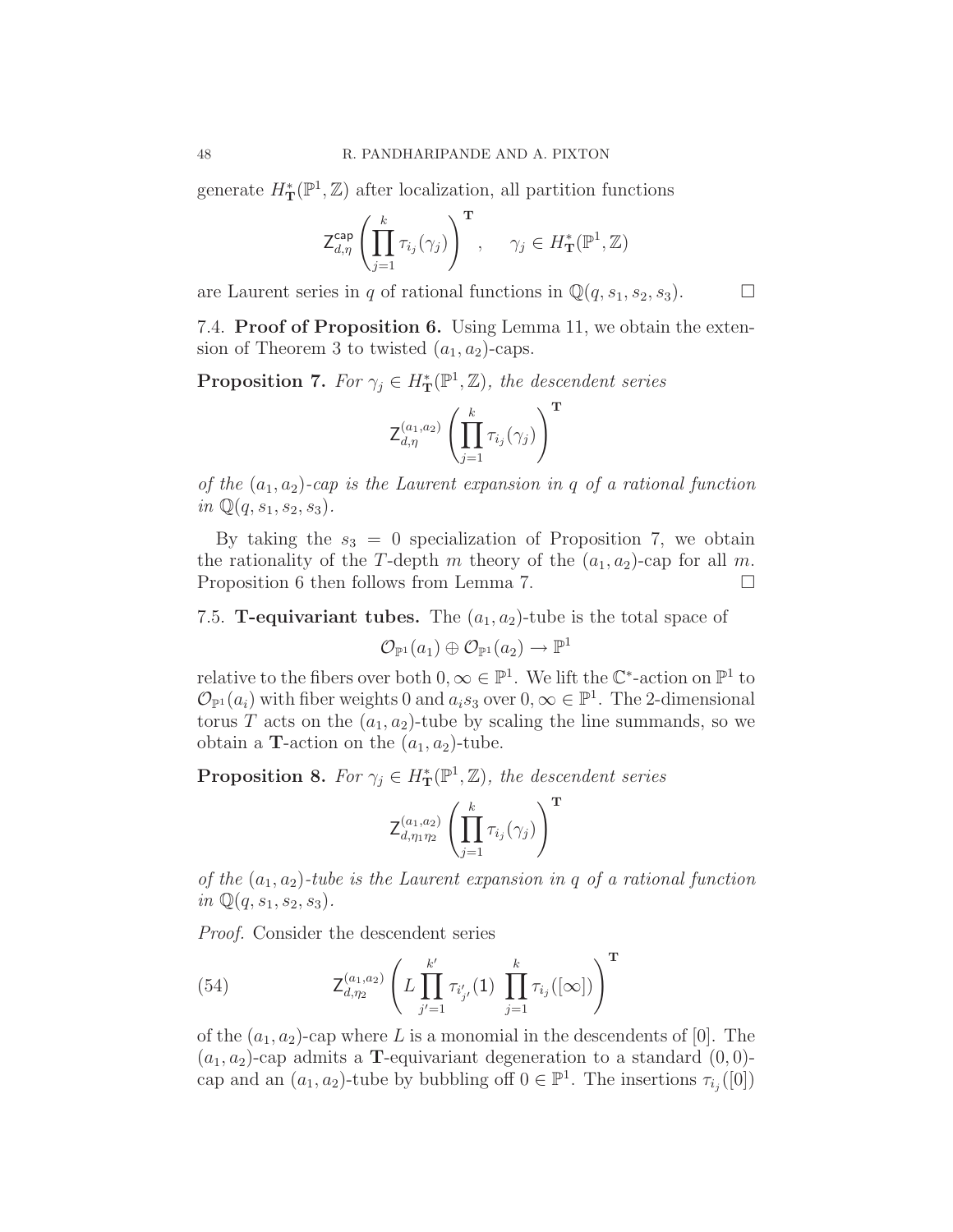generate $H^*_{\mathbf{T}}(\mathbb{P}^1, \mathbb{Z})$ after localization, all partition functions

$$\mathsf{Z}^{\mathsf{cap}}_{d,\eta}\left(\prod_{j=1}^{k} \tau_{i_j}(\gamma_j)\right)^{\mathbf{T}}, \quad \gamma_j \in H^*_{\mathbf{T}}(\mathbb{P}^1, \mathbb{Z})$$

are Laurent series in $q$ of rational functions in $\mathbb{Q}(q, s_1, s_2, s_3)$. $\square$

7.4. **Proof of Proposition 6.** Using Lemma 11, we obtain the extension of Theorem 3 to twisted $(a_1, a_2)$-caps.

**Proposition 7.** *For $\gamma_j \in H^*_{\mathbf{T}}(\mathbb{P}^1, \mathbb{Z})$, the descendent series*

$$\mathsf{Z}^{(a_1,a_2)}_{d,\eta}\left(\prod_{j=1}^{k} \tau_{i_j}(\gamma_j)\right)^{\mathbf{T}}$$

*of the $(a_1, a_2)$-cap is the Laurent expansion in $q$ of a rational function in $\mathbb{Q}(q, s_1, s_2, s_3)$.*

By taking the $s_3 = 0$ specialization of Proposition 7, we obtain the rationality of the $T$-depth $m$ theory of the $(a_1, a_2)$-cap for all $m$. Proposition 6 then follows from Lemma 7. $\square$

7.5. **T-equivariant tubes.** The $(a_1, a_2)$-tube is the total space of

$$\mathcal{O}_{\mathbb{P}^1}(a_1) \oplus \mathcal{O}_{\mathbb{P}^1}(a_2) \to \mathbb{P}^1$$

relative to the fibers over both $0, \infty \in \mathbb{P}^1$. We lift the $\mathbb{C}^*$-action on $\mathbb{P}^1$ to $\mathcal{O}_{\mathbb{P}^1}(a_i)$ with fiber weights 0 and $a_i s_3$ over $0, \infty \in \mathbb{P}^1$. The 2-dimensional torus $T$ acts on the $(a_1, a_2)$-tube by scaling the line summands, so we obtain a $\mathbf{T}$-action on the $(a_1, a_2)$-tube.

**Proposition 8.** *For $\gamma_j \in H^*_{\mathbf{T}}(\mathbb{P}^1, \mathbb{Z})$, the descendent series*

$$\mathsf{Z}^{(a_1,a_2)}_{d,\eta_1\eta_2}\left(\prod_{j=1}^{k} \tau_{i_j}(\gamma_j)\right)^{\mathbf{T}}$$

*of the $(a_1, a_2)$-tube is the Laurent expansion in $q$ of a rational function in $\mathbb{Q}(q, s_1, s_2, s_3)$.*

*Proof.* Consider the descendent series

$$\mathsf{Z}^{(a_1,a_2)}_{d,\eta_2}\left(L \prod_{j'=1}^{k'} \tau_{i'_{j'}}(\mathsf{1}) \prod_{j=1}^{k} \tau_{i_j}([\infty])\right)^{\mathbf{T}} \tag{54}$$

of the $(a_1, a_2)$-cap where $L$ is a monomial in the descendents of $[0]$. The $(a_1, a_2)$-cap admits a $\mathbf{T}$-equivariant degeneration to a standard $(0, 0)$-cap and an $(a_1, a_2)$-tube by bubbling off $0 \in \mathbb{P}^1$. The insertions $\tau_{i_j}([0])$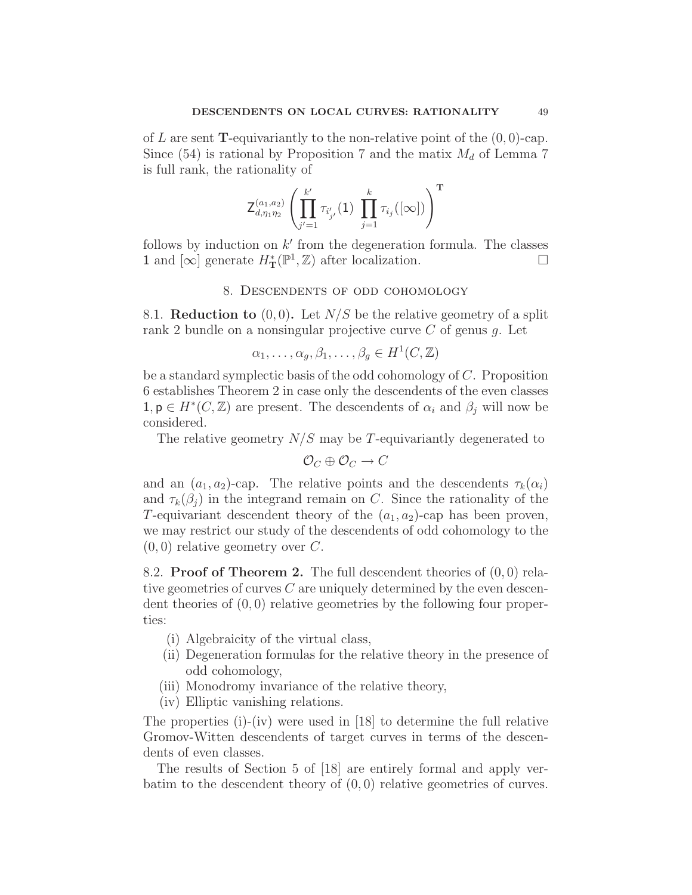of $L$ are sent $\mathbf{T}$-equivariantly to the non-relative point of the $(0,0)$-cap. Since (54) is rational by Proposition 7 and the matix $M_d$ of Lemma 7 is full rank, the rationality of

$$\mathsf{Z}^{(a_1,a_2)}_{d,\eta_1\eta_2}\left(\prod_{j'=1}^{k'} \tau_{i'_{j'}}(1)\ \prod_{j=1}^{k} \tau_{i_j}([\infty])\right)^{\mathbf{T}}$$

follows by induction on $k'$ from the degeneration formula. The classes $1$ and $[\infty]$ generate $H^*_{\mathbf{T}}(\mathbb{P}^1,\mathbb{Z})$ after localization. □

## 8. Descendents of odd cohomology

**8.1. Reduction to $(0,0)$.** Let $N/S$ be the relative geometry of a split rank 2 bundle on a nonsingular projective curve $C$ of genus $g$. Let

$$\alpha_1,\ldots,\alpha_g,\beta_1,\ldots,\beta_g \in H^1(C,\mathbb{Z})$$

be a standard symplectic basis of the odd cohomology of $C$. Proposition 6 establishes Theorem 2 in case only the descendents of the even classes $1, \mathsf{p} \in H^*(C,\mathbb{Z})$ are present. The descendents of $\alpha_i$ and $\beta_j$ will now be considered.

The relative geometry $N/S$ may be $T$-equivariantly degenerated to

$$\mathcal{O}_C \oplus \mathcal{O}_C \to C$$

and an $(a_1,a_2)$-cap. The relative points and the descendents $\tau_k(\alpha_i)$ and $\tau_k(\beta_j)$ in the integrand remain on $C$. Since the rationality of the $T$-equivariant descendent theory of the $(a_1,a_2)$-cap has been proven, we may restrict our study of the descendents of odd cohomology to the $(0,0)$ relative geometry over $C$.

**8.2. Proof of Theorem 2.** The full descendent theories of $(0,0)$ relative geometries of curves $C$ are uniquely determined by the even descendent theories of $(0,0)$ relative geometries by the following four properties:

(i) Algebraicity of the virtual class,
(ii) Degeneration formulas for the relative theory in the presence of odd cohomology,
(iii) Monodromy invariance of the relative theory,
(iv) Elliptic vanishing relations.

The properties (i)-(iv) were used in [18] to determine the full relative Gromov-Witten descendents of target curves in terms of the descendents of even classes.

The results of Section 5 of [18] are entirely formal and apply verbatim to the descendent theory of $(0,0)$ relative geometries of curves.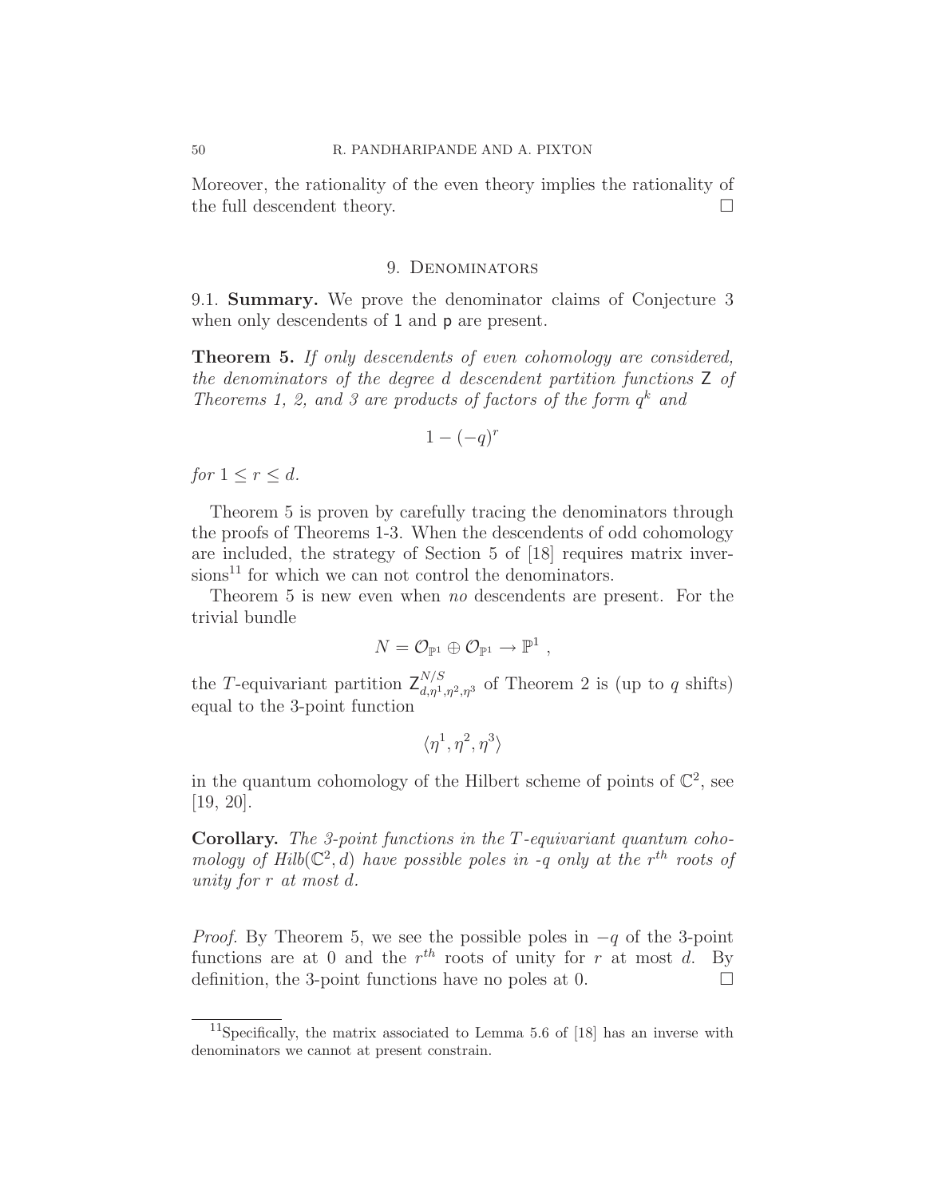Moreover, the rationality of the even theory implies the rationality of the full descendent theory. □

## 9. Denominators

9.1. **Summary.** We prove the denominator claims of Conjecture 3 when only descendents of $\mathsf{1}$ and $\mathsf{p}$ are present.

**Theorem 5.** *If only descendents of even cohomology are considered, the denominators of the degree $d$ descendent partition functions $\mathsf{Z}$ of Theorems 1, 2, and 3 are products of factors of the form $q^k$ and*

$$1-(-q)^r$$

*for $1 \leq r \leq d$.*

Theorem 5 is proven by carefully tracing the denominators through the proofs of Theorems 1-3. When the descendents of odd cohomology are included, the strategy of Section 5 of [18] requires matrix inversions[11] for which we can not control the denominators.

Theorem 5 is new even when *no* descendents are present. For the trivial bundle

$$N = \mathcal{O}_{\mathbb{P}^1} \oplus \mathcal{O}_{\mathbb{P}^1} \rightarrow \mathbb{P}^1 \ ,$$

the $T$-equivariant partition $\mathsf{Z}^{N/S}_{d,\eta^1,\eta^2,\eta^3}$ of Theorem 2 is (up to $q$ shifts) equal to the 3-point function

$$\langle \eta^1, \eta^2, \eta^3 \rangle$$

in the quantum cohomology of the Hilbert scheme of points of $\mathbb{C}^2$, see [19, 20].

**Corollary.** *The 3-point functions in the $T$-equivariant quantum cohomology of $Hilb(\mathbb{C}^2, d)$ have possible poles in -$q$ only at the $r^{th}$ roots of unity for $r$ at most $d$.*

*Proof.* By Theorem 5, we see the possible poles in $-q$ of the 3-point functions are at 0 and the $r^{th}$ roots of unity for $r$ at most $d$. By definition, the 3-point functions have no poles at 0. □

[11] Specifically, the matrix associated to Lemma 5.6 of [18] has an inverse with denominators we cannot at present constrain.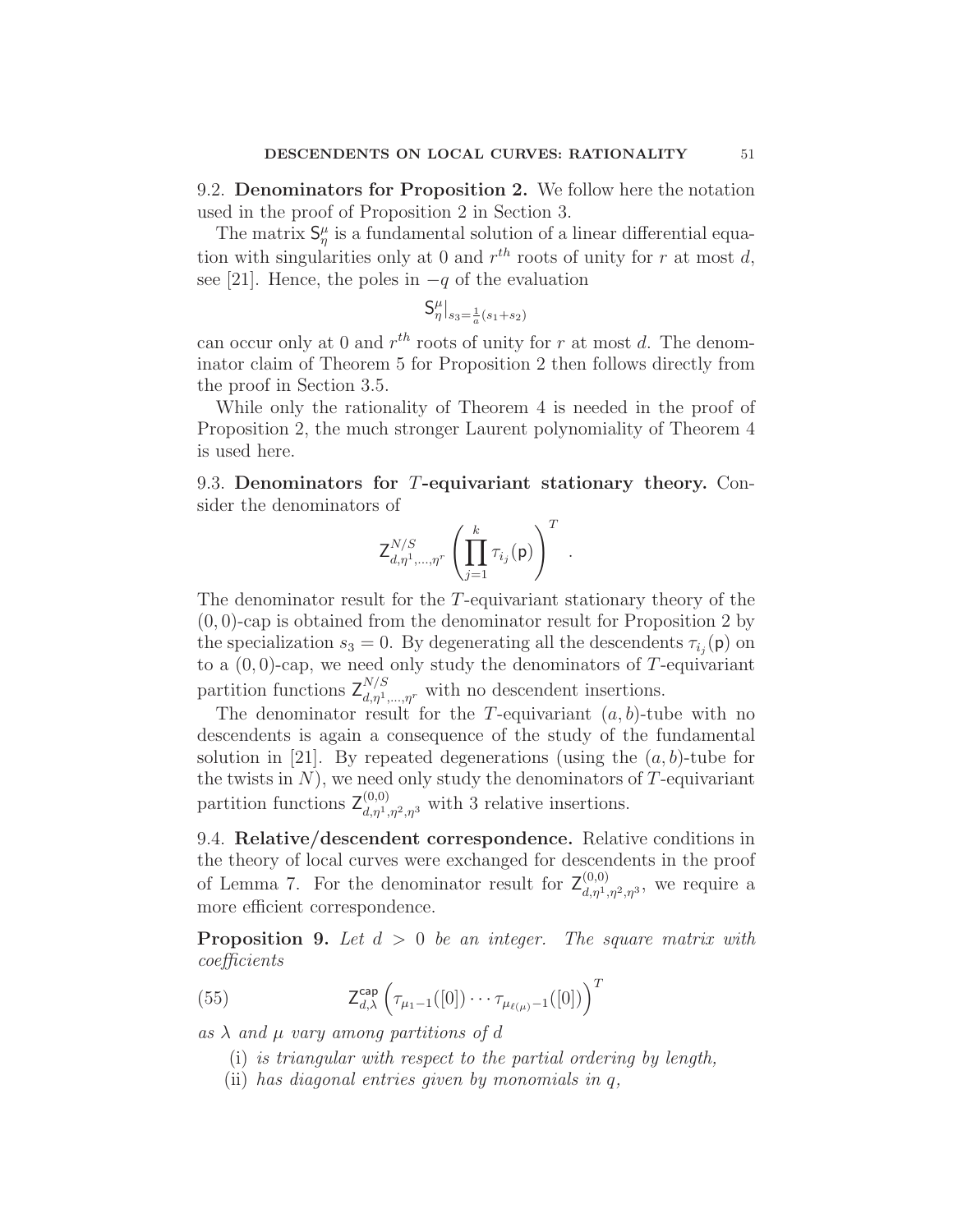9.2. **Denominators for Proposition 2.** We follow here the notation used in the proof of Proposition 2 in Section 3.

The matrix $\mathsf{S}^\mu_\eta$ is a fundamental solution of a linear differential equation with singularities only at 0 and $r^{th}$ roots of unity for $r$ at most $d$, see [21]. Hence, the poles in $-q$ of the evaluation

$$\mathsf{S}^\mu_\eta|_{s_3=\frac{1}{a}(s_1+s_2)}$$

can occur only at 0 and $r^{th}$ roots of unity for $r$ at most $d$. The denominator claim of Theorem 5 for Proposition 2 then follows directly from the proof in Section 3.5.

While only the rationality of Theorem 4 is needed in the proof of Proposition 2, the much stronger Laurent polynomiality of Theorem 4 is used here.

9.3. **Denominators for $T$-equivariant stationary theory.** Consider the denominators of

$$\mathsf{Z}^{N/S}_{d,\eta^1,\ldots,\eta^r}\left(\prod_{j=1}^{k}\tau_{i_j}(\mathsf{p})\right)^T .$$

The denominator result for the $T$-equivariant stationary theory of the $(0,0)$-cap is obtained from the denominator result for Proposition 2 by the specialization $s_3=0$. By degenerating all the descendents $\tau_{i_j}(\mathsf{p})$ on to a $(0,0)$-cap, we need only study the denominators of $T$-equivariant partition functions $\mathsf{Z}^{N/S}_{d,\eta^1,\ldots,\eta^r}$ with no descendent insertions.

The denominator result for the $T$-equivariant $(a,b)$-tube with no descendents is again a consequence of the study of the fundamental solution in [21]. By repeated degenerations (using the $(a,b)$-tube for the twists in $N$), we need only study the denominators of $T$-equivariant partition functions $\mathsf{Z}^{(0,0)}_{d,\eta^1,\eta^2,\eta^3}$ with 3 relative insertions.

9.4. **Relative/descendent correspondence.** Relative conditions in the theory of local curves were exchanged for descendents in the proof of Lemma 7. For the denominator result for $\mathsf{Z}^{(0,0)}_{d,\eta^1,\eta^2,\eta^3}$, we require a more efficient correspondence.

**Proposition 9.** *Let $d>0$ be an integer. The square matrix with coefficients*

$$\mathsf{Z}^{\mathsf{cap}}_{d,\lambda}\Big(\tau_{\mu_1-1}([0])\cdots\tau_{\mu_{\ell(\mu)}-1}([0])\Big)^T \tag{55}$$

*as $\lambda$ and $\mu$ vary among partitions of $d$*

(i) *is triangular with respect to the partial ordering by length,*

(ii) *has diagonal entries given by monomials in $q$,*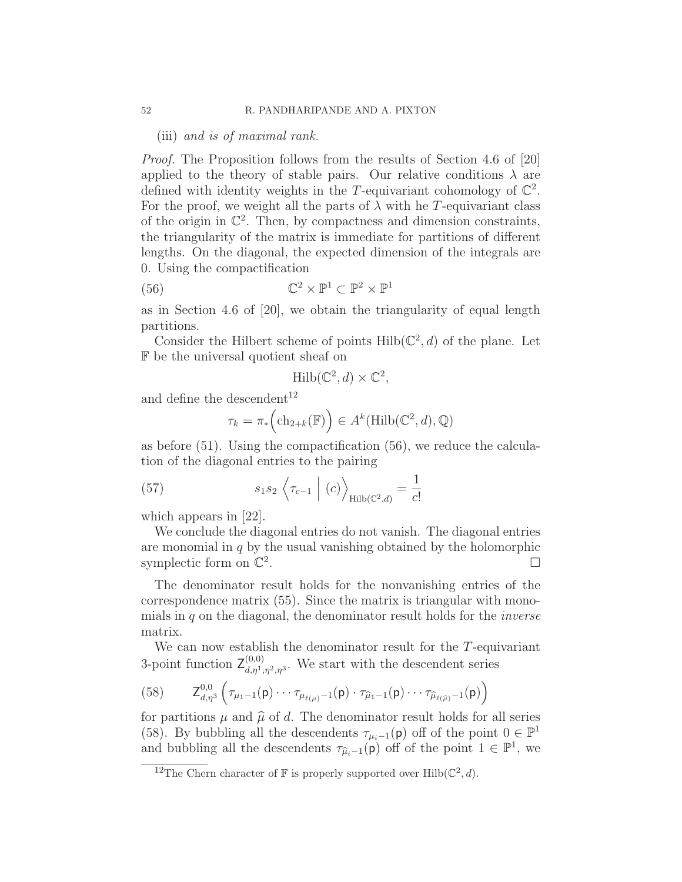(iii) *and is of maximal rank.*

*Proof.* The Proposition follows from the results of Section 4.6 of [20] applied to the theory of stable pairs. Our relative conditions $\lambda$ are defined with identity weights in the $T$-equivariant cohomology of $\mathbb{C}^2$. For the proof, we weight all the parts of $\lambda$ with he $T$-equivariant class of the origin in $\mathbb{C}^2$. Then, by compactness and dimension constraints, the triangularity of the matrix is immediate for partitions of different lengths. On the diagonal, the expected dimension of the integrals are 0. Using the compactification

$$\mathbb{C}^2 \times \mathbb{P}^1 \subset \mathbb{P}^2 \times \mathbb{P}^1 \tag{56}$$

as in Section 4.6 of [20], we obtain the triangularity of equal length partitions.

Consider the Hilbert scheme of points $\mathrm{Hilb}(\mathbb{C}^2, d)$ of the plane. Let $\mathbb{F}$ be the universal quotient sheaf on

$$\mathrm{Hilb}(\mathbb{C}^2, d) \times \mathbb{C}^2,$$

and define the descendent[12]

$$\tau_k = \pi_*\Big(\mathrm{ch}_{2+k}(\mathbb{F})\Big) \in A^k(\mathrm{Hilb}(\mathbb{C}^2, d), \mathbb{Q})$$

as before (51). Using the compactification (56), we reduce the calculation of the diagonal entries to the pairing

$$s_1 s_2 \left\langle \tau_{c-1} \;\middle|\; (c) \right\rangle_{\mathrm{Hilb}(\mathbb{C}^2, d)} = \frac{1}{c!} \tag{57}$$

which appears in [22].

We conclude the diagonal entries do not vanish. The diagonal entries are monomial in $q$ by the usual vanishing obtained by the holomorphic symplectic form on $\mathbb{C}^2$. $\square$

The denominator result holds for the nonvanishing entries of the correspondence matrix (55). Since the matrix is triangular with monomials in $q$ on the diagonal, the denominator result holds for the *inverse* matrix.

We can now establish the denominator result for the $T$-equivariant 3-point function $\mathsf{Z}^{(0,0)}_{d,\eta^1,\eta^2,\eta^3}$. We start with the descendent series

$$\mathsf{Z}^{0,0}_{d,\eta^3}\left(\tau_{\mu_1-1}(\mathsf{p})\cdots\tau_{\mu_{\ell(\mu)}-1}(\mathsf{p})\cdot\tau_{\widehat{\mu}_1-1}(\mathsf{p})\cdots\tau_{\widehat{\mu}_{\ell(\widehat{\mu})}-1}(\mathsf{p})\right) \tag{58}$$

for partitions $\mu$ and $\widehat{\mu}$ of $d$. The denominator result holds for all series (58). By bubbling all the descendents $\tau_{\mu_i-1}(\mathsf{p})$ off of the point $0 \in \mathbb{P}^1$ and bubbling all the descendents $\tau_{\widehat{\mu}_i-1}(\mathsf{p})$ off of the point $1 \in \mathbb{P}^1$, we

[12] The Chern character of $\mathbb{F}$ is properly supported over $\mathrm{Hilb}(\mathbb{C}^2, d)$.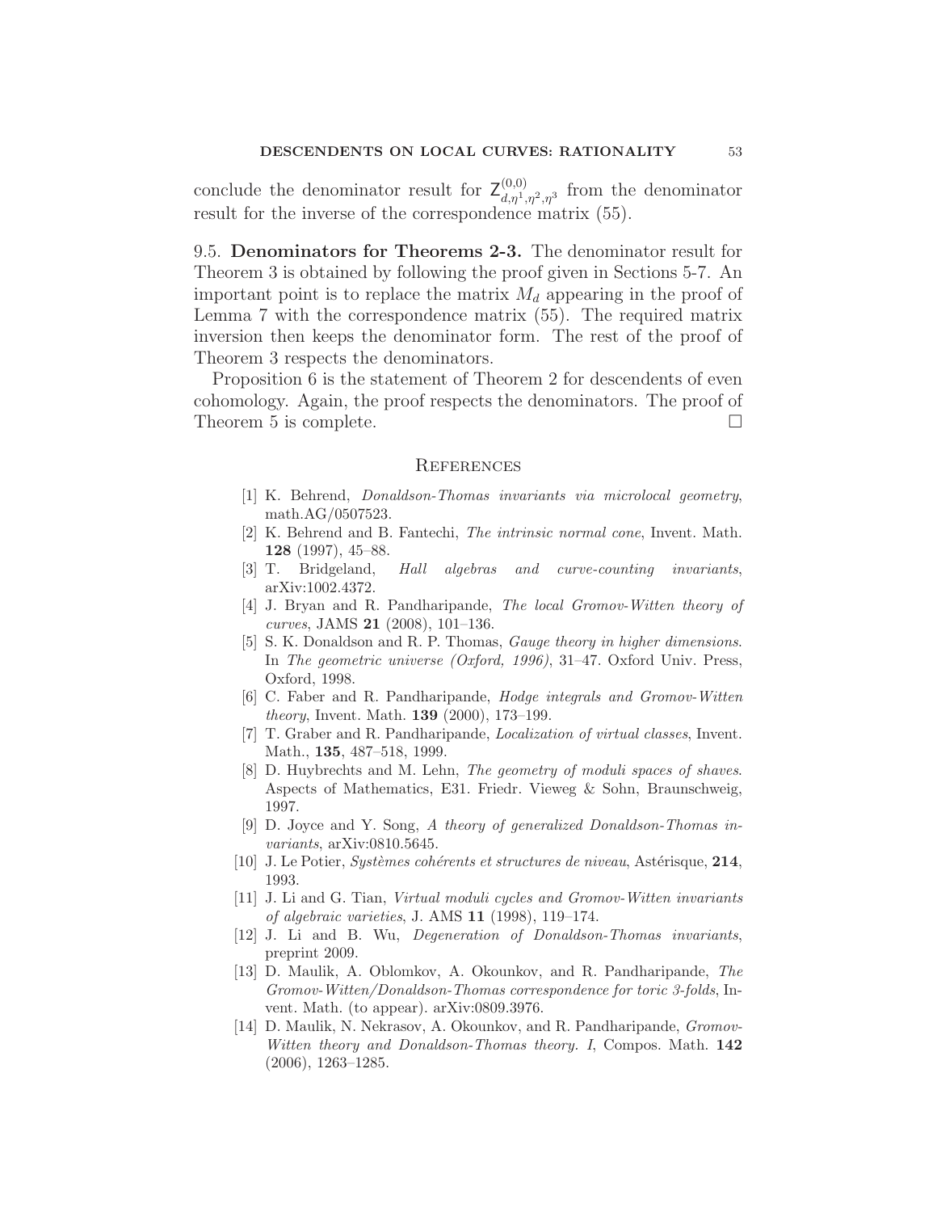conclude the denominator result for $\mathsf{Z}^{(0,0)}_{d,\eta^1,\eta^2,\eta^3}$ from the denominator result for the inverse of the correspondence matrix (55).

### 9.5. Denominators for Theorems 2-3.

The denominator result for Theorem 3 is obtained by following the proof given in Sections 5-7. An important point is to replace the matrix $M_d$ appearing in the proof of Lemma 7 with the correspondence matrix (55). The required matrix inversion then keeps the denominator form. The rest of the proof of Theorem 3 respects the denominators.

Proposition 6 is the statement of Theorem 2 for descendents of even cohomology. Again, the proof respects the denominators. The proof of Theorem 5 is complete. □

## References

[1] K. Behrend, *Donaldson-Thomas invariants via microlocal geometry*, math.AG/0507523.

[2] K. Behrend and B. Fantechi, *The intrinsic normal cone*, Invent. Math. **128** (1997), 45–88.

[3] T. Bridgeland, *Hall algebras and curve-counting invariants*, arXiv:1002.4372.

[4] J. Bryan and R. Pandharipande, *The local Gromov-Witten theory of curves*, JAMS **21** (2008), 101–136.

[5] S. K. Donaldson and R. P. Thomas, *Gauge theory in higher dimensions*. In *The geometric universe (Oxford, 1996)*, 31–47. Oxford Univ. Press, Oxford, 1998.

[6] C. Faber and R. Pandharipande, *Hodge integrals and Gromov-Witten theory*, Invent. Math. **139** (2000), 173–199.

[7] T. Graber and R. Pandharipande, *Localization of virtual classes*, Invent. Math., **135**, 487–518, 1999.

[8] D. Huybrechts and M. Lehn, *The geometry of moduli spaces of shaves*. Aspects of Mathematics, E31. Friedr. Vieweg & Sohn, Braunschweig, 1997.

[9] D. Joyce and Y. Song, *A theory of generalized Donaldson-Thomas invariants*, arXiv:0810.5645.

[10] J. Le Potier, *Systèmes cohérents et structures de niveau*, Astérisque, **214**, 1993.

[11] J. Li and G. Tian, *Virtual moduli cycles and Gromov-Witten invariants of algebraic varieties*, J. AMS **11** (1998), 119–174.

[12] J. Li and B. Wu, *Degeneration of Donaldson-Thomas invariants*, preprint 2009.

[13] D. Maulik, A. Oblomkov, A. Okounkov, and R. Pandharipande, *The Gromov-Witten/Donaldson-Thomas correspondence for toric 3-folds*, Invent. Math. (to appear). arXiv:0809.3976.

[14] D. Maulik, N. Nekrasov, A. Okounkov, and R. Pandharipande, *Gromov-Witten theory and Donaldson-Thomas theory. I*, Compos. Math. **142** (2006), 1263–1285.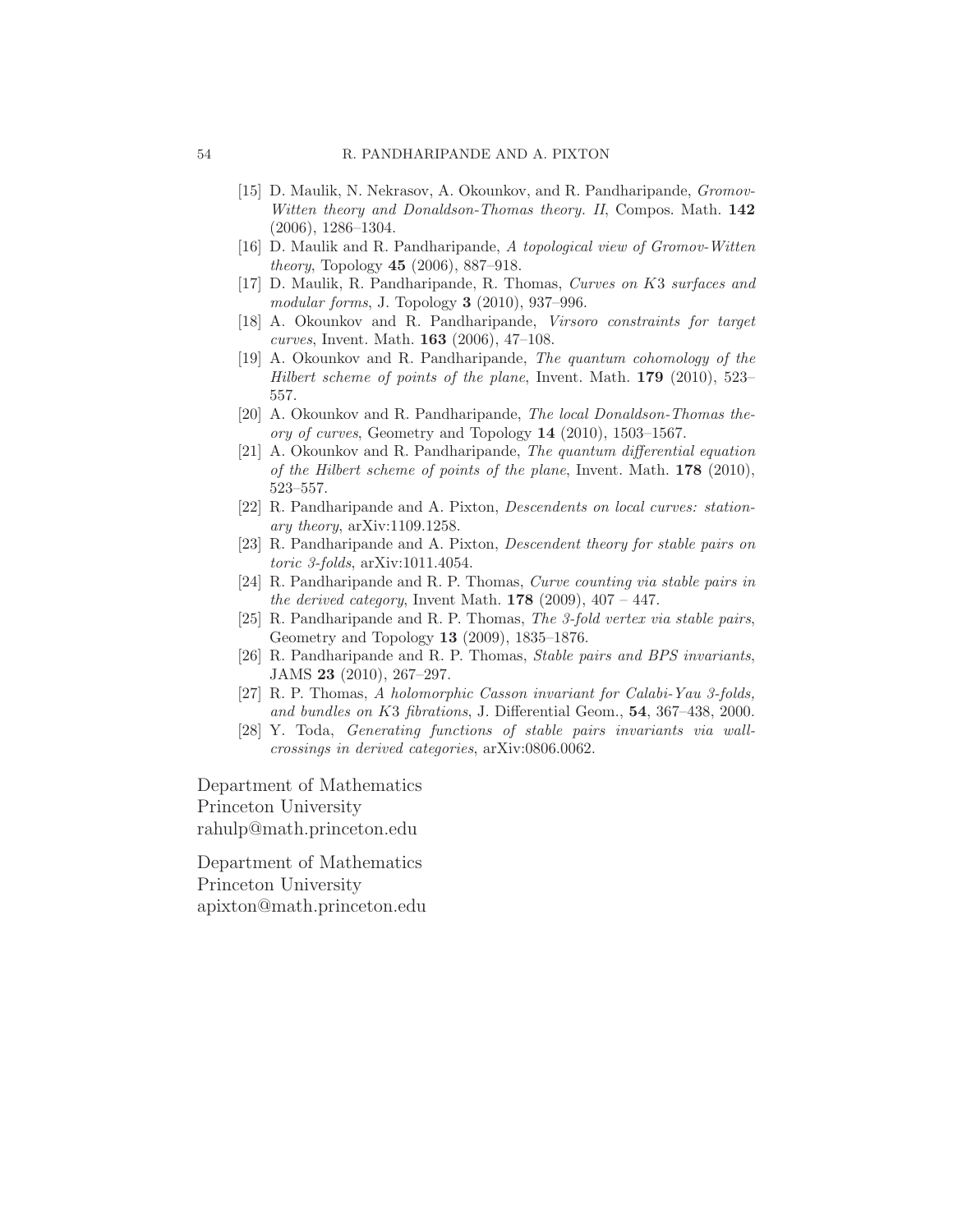[15] D. Maulik, N. Nekrasov, A. Okounkov, and R. Pandharipande, *Gromov-Witten theory and Donaldson-Thomas theory. II*, Compos. Math. **142** (2006), 1286–1304.

[16] D. Maulik and R. Pandharipande, *A topological view of Gromov-Witten theory*, Topology **45** (2006), 887–918.

[17] D. Maulik, R. Pandharipande, R. Thomas, *Curves on K3 surfaces and modular forms*, J. Topology **3** (2010), 937–996.

[18] A. Okounkov and R. Pandharipande, *Virsoro constraints for target curves*, Invent. Math. **163** (2006), 47–108.

[19] A. Okounkov and R. Pandharipande, *The quantum cohomology of the Hilbert scheme of points of the plane*, Invent. Math. **179** (2010), 523–557.

[20] A. Okounkov and R. Pandharipande, *The local Donaldson-Thomas theory of curves*, Geometry and Topology **14** (2010), 1503–1567.

[21] A. Okounkov and R. Pandharipande, *The quantum differential equation of the Hilbert scheme of points of the plane*, Invent. Math. **178** (2010), 523–557.

[22] R. Pandharipande and A. Pixton, *Descendents on local curves: stationary theory*, arXiv:1109.1258.

[23] R. Pandharipande and A. Pixton, *Descendent theory for stable pairs on toric 3-folds*, arXiv:1011.4054.

[24] R. Pandharipande and R. P. Thomas, *Curve counting via stable pairs in the derived category*, Invent Math. **178** (2009), 407 – 447.

[25] R. Pandharipande and R. P. Thomas, *The 3-fold vertex via stable pairs*, Geometry and Topology **13** (2009), 1835–1876.

[26] R. Pandharipande and R. P. Thomas, *Stable pairs and BPS invariants*, JAMS **23** (2010), 267–297.

[27] R. P. Thomas, *A holomorphic Casson invariant for Calabi-Yau 3-folds, and bundles on K3 fibrations*, J. Differential Geom., **54**, 367–438, 2000.

[28] Y. Toda, *Generating functions of stable pairs invariants via wall-crossings in derived categories*, arXiv:0806.0062.

Department of Mathematics
Princeton University
rahulp@math.princeton.edu

Department of Mathematics
Princeton University
apixton@math.princeton.edu